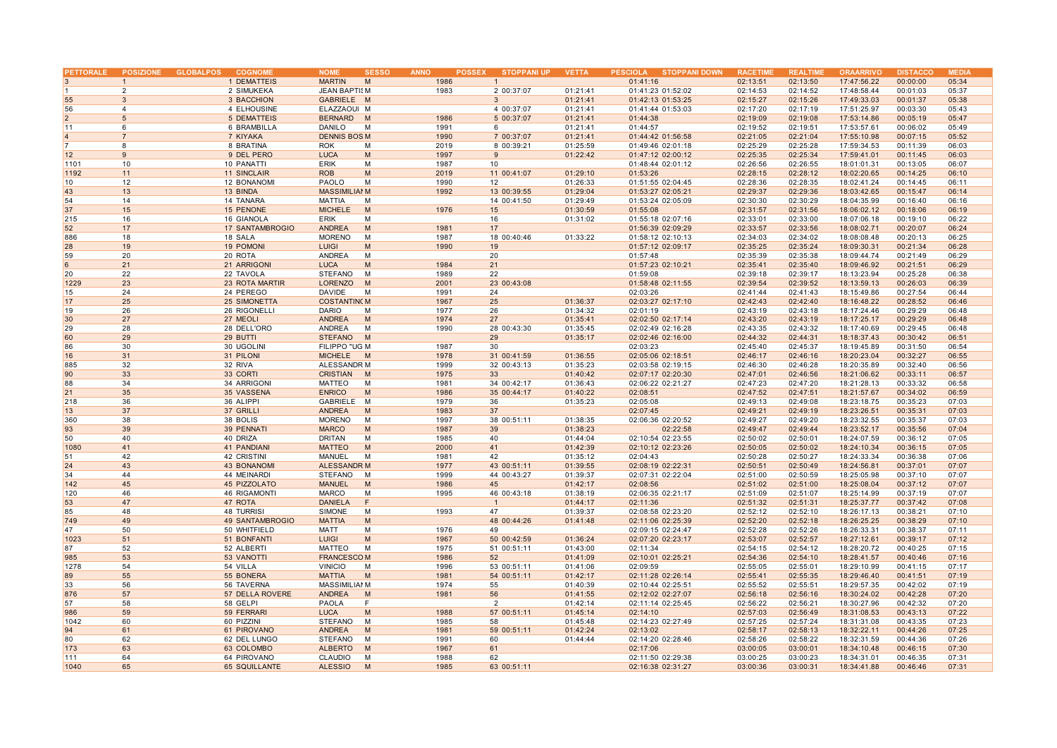| PETTORALE | POSIZIONE | GLOBALPOS | COGNOME | NOME | SESSO | ANNO | POSSEX | STOPPANI UP | VETTA | PESCIOLA | STOPPANI DOWN | RACETIME | REALTIME | ORAARRIVO | DISTACCO | MEDIA |
|---|---|---|---|---|---|---|---|---|---|---|---|---|---|---|---|---|
| 3 | 1 | | 1 DEMATTEIS | MARTIN | M | 1986 | 1 | | | 01:41:16 | | 02:13:51 | 02:13:50 | 17:47:56.22 | 00:00:00 | 05:34 |
| 1 | 2 | | 2 SIMUKEKA | JEAN BAPTIS | M | 1983 | 2 | 00:37:07 | 01:21:41 | 01:41:23 | 01:52:02 | 02:14:53 | 02:14:52 | 17:48:58.44 | 00:01:03 | 05:37 |
| 55 | 3 | | 3 BACCHION | GABRIELE | M | | 3 | | 01:21:41 | 01:42:13 | 01:53:25 | 02:15:27 | 02:15:26 | 17:49:33.03 | 00:01:37 | 05:38 |
| 56 | 4 | | 4 ELHOUSINE | ELAZZAOUI | M | | 4 | 00:37:07 | 01:21:41 | 01:41:44 | 01:53:03 | 02:17:20 | 02:17:19 | 17:51:25.97 | 00:03:30 | 05:43 |
| 2 | 5 | | 5 DEMATTEIS | BERNARD | M | 1986 | 5 | 00:37:07 | 01:21:41 | 01:44:38 | | 02:19:09 | 02:19:08 | 17:53:14.86 | 00:05:19 | 05:47 |
| 11 | 6 | | 6 BRAMBILLA | DANILO | M | 1991 | 6 | | 01:21:41 | 01:44:57 | | 02:19:52 | 02:19:51 | 17:53:57.61 | 00:06:02 | 05:49 |
| 4 | 7 | | 7 KIYAKA | DENNIS BOS | M | 1990 | 7 | 00:37:07 | 01:21:41 | 01:44:42 | 01:56:58 | 02:21:05 | 02:21:04 | 17:55:10.98 | 00:07:15 | 05:52 |
| 7 | 8 | | 8 BRATINA | ROK | M | 2019 | 8 | 00:39:21 | 01:25:59 | 01:49:46 | 02:01:18 | 02:25:29 | 02:25:28 | 17:59:34.53 | 00:11:39 | 06:03 |
| 12 | 9 | | 9 DEL PERO | LUCA | M | 1997 | 9 | | 01:22:42 | 01:47:12 | 02:00:12 | 02:25:35 | 02:25:34 | 17:59:41.01 | 00:11:45 | 06:03 |
| 1101 | 10 | | 10 PANATTI | ERIK | M | 1987 | 10 | | | 01:48:44 | 02:01:12 | 02:26:56 | 02:26:55 | 18:01:01.31 | 00:13:05 | 06:07 |
| 1192 | 11 | | 11 SINCLAIR | ROB | M | 2019 | 11 | 00:41:07 | 01:29:10 | 01:53:26 | | 02:28:15 | 02:28:12 | 18:02:20.65 | 00:14:25 | 06:10 |
| 10 | 12 | | 12 BONANOMI | PAOLO | M | 1990 | 12 | | 01:26:33 | 01:51:55 | 02:04:45 | 02:28:36 | 02:28:35 | 18:02:41.24 | 00:14:45 | 06:11 |
| 43 | 13 | | 13 BINDA | MASSIMILIAN | M | 1992 | 13 | 00:39:55 | 01:29:04 | 01:53:27 | 02:05:21 | 02:29:37 | 02:29:36 | 18:03:42.65 | 00:15:47 | 06:14 |
| 54 | 14 | | 14 TANARA | MATTIA | M | | 14 | 00:41:50 | 01:29:49 | 01:53:24 | 02:05:09 | 02:30:30 | 02:30:29 | 18:04:35.99 | 00:16:40 | 06:16 |
| 37 | 15 | | 15 PENONE | MICHELE | M | 1976 | 15 | | 01:30:59 | 01:55:08 | | 02:31:57 | 02:31:56 | 18:06:02.12 | 00:18:06 | 06:19 |
| 215 | 16 | | 16 GIANOLA | ERIK | M | | 16 | | 01:31:02 | 01:55:18 | 02:07:16 | 02:33:01 | 02:33:00 | 18:07:06.18 | 00:19:10 | 06:22 |
| 52 | 17 | | 17 SANTAMBROGIO | ANDREA | M | 1981 | 17 | | | 01:56:39 | 02:09:29 | 02:33:57 | 02:33:56 | 18:08:02.71 | 00:20:07 | 06:24 |
| 886 | 18 | | 18 SALA | MORENO | M | 1987 | 18 | 00:40:46 | 01:33:22 | 01:58:12 | 02:10:13 | 02:34:03 | 02:34:02 | 18:08:08.48 | 00:20:13 | 06:25 |
| 28 | 19 | | 19 POMONI | LUIGI | M | 1990 | 19 | | | 01:57:12 | 02:09:17 | 02:35:25 | 02:35:24 | 18:09:30.31 | 00:21:34 | 06:28 |
| 59 | 20 | | 20 ROTA | ANDREA | M | | 20 | | | 01:57:48 | | 02:35:39 | 02:35:38 | 18:09:44.74 | 00:21:49 | 06:29 |
| 6 | 21 | | 21 ARRIGONI | LUCA | M | 1984 | 21 | | | 01:57:23 | 02:10:21 | 02:35:41 | 02:35:40 | 18:09:46.92 | 00:21:51 | 06:29 |
| 20 | 22 | | 22 TAVOLA | STEFANO | M | 1989 | 22 | | | 01:59:08 | | 02:39:18 | 02:39:17 | 18:13:23.94 | 00:25:28 | 06:38 |
| 1229 | 23 | | 23 ROTA MARTIR | LORENZO | M | 2001 | 23 | 00:43:08 | | 01:58:48 | 02:11:55 | 02:39:54 | 02:39:52 | 18:13:59.13 | 00:26:03 | 06:39 |
| 15 | 24 | | 24 PEREGO | DAVIDE | M | 1991 | 24 | | | 02:03:26 | | 02:41:44 | 02:41:43 | 18:15:49.86 | 00:27:54 | 06:44 |
| 17 | 25 | | 25 SIMONETTA | COSTANTINO | M | 1967 | 25 | | 01:36:37 | 02:03:27 | 02:17:10 | 02:42:43 | 02:42:40 | 18:16:48.22 | 00:28:52 | 06:46 |
| 19 | 26 | | 26 RIGONELLI | DARIO | M | 1977 | 26 | | 01:34:32 | 02:01:19 | | 02:43:19 | 02:43:18 | 18:17:24.46 | 00:29:29 | 06:48 |
| 30 | 27 | | 27 MEOLI | ANDREA | M | 1974 | 27 | | 01:35:41 | 02:02:50 | 02:17:14 | 02:43:20 | 02:43:19 | 18:17:25.17 | 00:29:29 | 06:48 |
| 29 | 28 | | 28 DELL'ORO | ANDREA | M | 1990 | 28 | 00:43:30 | 01:35:45 | 02:02:49 | 02:16:28 | 02:43:35 | 02:43:32 | 18:17:40.69 | 00:29:45 | 06:48 |
| 60 | 29 | | 29 BUTTI | STEFANO | M | | 29 | | 01:35:17 | 02:02:46 | 02:16:00 | 02:44:32 | 02:44:31 | 18:18:37.43 | 00:30:42 | 06:51 |
| 86 | 30 | | 30 UGOLINI | FILIPPO "UG | M | 1987 | 30 | | | 02:03:23 | | 02:45:40 | 02:45:37 | 18:19:45.89 | 00:31:50 | 06:54 |
| 16 | 31 | | 31 PILONI | MICHELE | M | 1978 | 31 | 00:41:59 | 01:36:55 | 02:05:06 | 02:18:51 | 02:46:17 | 02:46:16 | 18:20:23.04 | 00:32:27 | 06:55 |
| 885 | 32 | | 32 RIVA | ALESSANDR | M | 1999 | 32 | 00:43:13 | 01:35:23 | 02:03:58 | 02:19:15 | 02:46:30 | 02:46:28 | 18:20:35.89 | 00:32:40 | 06:56 |
| 90 | 33 | | 33 CORTI | CRISTIAN | M | 1975 | 33 | | 01:40:42 | 02:07:17 | 02:20:30 | 02:47:01 | 02:46:56 | 18:21:06.62 | 00:33:11 | 06:57 |
| 88 | 34 | | 34 ARRIGONI | MATTEO | M | 1981 | 34 | 00:42:17 | 01:36:43 | 02:06:22 | 02:21:27 | 02:47:23 | 02:47:20 | 18:21:28.13 | 00:33:32 | 06:58 |
| 21 | 35 | | 35 VASSENA | ENRICO | M | 1986 | 35 | 00:44:17 | 01:40:22 | 02:08:51 | | 02:47:52 | 02:47:51 | 18:21:57.67 | 00:34:02 | 06:59 |
| 218 | 36 | | 36 ALIPPI | GABRIELE | M | 1979 | 36 | | 01:35:23 | 02:05:08 | | 02:49:13 | 02:49:08 | 18:23:18.75 | 00:35:23 | 07:03 |
| 13 | 37 | | 37 GRILLI | ANDREA | M | 1983 | 37 | | | 02:07:45 | | 02:49:21 | 02:49:19 | 18:23:26.51 | 00:35:31 | 07:03 |
| 360 | 38 | | 38 BOLIS | MORENO | M | 1997 | 38 | 00:51:11 | 01:38:35 | 02:06:36 | 02:20:52 | 02:49:27 | 02:49:20 | 18:23:32.55 | 00:35:37 | 07:03 |
| 93 | 39 | | 39 PENNATI | MARCO | M | 1987 | 39 | | 01:38:23 | | 02:22:58 | 02:49:47 | 02:49:44 | 18:23:52.17 | 00:35:56 | 07:04 |
| 50 | 40 | | 40 DRIZA | DRITAN | M | 1985 | 40 | | 01:44:04 | 02:10:54 | 02:23:55 | 02:50:02 | 02:50:01 | 18:24:07.59 | 00:36:12 | 07:05 |
| 1080 | 41 | | 41 PANDIANI | MATTEO | M | 2000 | 41 | | 01:42:39 | 02:10:12 | 02:23:26 | 02:50:05 | 02:50:02 | 18:24:10.34 | 00:36:15 | 07:05 |
| 51 | 42 | | 42 CRISTINI | MANUEL | M | 1981 | 42 | | 01:35:12 | 02:04:43 | | 02:50:28 | 02:50:27 | 18:24:33.34 | 00:36:38 | 07:06 |
| 24 | 43 | | 43 BONANOMI | ALESSANDR | M | 1977 | 43 | 00:51:11 | 01:39:55 | 02:08:19 | 02:22:31 | 02:50:51 | 02:50:49 | 18:24:56.81 | 00:37:01 | 07:07 |
| 34 | 44 | | 44 MEINARDI | STEFANO | M | 1999 | 44 | 00:43:27 | 01:39:37 | 02:07:31 | 02:22:04 | 02:51:00 | 02:50:59 | 18:25:05.98 | 00:37:10 | 07:07 |
| 142 | 45 | | 45 PIZZOLATO | MANUEL | M | 1986 | 45 | | 01:42:17 | 02:08:56 | | 02:51:02 | 02:51:00 | 18:25:08.04 | 00:37:12 | 07:07 |
| 120 | 46 | | 46 RIGAMONTI | MARCO | M | 1995 | 46 | 00:43:18 | 01:38:19 | 02:06:35 | 02:21:17 | 02:51:09 | 02:51:07 | 18:25:14.99 | 00:37:19 | 07:07 |
| 53 | 47 | | 47 ROTA | DANIELA | F | | 1 | | 01:44:17 | 02:11:36 | | 02:51:32 | 02:51:31 | 18:25:37.77 | 00:37:42 | 07:08 |
| 85 | 48 | | 48 TURRISI | SIMONE | M | 1993 | 47 | | 01:39:37 | 02:08:58 | 02:23:20 | 02:52:12 | 02:52:10 | 18:26:17.13 | 00:38:21 | 07:10 |
| 749 | 49 | | 49 SANTAMBROGIO | MATTIA | M | | 48 | 00:44:26 | 01:41:48 | 02:11:06 | 02:25:39 | 02:52:20 | 02:52:18 | 18:26:25.25 | 00:38:29 | 07:10 |
| 47 | 50 | | 50 WHITFIELD | MATT | M | 1976 | 49 | | | 02:09:15 | 02:24:47 | 02:52:28 | 02:52:26 | 18:26:33.31 | 00:38:37 | 07:11 |
| 1023 | 51 | | 51 BONFANTI | LUIGI | M | 1967 | 50 | 00:42:59 | 01:36:24 | 02:07:20 | 02:23:17 | 02:53:07 | 02:52:57 | 18:27:12.61 | 00:39:17 | 07:12 |
| 87 | 52 | | 52 ALBERTI | MATTEO | M | 1975 | 51 | 00:51:11 | 01:43:00 | 02:11:34 | | 02:54:15 | 02:54:12 | 18:28:20.72 | 00:40:25 | 07:15 |
| 985 | 53 | | 53 VANOTTI | FRANCESCO | M | 1986 | 52 | | 01:41:09 | 02:10:01 | 02:25:21 | 02:54:36 | 02:54:10 | 18:28:41.57 | 00:40:46 | 07:16 |
| 1278 | 54 | | 54 VILLA | VINICIO | M | 1996 | 53 | 00:51:11 | 01:41:06 | 02:09:59 | | 02:55:05 | 02:55:01 | 18:29:10.99 | 00:41:15 | 07:17 |
| 89 | 55 | | 55 BONERA | MATTIA | M | 1981 | 54 | 00:51:11 | 01:42:17 | 02:11:28 | 02:26:14 | 02:55:41 | 02:55:35 | 18:29:46.40 | 00:41:51 | 07:19 |
| 33 | 56 | | 56 TAVERNA | MASSIMILIAN | M | 1974 | 55 | | 01:40:39 | 02:10:44 | 02:25:51 | 02:55:52 | 02:55:51 | 18:29:57.35 | 00:42:02 | 07:19 |
| 876 | 57 | | 57 DELLA ROVERE | ANDREA | M | 1981 | 56 | | 01:41:55 | 02:12:02 | 02:27:07 | 02:56:18 | 02:56:16 | 18:30:24.02 | 00:42:28 | 07:20 |
| 57 | 58 | | 58 GELPI | PAOLA | F | | 2 | | 01:42:14 | 02:11:14 | 02:25:45 | 02:56:22 | 02:56:21 | 18:30:27.96 | 00:42:32 | 07:20 |
| 986 | 59 | | 59 FERRARI | LUCA | M | 1988 | 57 | 00:51:11 | 01:45:14 | 02:14:10 | | 02:57:03 | 02:56:49 | 18:31:08.53 | 00:43:13 | 07:22 |
| 1042 | 60 | | 60 PIZZINI | STEFANO | M | 1985 | 58 | | 01:45:48 | 02:14:23 | 02:27:49 | 02:57:25 | 02:57:24 | 18:31:31.08 | 00:43:35 | 07:23 |
| 94 | 61 | | 61 PIROVANO | ANDREA | M | 1981 | 59 | 00:51:11 | 01:42:24 | 02:13:02 | | 02:58:17 | 02:58:13 | 18:32:22.11 | 00:44:26 | 07:25 |
| 80 | 62 | | 62 DEL LUNGO | STEFANO | M | 1991 | 60 | | 01:44:44 | 02:14:20 | 02:28:46 | 02:58:26 | 02:58:22 | 18:32:31.59 | 00:44:36 | 07:26 |
| 173 | 63 | | 63 COLOMBO | ALBERTO | M | 1967 | 61 | | | 02:17:06 | | 03:00:05 | 03:00:01 | 18:34:10.48 | 00:46:15 | 07:30 |
| 111 | 64 | | 64 PIROVANO | CLAUDIO | M | 1988 | 62 | | | 02:11:50 | 02:29:38 | 03:00:25 | 03:00:23 | 18:34:31.01 | 00:46:35 | 07:31 |
| 1040 | 65 | | 65 SQUILLANTE | ALESSIO | M | 1985 | 63 | 00:51:11 | | 02:16:38 | 02:31:27 | 03:00:36 | 03:00:31 | 18:34:41.88 | 00:46:46 | 07:31 |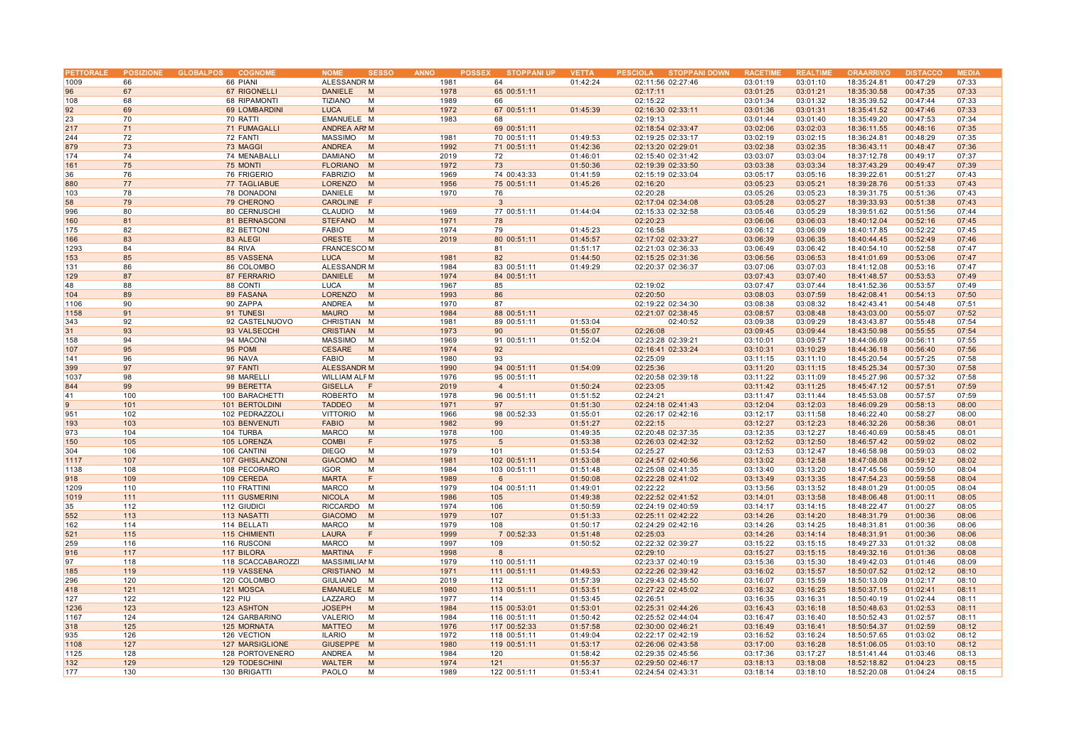| PETTORALE | POSIZIONE | GLOBALPOS | COGNOME | NOME | SESSO | ANNO | POSSEX | STOPPANI UP | VETTA | PESCIOLA | STOPPANI DOWN | RACETIME | REALTIME | ORAARRIVO | DISTACCO | MEDIA |
|---|---|---|---|---|---|---|---|---|---|---|---|---|---|---|---|---|
| 1009 | 66 | 66 | PIANI | ALESSANDR | M | 1981 | 64 | | 01:42:24 | 02:11:56 | 02:27:46 | 03:01:19 | 03:01:10 | 18:35:24.81 | 00:47:29 | 07:33 |
| 96 | 67 | 67 | RIGONELLI | DANIELE | M | 1978 | 65 | 00:51:11 | | 02:17:11 | | 03:01:25 | 03:01:21 | 18:35:30.58 | 00:47:35 | 07:33 |
| 108 | 68 | 68 | RIPAMONTI | TIZIANO | M | 1989 | 66 | | | 02:15:22 | | 03:01:34 | 03:01:32 | 18:35:39.52 | 00:47:44 | 07:33 |
| 92 | 69 | 69 | LOMBARDINI | LUCA | M | 1972 | 67 | 00:51:11 | 01:45:39 | 02:16:30 | 02:33:11 | 03:01:36 | 03:01:31 | 18:35:41.52 | 00:47:46 | 07:33 |
| 23 | 70 | 70 | RATTI | EMANUELE | M | 1983 | 68 | | | 02:19:13 | | 03:01:44 | 03:01:40 | 18:35:49.20 | 00:47:53 | 07:34 |
| 217 | 71 | 71 | FUMAGALLI | ANDREA ARI | M | | 69 | 00:51:11 | | 02:18:54 | 02:33:47 | 03:02:06 | 03:02:03 | 18:36:11.55 | 00:48:16 | 07:35 |
| 244 | 72 | 72 | FANTI | MASSIMO | M | 1981 | 70 | 00:51:11 | 01:49:53 | 02:19:25 | 02:33:17 | 03:02:19 | 03:02:15 | 18:36:24.81 | 00:48:29 | 07:35 |
| 879 | 73 | 73 | MAGGI | ANDREA | M | 1992 | 71 | 00:51:11 | 01:42:36 | 02:13:20 | 02:29:01 | 03:02:38 | 03:02:35 | 18:36:43.11 | 00:48:47 | 07:36 |
| 174 | 74 | 74 | MENABALLI | DAMIANO | M | 2019 | 72 | | 01:46:01 | 02:15:40 | 02:31:42 | 03:03:07 | 03:03:04 | 18:37:12.78 | 00:49:17 | 07:37 |
| 161 | 75 | 75 | MONTI | FLORIANO | M | 1972 | 73 | | 01:50:36 | 02:19:39 | 02:33:50 | 03:03:38 | 03:03:34 | 18:37:43.29 | 00:49:47 | 07:39 |
| 36 | 76 | 76 | FRIGERIO | FABRIZIO | M | 1969 | 74 | 00:43:33 | 01:41:59 | 02:15:19 | 02:33:04 | 03:05:17 | 03:05:16 | 18:39:22.61 | 00:51:27 | 07:43 |
| 880 | 77 | 77 | TAGLIABUE | LORENZO | M | 1956 | 75 | 00:51:11 | 01:45:26 | 02:16:20 | | 03:05:23 | 03:05:21 | 18:39:28.76 | 00:51:33 | 07:43 |
| 103 | 78 | 78 | DONADONI | DANIELE | M | 1970 | 76 | | | 02:20:28 | | 03:05:26 | 03:05:23 | 18:39:31.75 | 00:51:36 | 07:43 |
| 58 | 79 | 79 | CHERONO | CAROLINE | F | | 3 | | | 02:17:04 | 02:34:08 | 03:05:28 | 03:05:27 | 18:39:33.93 | 00:51:38 | 07:43 |
| 996 | 80 | 80 | CERNUSCHI | CLAUDIO | M | 1969 | 77 | 00:51:11 | 01:44:04 | 02:15:33 | 02:32:58 | 03:05:46 | 03:05:29 | 18:39:51.62 | 00:51:56 | 07:44 |
| 160 | 81 | 81 | BERNASCONI | STEFANO | M | 1971 | 78 | | | 02:20:23 | | 03:06:06 | 03:06:03 | 18:40:12.04 | 00:52:16 | 07:45 |
| 175 | 82 | 82 | BETTONI | FABIO | M | 1974 | 79 | | 01:45:23 | 02:16:58 | | 03:06:12 | 03:06:09 | 18:40:17.85 | 00:52:22 | 07:45 |
| 166 | 83 | 83 | ALEGI | ORESTE | M | 2019 | 80 | 00:51:11 | 01:45:57 | 02:17:02 | 02:33:27 | 03:06:39 | 03:06:35 | 18:40:44.45 | 00:52:49 | 07:46 |
| 1293 | 84 | 84 | RIVA | FRANCESCO | M | | 81 | | 01:51:17 | 02:21:03 | 02:36:33 | 03:06:49 | 03:06:42 | 18:40:54.10 | 00:52:58 | 07:47 |
| 153 | 85 | 85 | VASSENA | LUCA | M | 1981 | 82 | | 01:44:50 | 02:15:25 | 02:31:36 | 03:06:56 | 03:06:53 | 18:41:01.69 | 00:53:06 | 07:47 |
| 131 | 86 | 86 | COLOMBO | ALESSANDR | M | 1984 | 83 | 00:51:11 | 01:49:29 | 02:20:37 | 02:36:37 | 03:07:06 | 03:07:03 | 18:41:12.08 | 00:53:16 | 07:47 |
| 129 | 87 | 87 | FERRARIO | DANIELE | M | 1974 | 84 | 00:51:11 | | | | 03:07:43 | 03:07:40 | 18:41:48.57 | 00:53:53 | 07:49 |
| 48 | 88 | 88 | CONTI | LUCA | M | 1967 | 85 | | | 02:19:02 | | 03:07:47 | 03:07:44 | 18:41:52.36 | 00:53:57 | 07:49 |
| 104 | 89 | 89 | FASANA | LORENZO | M | 1993 | 86 | | | 02:20:50 | | 03:08:03 | 03:07:59 | 18:42:08.41 | 00:54:13 | 07:50 |
| 1106 | 90 | 90 | ZAPPA | ANDREA | M | 1970 | 87 | | | 02:19:22 | 02:34:30 | 03:08:38 | 03:08:32 | 18:42:43.41 | 00:54:48 | 07:51 |
| 1158 | 91 | 91 | TUNESI | MAURO | M | 1984 | 88 | 00:51:11 | | 02:21:07 | 02:38:45 | 03:08:57 | 03:08:48 | 18:43:03.00 | 00:55:07 | 07:52 |
| 343 | 92 | 92 | CASTELNUOVO | CHRISTIAN | M | 1981 | 89 | 00:51:11 | 01:53:04 | | 02:40:52 | 03:09:38 | 03:09:29 | 18:43:43.87 | 00:55:48 | 07:54 |
| 31 | 93 | 93 | VALSECCHI | CRISTIAN | M | 1973 | 90 | | 01:55:07 | 02:26:08 | | 03:09:45 | 03:09:44 | 18:43:50.98 | 00:55:55 | 07:54 |
| 158 | 94 | 94 | MACONI | MASSIMO | M | 1969 | 91 | 00:51:11 | 01:52:04 | 02:23:28 | 02:39:21 | 03:10:01 | 03:09:57 | 18:44:06.69 | 00:56:11 | 07:55 |
| 107 | 95 | 95 | POMI | CESARE | M | 1974 | 92 | | | 02:16:41 | 02:33:24 | 03:10:31 | 03:10:29 | 18:44:36.18 | 00:56:40 | 07:56 |
| 141 | 96 | 96 | NAVA | FABIO | M | 1980 | 93 | | | 02:25:09 | | 03:11:15 | 03:11:10 | 18:45:20.54 | 00:57:25 | 07:58 |
| 399 | 97 | 97 | FANTI | ALESSANDR | M | 1990 | 94 | 00:51:11 | 01:54:09 | 02:25:36 | | 03:11:20 | 03:11:15 | 18:45:25.34 | 00:57:30 | 07:58 |
| 1037 | 98 | 98 | MARELLI | WILLIAM ALF | M | 1976 | 95 | 00:51:11 | | 02:20:58 | 02:39:18 | 03:11:22 | 03:11:09 | 18:45:27.96 | 00:57:32 | 07:58 |
| 844 | 99 | 99 | BERETTA | GISELLA | F | 2019 | 4 | | 01:50:24 | 02:23:05 | | 03:11:42 | 03:11:25 | 18:45:47.12 | 00:57:51 | 07:59 |
| 41 | 100 | 100 | BARACHETTI | ROBERTO | M | 1978 | 96 | 00:51:11 | 01:51:52 | 02:24:21 | | 03:11:47 | 03:11:44 | 18:45:53.08 | 00:57:57 | 07:59 |
| 9 | 101 | 101 | BERTOLDINI | TADDEO | M | 1971 | 97 | | 01:51:30 | 02:24:18 | 02:41:43 | 03:12:04 | 03:12:03 | 18:46:09.29 | 00:58:13 | 08:00 |
| 951 | 102 | 102 | PEDRAZZOLI | VITTORIO | M | 1966 | 98 | 00:52:33 | 01:55:01 | 02:26:17 | 02:42:16 | 03:12:17 | 03:11:58 | 18:46:22.40 | 00:58:27 | 08:00 |
| 193 | 103 | 103 | BENVENUTI | FABIO | M | 1982 | 99 | | 01:51:27 | 02:22:15 | | 03:12:27 | 03:12:23 | 18:46:32.26 | 00:58:36 | 08:01 |
| 973 | 104 | 104 | TURBA | MARCO | M | 1978 | 100 | | 01:49:35 | 02:20:48 | 02:37:35 | 03:12:35 | 03:12:27 | 18:46:40.69 | 00:58:45 | 08:01 |
| 150 | 105 | 105 | LORENZA | COMBI | F | 1975 | 5 | | 01:53:38 | 02:26:03 | 02:42:32 | 03:12:52 | 03:12:50 | 18:46:57.42 | 00:59:02 | 08:02 |
| 304 | 106 | 106 | CANTINI | DIEGO | M | 1979 | 101 | | 01:53:54 | 02:25:27 | | 03:12:53 | 03:12:47 | 18:46:58.98 | 00:59:03 | 08:02 |
| 1117 | 107 | 107 | GHISLANZONI | GIACOMO | M | 1981 | 102 | 00:51:11 | 01:53:08 | 02:24:57 | 02:40:56 | 03:13:02 | 03:12:58 | 18:47:08.08 | 00:59:12 | 08:02 |
| 1138 | 108 | 108 | PECORARO | IGOR | M | 1984 | 103 | 00:51:11 | 01:51:48 | 02:25:08 | 02:41:35 | 03:13:40 | 03:13:20 | 18:47:45.56 | 00:59:50 | 08:04 |
| 918 | 109 | 109 | CEREDA | MARTA | F | 1989 | 6 | | 01:50:08 | 02:22:28 | 02:41:02 | 03:13:49 | 03:13:35 | 18:47:54.23 | 00:59:58 | 08:04 |
| 1209 | 110 | 110 | FRATTINI | MARCO | M | 1979 | 104 | 00:51:11 | 01:49:01 | 02:22:22 | | 03:13:56 | 03:13:52 | 18:48:01.29 | 01:00:05 | 08:04 |
| 1019 | 111 | 111 | GUSMERINI | NICOLA | M | 1986 | 105 | | 01:49:38 | 02:22:52 | 02:41:52 | 03:14:01 | 03:13:58 | 18:48:06.48 | 01:00:11 | 08:05 |
| 35 | 112 | 112 | GIUDICI | RICCARDO | M | 1974 | 106 | | 01:50:59 | 02:24:19 | 02:40:59 | 03:14:17 | 03:14:15 | 18:48:22.47 | 01:00:27 | 08:05 |
| 552 | 113 | 113 | NASATTI | GIACOMO | M | 1979 | 107 | | 01:51:33 | 02:25:11 | 02:42:22 | 03:14:26 | 03:14:20 | 18:48:31.79 | 01:00:36 | 08:06 |
| 162 | 114 | 114 | BELLATI | MARCO | M | 1979 | 108 | | 01:50:17 | 02:24:29 | 02:42:16 | 03:14:26 | 03:14:25 | 18:48:31.81 | 01:00:36 | 08:06 |
| 521 | 115 | 115 | CHIMIENTI | LAURA | F | 1999 | 7 | 00:52:33 | 01:51:48 | 02:25:03 | | 03:14:26 | 03:14:14 | 18:48:31.91 | 01:00:36 | 08:06 |
| 259 | 116 | 116 | RUSCONI | MARCO | M | 1997 | 109 | | 01:50:52 | 02:22:32 | 02:39:27 | 03:15:22 | 03:15:15 | 18:49:27.33 | 01:01:32 | 08:08 |
| 916 | 117 | 117 | BILORA | MARTINA | F | 1998 | 8 | | | 02:29:10 | | 03:15:27 | 03:15:15 | 18:49:32.16 | 01:01:36 | 08:08 |
| 97 | 118 | 118 | SCACCABAROZZI | MASSIMILIAI | M | 1979 | 110 | 00:51:11 | | 02:23:37 | 02:40:19 | 03:15:36 | 03:15:30 | 18:49:42.03 | 01:01:46 | 08:09 |
| 185 | 119 | 119 | VASSENA | CRISTIANO | M | 1971 | 111 | 00:51:11 | 01:49:53 | 02:22:26 | 02:39:42 | 03:16:02 | 03:15:57 | 18:50:07.52 | 01:02:12 | 08:10 |
| 296 | 120 | 120 | COLOMBO | GIULIANO | M | 2019 | 112 | | 01:57:39 | 02:29:43 | 02:45:50 | 03:16:07 | 03:15:59 | 18:50:13.09 | 01:02:17 | 08:10 |
| 418 | 121 | 121 | MOSCA | EMANUELE | M | 1980 | 113 | 00:51:11 | 01:53:51 | 02:27:22 | 02:45:02 | 03:16:32 | 03:16:25 | 18:50:37.15 | 01:02:41 | 08:11 |
| 127 | 122 | 122 | PIU | LAZZARO | M | 1977 | 114 | | 01:53:45 | 02:26:51 | | 03:16:35 | 03:16:31 | 18:50:40.19 | 01:02:44 | 08:11 |
| 1236 | 123 | 123 | ASHTON | JOSEPH | M | 1984 | 115 | 00:53:01 | 01:53:01 | 02:25:31 | 02:44:26 | 03:16:43 | 03:16:18 | 18:50:48.63 | 01:02:53 | 08:11 |
| 1167 | 124 | 124 | GARBARINO | VALERIO | M | 1984 | 116 | 00:51:11 | 01:50:42 | 02:25:52 | 02:44:04 | 03:16:47 | 03:16:40 | 18:50:52.43 | 01:02:57 | 08:11 |
| 318 | 125 | 125 | MORNATA | MATTEO | M | 1976 | 117 | 00:52:33 | 01:57:58 | 02:30:00 | 02:46:21 | 03:16:49 | 03:16:41 | 18:50:54.37 | 01:02:59 | 08:12 |
| 935 | 126 | 126 | VECTION | ILARIO | M | 1972 | 118 | 00:51:11 | 01:49:04 | 02:22:17 | 02:42:19 | 03:16:52 | 03:16:24 | 18:50:57.65 | 01:03:02 | 08:12 |
| 1108 | 127 | 127 | MARSIGLIONE | GIUSEPPE | M | 1980 | 119 | 00:51:11 | 01:53:17 | 02:26:06 | 02:43:58 | 03:17:00 | 03:16:28 | 18:51:06.05 | 01:03:10 | 08:12 |
| 1125 | 128 | 128 | PORTOVENERO | ANDREA | M | 1984 | 120 | | 01:58:42 | 02:29:35 | 02:45:56 | 03:17:36 | 03:17:27 | 18:51:41.44 | 01:03:46 | 08:13 |
| 132 | 129 | 129 | TODESCHINI | WALTER | M | 1974 | 121 | | 01:55:37 | 02:29:50 | 02:46:17 | 03:18:13 | 03:18:08 | 18:52:18.82 | 01:04:23 | 08:15 |
| 177 | 130 | 130 | BRIGATTI | PAOLO | M | 1989 | 122 | 00:51:11 | 01:53:41 | 02:24:54 | 02:43:31 | 03:18:14 | 03:18:10 | 18:52:20.08 | 01:04:24 | 08:15 |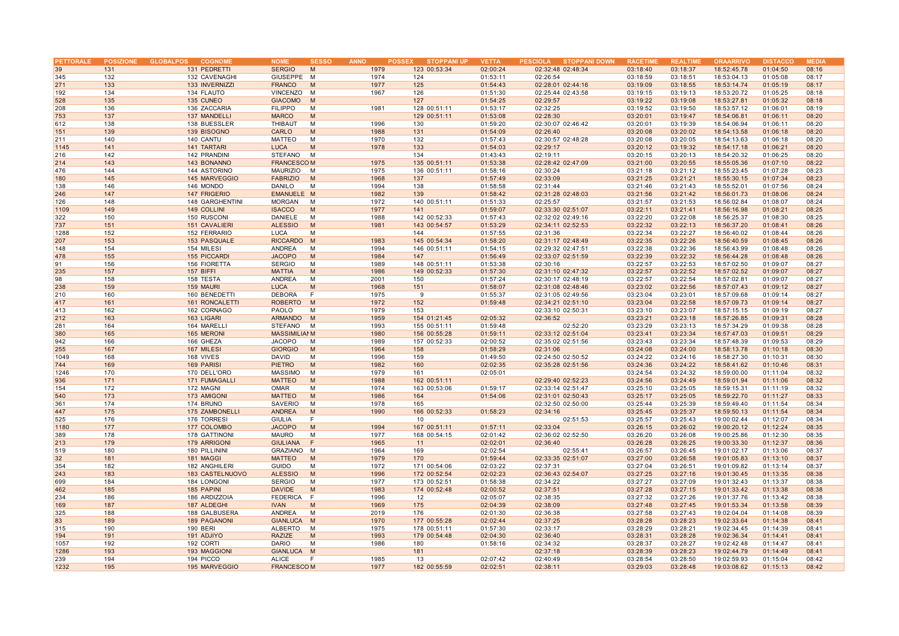| PETTORALE | POSIZIONE | GLOBALPOS | COGNOME | NOME | SESSO | ANNO | POSSEX | STOPPANI UP | VETTA | PESCIOLA | STOPPANI DOWN | RACETIME | REALTIME | ORAARRIVO | DISTACCO | MEDIA |
|---|---|---|---|---|---|---|---|---|---|---|---|---|---|---|---|---|
| 39 | 131 | 131 | PEDRETTI | SERGIO | M | 1979 | 123 | 00:53:34 | 02:00:24 | 02:32:48 | 02:48:34 | 03:18:40 | 03:18:37 | 18:52:45.78 | 01:04:50 | 08:16 |
| 345 | 132 | 132 | CAVENAGHI | GIUSEPPE | M | 1974 | 124 | | 01:53:11 | 02:26:54 | | 03:18:59 | 03:18:51 | 18:53:04.13 | 01:05:08 | 08:17 |
| 271 | 133 | 133 | INVERNIZZI | FRANCO | M | 1977 | 125 | | 01:54:43 | 02:28:01 | 02:44:16 | 03:19:09 | 03:18:55 | 18:53:14.74 | 01:05:19 | 08:17 |
| 192 | 134 | 134 | FLAUTO | VINCENZO | M | 1967 | 126 | | 01:51:30 | 02:25:44 | 02:43:58 | 03:19:15 | 03:19:13 | 18:53:20.72 | 01:05:25 | 08:18 |
| 528 | 135 | 135 | CUNEO | GIACOMO | M | | 127 | | 01:54:25 | 02:29:57 | | 03:19:22 | 03:19:08 | 18:53:27.81 | 01:05:32 | 08:18 |
| 208 | 136 | 136 | ZACCARIA | FILIPPO | M | 1981 | 128 | 00:51:11 | 01:53:17 | 02:32:25 | | 03:19:52 | 03:19:50 | 18:53:57.12 | 01:06:01 | 08:19 |
| 753 | 137 | 137 | MANDELLI | MARCO | M | | 129 | 00:51:11 | 01:53:08 | 02:28:30 | | 03:20:01 | 03:19:47 | 18:54:06.81 | 01:06:11 | 08:20 |
| 612 | 138 | 138 | BUESSLER | THIBAUT | M | 1996 | 130 | | 01:59:20 | 02:30:07 | 02:46:42 | 03:20:01 | 03:19:39 | 18:54:06.94 | 01:06:11 | 08:20 |
| 151 | 139 | 139 | BISOGNO | CARLO | M | 1988 | 131 | | 01:54:09 | 02:26:40 | | 03:20:08 | 03:20:02 | 18:54:13.58 | 01:06:18 | 08:20 |
| 211 | 140 | 140 | CANTU | MATTEO | M | 1970 | 132 | | 01:57:43 | 02:30:57 | 02:48:28 | 03:20:08 | 03:20:05 | 18:54:13.63 | 01:06:18 | 08:20 |
| 1145 | 141 | 141 | TARTARI | LUCA | M | 1978 | 133 | | 01:54:03 | 02:29:17 | | 03:20:12 | 03:19:32 | 18:54:17.18 | 01:06:21 | 08:20 |
| 216 | 142 | 142 | PRANDINI | STEFANO | M | | 134 | | 01:43:43 | 02:19:11 | | 03:20:15 | 03:20:13 | 18:54:20.32 | 01:06:25 | 08:20 |
| 214 | 143 | 143 | BONANNO | FRANCESCO | M | 1975 | 135 | 00:51:11 | 01:53:38 | 02:28:42 | 02:47:09 | 03:21:00 | 03:20:55 | 18:55:05.36 | 01:07:10 | 08:22 |
| 476 | 144 | 144 | ASTORINO | MAURIZIO | M | 1975 | 136 | 00:51:11 | 01:58:16 | 02:30:24 | | 03:21:18 | 03:21:12 | 18:55:23.45 | 01:07:28 | 08:23 |
| 180 | 145 | 145 | MARVEGGIO | FABRIZIO | M | 1968 | 137 | | 01:57:49 | 02:33:09 | | 03:21:25 | 03:21:21 | 18:55:30.15 | 01:07:34 | 08:23 |
| 138 | 146 | 146 | MONDO | DANILO | M | 1994 | 138 | | 01:58:58 | 02:31:44 | | 03:21:46 | 03:21:43 | 18:55:52.01 | 01:07:56 | 08:24 |
| 246 | 147 | 147 | FRIGERIO | EMANUELE | M | 1982 | 139 | | 01:58:42 | 02:31:28 | 02:48:03 | 03:21:56 | 03:21:42 | 18:56:01.73 | 01:08:06 | 08:24 |
| 126 | 148 | 148 | GARGHENTINI | MORGAN | M | 1972 | 140 | 00:51:11 | 01:51:33 | 02:25:57 | | 03:21:57 | 03:21:53 | 18:56:02.84 | 01:08:07 | 08:24 |
| 1109 | 149 | 149 | COLLINI | ISACCO | M | 1977 | 141 | | 01:59:07 | 02:33:30 | 02:51:07 | 03:22:11 | 03:21:41 | 18:56:16.98 | 01:08:21 | 08:25 |
| 322 | 150 | 150 | RUSCONI | DANIELE | M | 1988 | 142 | 00:52:33 | 01:57:43 | 02:32:02 | 02:49:16 | 03:22:20 | 03:22:08 | 18:56:25.37 | 01:08:30 | 08:25 |
| 737 | 151 | 151 | CAVALIERI | ALESSIO | M | 1981 | 143 | 00:54:57 | 01:53:29 | 02:34:11 | 02:52:53 | 03:22:32 | 03:22:13 | 18:56:37.20 | 01:08:41 | 08:26 |
| 1288 | 152 | 152 | FERRARIO | LUCA | M | | 144 | | 01:57:55 | 02:31:36 | | 03:22:34 | 03:22:27 | 18:56:40.02 | 01:08:44 | 08:26 |
| 207 | 153 | 153 | PASQUALE | RICCARDO | M | 1983 | 145 | 00:54:34 | 01:58:20 | 02:31:17 | 02:48:49 | 03:22:35 | 03:22:26 | 18:56:40.59 | 01:08:45 | 08:26 |
| 148 | 154 | 154 | MILESI | ANDREA | M | 1994 | 146 | 00:51:11 | 01:54:15 | 02:29:32 | 02:47:51 | 03:22:38 | 03:22:36 | 18:56:43.99 | 01:08:48 | 08:26 |
| 478 | 155 | 155 | PICCARDI | JACOPO | M | 1984 | 147 | | 01:56:49 | 02:33:07 | 02:51:59 | 03:22:39 | 03:22:32 | 18:56:44.28 | 01:08:48 | 08:26 |
| 91 | 156 | 156 | FIORETTA | SERGIO | M | 1989 | 148 | 00:51:11 | 01:53:38 | 02:30:16 | | 03:22:57 | 03:22:53 | 18:57:02.50 | 01:09:07 | 08:27 |
| 235 | 157 | 157 | BIFFI | MATTIA | M | 1986 | 149 | 00:52:33 | 01:57:30 | 02:31:10 | 02:47:32 | 03:22:57 | 03:22:52 | 18:57:02.52 | 01:09:07 | 08:27 |
| 98 | 158 | 158 | TESTA | ANDREA | M | 2001 | 150 | | 01:57:24 | 02:30:17 | 02:48:19 | 03:22:57 | 03:22:54 | 18:57:02.81 | 01:09:07 | 08:27 |
| 238 | 159 | 159 | MAURI | LUCA | M | 1968 | 151 | | 01:58:07 | 02:31:08 | 02:48:46 | 03:23:02 | 03:22:56 | 18:57:07.43 | 01:09:12 | 08:27 |
| 210 | 160 | 160 | BENEDETTI | DEBORA | F | 1975 | 9 | | 01:55:37 | 02:31:05 | 02:49:56 | 03:23:04 | 03:23:01 | 18:57:09.68 | 01:09:14 | 08:27 |
| 417 | 161 | 161 | RONCALETTI | ROBERTO | M | 1972 | 152 | | 01:59:48 | 02:34:21 | 02:51:10 | 03:23:04 | 03:22:58 | 18:57:09.73 | 01:09:14 | 08:27 |
| 413 | 162 | 162 | CORNAGO | PAOLO | M | 1979 | 153 | | | 02:33:10 | 02:50:31 | 03:23:10 | 03:23:07 | 18:57:15.15 | 01:09:19 | 08:27 |
| 212 | 163 | 163 | LIGARI | ARMANDO | M | 1959 | 154 | 01:21:45 | 02:05:32 | 02:36:52 | | 03:23:21 | 03:23:18 | 18:57:26.85 | 01:09:31 | 08:28 |
| 281 | 164 | 164 | MARELLI | STEFANO | M | 1993 | 155 | 00:51:11 | 01:59:48 | | 02:52:20 | 03:23:29 | 03:23:13 | 18:57:34.29 | 01:09:38 | 08:28 |
| 380 | 165 | 165 | MERONI | MASSIMILIAN | M | 1980 | 156 | 00:55:28 | 01:59:11 | 02:33:12 | 02:51:04 | 03:23:41 | 03:23:34 | 18:57:47.03 | 01:09:51 | 08:29 |
| 942 | 166 | 166 | GHEZA | JACOPO | M | 1989 | 157 | 00:52:33 | 02:00:52 | 02:35:02 | 02:51:56 | 03:23:43 | 03:23:34 | 18:57:48.39 | 01:09:53 | 08:29 |
| 255 | 167 | 167 | MILESI | GIORGIO | M | 1964 | 158 | | 01:58:29 | 02:31:06 | | 03:24:08 | 03:24:00 | 18:58:13.78 | 01:10:18 | 08:30 |
| 1049 | 168 | 168 | VIVES | DAVID | M | 1996 | 159 | | 01:49:50 | 02:24:50 | 02:50:52 | 03:24:22 | 03:24:16 | 18:58:27.30 | 01:10:31 | 08:30 |
| 744 | 169 | 169 | PARISI | PIETRO | M | 1982 | 160 | | 02:02:35 | 02:35:28 | 02:51:56 | 03:24:36 | 03:24:22 | 18:58:41.62 | 01:10:46 | 08:31 |
| 1246 | 170 | 170 | DELL'ORO | MASSIMO | M | 1979 | 161 | | 02:05:01 | | | 03:24:54 | 03:24:32 | 18:59:00.00 | 01:11:04 | 08:32 |
| 936 | 171 | 171 | FUMAGALLI | MATTEO | M | 1988 | 162 | 00:51:11 | | 02:29:40 | 02:52:23 | 03:24:56 | 03:24:49 | 18:59:01.94 | 01:11:06 | 08:32 |
| 154 | 172 | 172 | MAGNI | OMAR | M | 1974 | 163 | 00:53:06 | 01:59:17 | 02:33:14 | 02:51:47 | 03:25:10 | 03:25:05 | 18:59:15.31 | 01:11:19 | 08:32 |
| 540 | 173 | 173 | AMIGONI | MATTEO | M | 1986 | 164 | | 01:54:06 | 02:31:01 | 02:50:43 | 03:25:17 | 03:25:05 | 18:59:22.70 | 01:11:27 | 08:33 |
| 361 | 174 | 174 | BRUNO | SAVERIO | M | 1978 | 165 | | | 02:32:50 | 02:50:00 | 03:25:44 | 03:25:39 | 18:59:49.40 | 01:11:54 | 08:34 |
| 447 | 175 | 175 | ZAMBONELLI | ANDREA | M | 1990 | 166 | 00:52:33 | 01:58:23 | 02:34:16 | | 03:25:45 | 03:25:37 | 18:59:50.13 | 01:11:54 | 08:34 |
| 525 | 176 | 176 | TORRESI | GIULIA | F | | 10 | | | | 02:51:53 | 03:25:57 | 03:25:43 | 19:00:02.44 | 01:12:07 | 08:34 |
| 1180 | 177 | 177 | COLOMBO | JACOPO | M | 1994 | 167 | 00:51:11 | 01:57:11 | 02:33:04 | | 03:26:15 | 03:26:02 | 19:00:20.12 | 01:12:24 | 08:35 |
| 389 | 178 | 178 | GATTINONI | MAURO | M | 1977 | 168 | 00:54:15 | 02:01:42 | 02:36:02 | 02:52:50 | 03:26:20 | 03:26:08 | 19:00:25.86 | 01:12:30 | 08:35 |
| 213 | 179 | 179 | ARRIGONI | GIULIANA | F | 1965 | 11 | | 02:02:01 | 02:36:40 | | 03:26:28 | 03:26:25 | 19:00:33.30 | 01:12:37 | 08:36 |
| 519 | 180 | 180 | PILLININI | GRAZIANO | M | 1964 | 169 | | 02:02:54 | | 02:55:41 | 03:26:57 | 03:26:45 | 19:01:02.17 | 01:13:06 | 08:37 |
| 32 | 181 | 181 | MAGGI | MATTEO | M | 1979 | 170 | | 01:59:44 | 02:33:35 | 02:51:07 | 03:27:00 | 03:26:58 | 19:01:05.83 | 01:13:10 | 08:37 |
| 354 | 182 | 182 | ANGHILERI | GUIDO | M | 1972 | 171 | 00:54:06 | 02:03:22 | 02:37:31 | | 03:27:04 | 03:26:51 | 19:01:09.82 | 01:13:14 | 08:37 |
| 243 | 183 | 183 | CASTELNUOVO | ALESSIO | M | 1996 | 172 | 00:52:54 | 02:02:23 | 02:36:43 | 02:54:07 | 03:27:25 | 03:27:16 | 19:01:30.45 | 01:13:35 | 08:38 |
| 699 | 184 | 184 | LONGONI | SERGIO | M | 1977 | 173 | 00:52:51 | 01:58:38 | 02:34:22 | | 03:27:27 | 03:27:09 | 19:01:32.43 | 01:13:37 | 08:38 |
| 462 | 185 | 185 | PAPINI | DAVIDE | M | 1983 | 174 | 00:52:48 | 02:00:52 | 02:37:51 | | 03:27:28 | 03:27:15 | 19:01:33.42 | 01:13:38 | 08:38 |
| 234 | 186 | 186 | ARDIZZOIA | FEDERICA | F | 1996 | 12 | | 02:05:07 | 02:38:35 | | 03:27:32 | 03:27:26 | 19:01:37.76 | 01:13:42 | 08:38 |
| 169 | 187 | 187 | ALDEGHI | IVAN | M | 1969 | 175 | | 02:04:39 | 02:38:09 | | 03:27:48 | 03:27:45 | 19:01:53.34 | 01:13:58 | 08:39 |
| 325 | 188 | 188 | GALBUSERA | ANDREA | M | 2019 | 176 | | 02:01:30 | 02:36:38 | | 03:27:58 | 03:27:43 | 19:02:04.04 | 01:14:08 | 08:39 |
| 83 | 189 | 189 | PAGANONI | GIANLUCA | M | 1970 | 177 | 00:55:28 | 02:02:44 | 02:37:25 | | 03:28:28 | 03:28:23 | 19:02:33.64 | 01:14:38 | 08:41 |
| 315 | 190 | 190 | BERI | ALBERTO | M | 1975 | 178 | 00:51:11 | 01:57:30 | 02:33:17 | | 03:28:29 | 03:28:21 | 19:02:34.45 | 01:14:39 | 08:41 |
| 194 | 191 | 191 | ADJIYO | RAZIZE | M | 1993 | 179 | 00:54:48 | 02:04:30 | 02:36:40 | | 03:28:31 | 03:28:28 | 19:02:36.34 | 01:14:41 | 08:41 |
| 1057 | 192 | 192 | CORTI | DARIO | M | 1986 | 180 | | 01:58:16 | 02:34:32 | | 03:28:37 | 03:28:27 | 19:02:42.48 | 01:14:47 | 08:41 |
| 1286 | 193 | 193 | MAGGIONI | GIANLUCA | M | | 181 | | | 02:37:18 | | 03:28:39 | 03:28:23 | 19:02:44.79 | 01:14:49 | 08:41 |
| 239 | 194 | 194 | PICCO | ALICE | F | 1985 | 13 | | 02:07:42 | 02:40:49 | | 03:28:54 | 03:28:50 | 19:02:59.93 | 01:15:04 | 08:42 |
| 1232 | 195 | 195 | MARVEGGIO | FRANCESCO | M | 1977 | 182 | 00:55:59 | 02:02:51 | 02:38:11 | | 03:29:03 | 03:28:48 | 19:03:08.62 | 01:15:13 | 08:42 |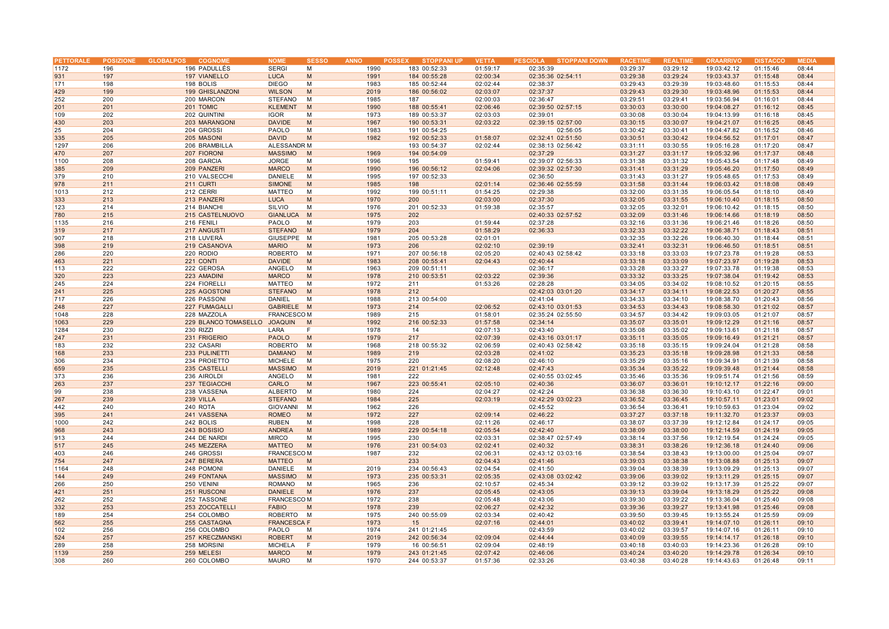| PETTORALE | POSIZIONE | GLOBALPOS | COGNOME | NOME | SESSO | ANNO | POSSEX | STOPPANI UP | VETTA | PESCIOLA | STOPPANI DOWN | RACETIME | REALTIME | ORAARRIVO | DISTACCO | MEDIA |
|---|---|---|---|---|---|---|---|---|---|---|---|---|---|---|---|---|
| 1172 | 196 | 196 | PADULLÈS | SERGI | M | 1990 | 183 | 00:52:33 | 01:59:17 | 02:35:39 | | 03:29:37 | 03:29:12 | 19:03:42.12 | 01:15:46 | 08:44 |
| 931 | 197 | 197 | VIANELLO | LUCA | M | 1991 | 184 | 00:55:28 | 02:00:34 | 02:35:36 | 02:54:11 | 03:29:38 | 03:29:24 | 19:03:43.37 | 01:15:48 | 08:44 |
| 171 | 198 | 198 | BOLIS | DIEGO | M | 1983 | 185 | 00:52:44 | 02:02:44 | 02:38:37 | | 03:29:43 | 03:29:39 | 19:03:48.60 | 01:15:53 | 08:44 |
| 429 | 199 | 199 | GHISLANZONI | WILSON | M | 2019 | 186 | 00:56:02 | 02:03:07 | 02:37:37 | | 03:29:43 | 03:29:30 | 19:03:48.96 | 01:15:53 | 08:44 |
| 252 | 200 | 200 | MARCON | STEFANO | M | 1985 | 187 | | 02:00:03 | 02:36:47 | | 03:29:51 | 03:29:41 | 19:03:56.94 | 01:16:01 | 08:44 |
| 201 | 201 | 201 | TOMIC | KLEMENT | M | 1990 | 188 | 00:55:41 | 02:06:46 | 02:39:50 | 02:57:15 | 03:30:03 | 03:30:00 | 19:04:08.27 | 01:16:12 | 08:45 |
| 109 | 202 | 202 | QUINTINI | IGOR | M | 1973 | 189 | 00:53:37 | 02:03:03 | 02:39:01 | | 03:30:08 | 03:30:04 | 19:04:13.99 | 01:16:18 | 08:45 |
| 430 | 203 | 203 | MARANGONI | DAVIDE | M | 1967 | 190 | 00:53:31 | 02:03:22 | 02:39:15 | 02:57:00 | 03:30:15 | 03:30:07 | 19:04:21.07 | 01:16:25 | 08:45 |
| 25 | 204 | 204 | GROSSI | PAOLO | M | 1983 | 191 | 00:54:25 | | | 02:56:05 | 03:30:42 | 03:30:41 | 19:04:47.82 | 01:16:52 | 08:46 |
| 335 | 205 | 205 | MASONI | DAVID | M | 1982 | 192 | 00:52:33 | 01:58:07 | 02:32:41 | 02:51:50 | 03:30:51 | 03:30:42 | 19:04:56.52 | 01:17:01 | 08:47 |
| 1297 | 206 | 206 | BRAMBILLA | ALESSANDR | M | | 193 | 00:54:37 | 02:02:44 | 02:38:13 | 02:56:42 | 03:31:11 | 03:30:55 | 19:05:16.28 | 01:17:20 | 08:47 |
| 470 | 207 | 207 | FIORONI | MASSIMO | M | 1969 | 194 | 00:54:09 | | 02:37:29 | | 03:31:27 | 03:31:17 | 19:05:32.96 | 01:17:37 | 08:48 |
| 1100 | 208 | 208 | GARCIA | JORGE | M | 1996 | 195 | | 01:59:41 | 02:39:07 | 02:56:33 | 03:31:38 | 03:31:32 | 19:05:43.54 | 01:17:48 | 08:49 |
| 385 | 209 | 209 | PANZERI | MARCO | M | 1990 | 196 | 00:56:12 | 02:04:06 | 02:39:32 | 02:57:30 | 03:31:41 | 03:31:29 | 19:05:46.20 | 01:17:50 | 08:49 |
| 379 | 210 | 210 | VALSECCHI | DANIELE | M | 1995 | 197 | 00:52:33 | | 02:36:50 | | 03:31:43 | 03:31:27 | 19:05:48.65 | 01:17:53 | 08:49 |
| 978 | 211 | 211 | CURTI | SIMONE | M | 1985 | 198 | | 02:01:14 | 02:36:46 | 02:55:59 | 03:31:58 | 03:31:44 | 19:06:03.42 | 01:18:08 | 08:49 |
| 1013 | 212 | 212 | CERRI | MATTEO | M | 1992 | 199 | 00:51:11 | 01:54:25 | 02:29:38 | | 03:32:00 | 03:31:35 | 19:06:05.54 | 01:18:10 | 08:49 |
| 333 | 213 | 213 | PANZERI | LUCA | M | 1970 | 200 | | 02:03:00 | 02:37:30 | | 03:32:05 | 03:31:55 | 19:06:10.40 | 01:18:15 | 08:50 |
| 123 | 214 | 214 | BIANCHI | SILVIO | M | 1976 | 201 | 00:52:33 | 01:59:38 | 02:35:57 | | 03:32:05 | 03:32:01 | 19:06:10.42 | 01:18:15 | 08:50 |
| 780 | 215 | 215 | CASTELNUOVO | GIANLUCA | M | 1975 | 202 | | | 02:40:33 | 02:57:52 | 03:32:09 | 03:31:46 | 19:06:14.66 | 01:18:19 | 08:50 |
| 1135 | 216 | 216 | FENILI | PAOLO | M | 1979 | 203 | | 01:59:44 | 02:37:28 | | 03:32:16 | 03:31:36 | 19:06:21.46 | 01:18:26 | 08:50 |
| 319 | 217 | 217 | ANGUSTI | STEFANO | M | 1979 | 204 | | 01:58:29 | 02:36:33 | | 03:32:33 | 03:32:22 | 19:06:38.71 | 01:18:43 | 08:51 |
| 907 | 218 | 218 | LUVERÀ | GIUSEPPE | M | 1981 | 205 | 00:53:28 | 02:01:01 | | | 03:32:35 | 03:32:26 | 19:06:40.30 | 01:18:44 | 08:51 |
| 398 | 219 | 219 | CASANOVA | MARIO | M | 1973 | 206 | | 02:02:10 | 02:39:19 | | 03:32:41 | 03:32:31 | 19:06:46.50 | 01:18:51 | 08:51 |
| 286 | 220 | 220 | RODIO | ROBERTO | M | 1971 | 207 | 00:56:18 | 02:05:20 | 02:40:43 | 02:58:42 | 03:33:18 | 03:33:03 | 19:07:23.78 | 01:19:28 | 08:53 |
| 463 | 221 | 221 | CONTI | DAVIDE | M | 1983 | 208 | 00:55:41 | 02:04:43 | 02:40:44 | | 03:33:18 | 03:33:09 | 19:07:23.97 | 01:19:28 | 08:53 |
| 113 | 222 | 222 | GEROSA | ANGELO | M | 1963 | 209 | 00:51:11 | | 02:36:17 | | 03:33:28 | 03:33:27 | 19:07:33.78 | 01:19:38 | 08:53 |
| 320 | 223 | 223 | AMADINI | MARCO | M | 1978 | 210 | 00:53:51 | 02:03:22 | 02:39:36 | | 03:33:32 | 03:33:25 | 19:07:38.04 | 01:19:42 | 08:53 |
| 245 | 224 | 224 | FIORELLI | MATTEO | M | 1972 | 211 | | 01:53:26 | 02:28:28 | | 03:34:05 | 03:34:02 | 19:08:10.52 | 01:20:15 | 08:55 |
| 241 | 225 | 225 | AGOSTONI | STEFANO | M | 1978 | 212 | | | 02:42:03 | 03:01:20 | 03:34:17 | 03:34:11 | 19:08:22.53 | 01:20:27 | 08:55 |
| 717 | 226 | 226 | PASSONI | DANIEL | M | 1988 | 213 | 00:54:00 | | 02:41:04 | | 03:34:33 | 03:34:10 | 19:08:38.70 | 01:20:43 | 08:56 |
| 248 | 227 | 227 | FUMAGALLI | GABRIELE | M | 1973 | 214 | | 02:06:52 | 02:43:10 | 03:01:53 | 03:34:53 | 03:34:43 | 19:08:58.30 | 01:21:02 | 08:57 |
| 1048 | 228 | 228 | MAZZOLA | FRANCESCO | M | 1989 | 215 | | 01:58:01 | 02:35:24 | 02:55:50 | 03:34:57 | 03:34:42 | 19:09:03.05 | 01:21:07 | 08:57 |
| 1063 | 229 | 229 | BLANCO TOMASELLO | JOAQUIN | M | 1992 | 216 | 00:52:33 | 01:57:58 | 02:34:14 | | 03:35:07 | 03:35:01 | 19:09:12.29 | 01:21:16 | 08:57 |
| 1284 | 230 | 230 | RIZZI | LARA | F | 1978 | 14 | | 02:07:13 | 02:43:40 | | 03:35:08 | 03:35:02 | 19:09:13.61 | 01:21:18 | 08:57 |
| 247 | 231 | 231 | FRIGERIO | PAOLO | M | 1979 | 217 | | 02:07:39 | 02:43:16 | 03:01:17 | 03:35:11 | 03:35:05 | 19:09:16.49 | 01:21:21 | 08:57 |
| 183 | 232 | 232 | CASARI | ROBERTO | M | 1968 | 218 | 00:55:32 | 02:06:59 | 02:40:43 | 02:58:42 | 03:35:18 | 03:35:15 | 19:09:24.04 | 01:21:28 | 08:58 |
| 168 | 233 | 233 | PULINETTI | DAMIANO | M | 1989 | 219 | | 02:03:28 | 02:41:02 | | 03:35:23 | 03:35:18 | 19:09:28.98 | 01:21:33 | 08:58 |
| 306 | 234 | 234 | PROIETTO | MICHELE | M | 1975 | 220 | | 02:08:20 | 02:46:10 | | 03:35:29 | 03:35:16 | 19:09:34.91 | 01:21:39 | 08:58 |
| 659 | 235 | 235 | CASTELLI | MASSIMO | M | 2019 | 221 | 01:21:45 | 02:12:48 | 02:47:43 | | 03:35:34 | 03:35:22 | 19:09:39.48 | 01:21:44 | 08:58 |
| 373 | 236 | 236 | AIROLDI | ANGELO | M | 1981 | 222 | | | 02:40:55 | 03:02:45 | 03:35:46 | 03:35:36 | 19:09:51.74 | 01:21:56 | 08:59 |
| 263 | 237 | 237 | TEGIACCHI | CARLO | M | 1967 | 223 | 00:55:41 | 02:05:10 | 02:40:36 | | 03:36:07 | 03:36:01 | 19:10:12.17 | 01:22:16 | 09:00 |
| 99 | 238 | 238 | VASSENA | ALBERTO | M | 1980 | 224 | | 02:04:27 | 02:42:24 | | 03:36:38 | 03:36:30 | 19:10:43.10 | 01:22:47 | 09:01 |
| 267 | 239 | 239 | VILLA | STEFANO | M | 1984 | 225 | | 02:03:19 | 02:42:29 | 03:02:23 | 03:36:52 | 03:36:45 | 19:10:57.11 | 01:23:01 | 09:02 |
| 442 | 240 | 240 | ROTA | GIOVANNI | M | 1962 | 226 | | | 02:45:52 | | 03:36:54 | 03:36:41 | 19:10:59.63 | 01:23:04 | 09:02 |
| 395 | 241 | 241 | VASSENA | ROMEO | M | 1972 | 227 | | 02:09:14 | 02:46:22 | | 03:37:27 | 03:37:18 | 19:11:32.70 | 01:23:37 | 09:03 |
| 1000 | 242 | 242 | BOLIS | RUBEN | M | 1998 | 228 | | 02:11:26 | 02:46:17 | | 03:38:07 | 03:37:39 | 19:12:12.84 | 01:24:17 | 09:05 |
| 968 | 243 | 243 | BOSISIO | ANDREA | M | 1989 | 229 | 00:54:18 | 02:05:54 | 02:42:40 | | 03:38:09 | 03:38:00 | 19:12:14.59 | 01:24:19 | 09:05 |
| 913 | 244 | 244 | DE NARDI | MIRCO | M | 1995 | 230 | | 02:03:31 | 02:38:47 | 02:57:49 | 03:38:14 | 03:37:56 | 19:12:19.54 | 01:24:24 | 09:05 |
| 517 | 245 | 245 | MEZZERA | MATTEO | M | 1976 | 231 | 00:54:03 | 02:02:41 | 02:40:32 | | 03:38:31 | 03:38:26 | 19:12:36.18 | 01:24:40 | 09:06 |
| 403 | 246 | 246 | GROSSI | FRANCESCO | M | 1987 | 232 | | 02:06:31 | 02:43:12 | 03:03:16 | 03:38:54 | 03:38:43 | 19:13:00.00 | 01:25:04 | 09:07 |
| 754 | 247 | 247 | BERERA | MATTEO | M | | 233 | | 02:04:43 | 02:41:46 | | 03:39:03 | 03:38:38 | 19:13:08.88 | 01:25:13 | 09:07 |
| 1164 | 248 | 248 | POMONI | DANIELE | M | 2019 | 234 | 00:56:43 | 02:04:54 | 02:41:50 | | 03:39:04 | 03:38:39 | 19:13:09.29 | 01:25:13 | 09:07 |
| 144 | 249 | 249 | FONTANA | MASSIMO | M | 1973 | 235 | 00:53:31 | 02:05:35 | 02:43:08 | 03:02:42 | 03:39:06 | 03:39:02 | 19:13:11.29 | 01:25:15 | 09:07 |
| 266 | 250 | 250 | VENINI | ROMANO | M | 1965 | 236 | | 02:10:57 | 02:45:34 | | 03:39:12 | 03:39:02 | 19:13:17.39 | 01:25:22 | 09:07 |
| 421 | 251 | 251 | RUSCONI | DANIELE | M | 1976 | 237 | | 02:05:45 | 02:43:05 | | 03:39:13 | 03:39:04 | 19:13:18.29 | 01:25:22 | 09:08 |
| 262 | 252 | 252 | TASSONE | FRANCESCO | M | 1972 | 238 | | 02:05:48 | 02:43:06 | | 03:39:30 | 03:39:22 | 19:13:36.04 | 01:25:40 | 09:08 |
| 332 | 253 | 253 | ZOCCATELLI | FABIO | M | 1978 | 239 | | 02:06:27 | 02:42:32 | | 03:39:36 | 03:39:27 | 19:13:41.98 | 01:25:46 | 09:08 |
| 189 | 254 | 254 | COLOMBO | ROBERTO | M | 1975 | 240 | 00:55:09 | 02:03:34 | 02:40:42 | | 03:39:50 | 03:39:45 | 19:13:55.24 | 01:25:59 | 09:09 |
| 562 | 255 | 255 | CASTAGNA | FRANCESCA | F | 1973 | 15 | | 02:07:16 | 02:44:01 | | 03:40:02 | 03:39:41 | 19:14:07.10 | 01:26:11 | 09:10 |
| 102 | 256 | 256 | COLOMBO | PAOLO | M | 1974 | 241 | 01:21:45 | | 02:43:59 | | 03:40:02 | 03:39:57 | 19:14:07.16 | 01:26:11 | 09:10 |
| 524 | 257 | 257 | KRECZMANSKI | ROBERT | M | 2019 | 242 | 00:56:34 | 02:09:04 | 02:44:44 | | 03:40:09 | 03:39:55 | 19:14:14.17 | 01:26:18 | 09:10 |
| 289 | 258 | 258 | MORSINI | MICHELA | F | 1979 | 16 | 00:56:51 | 02:09:04 | 02:48:19 | | 03:40:18 | 03:40:03 | 19:14:23.36 | 01:26:28 | 09:10 |
| 1139 | 259 | 259 | MELESI | MARCO | M | 1979 | 243 | 01:21:45 | 02:07:42 | 02:46:06 | | 03:40:24 | 03:40:20 | 19:14:29.78 | 01:26:34 | 09:10 |
| 308 | 260 | 260 | COLOMBO | MAURO | M | 1970 | 244 | 00:53:37 | 01:57:36 | 02:33:26 | | 03:40:38 | 03:40:28 | 19:14:43.63 | 01:26:48 | 09:11 |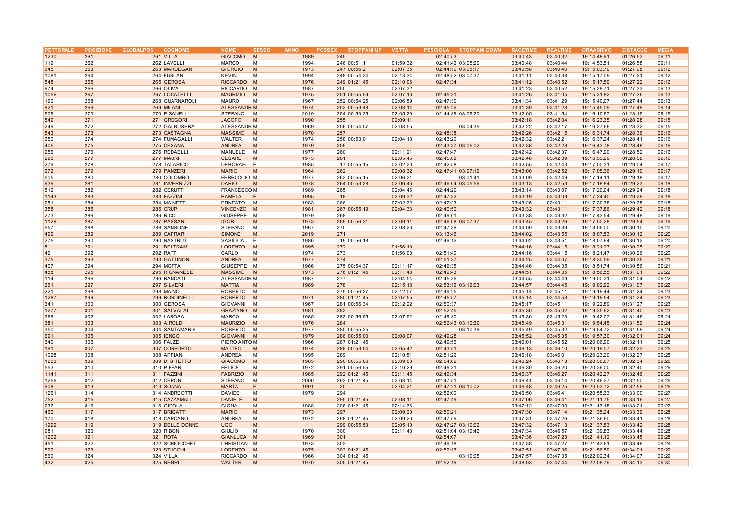| PETTORALE | POSIZIONE | GLOBALPOS | COGNOME | NOME | SESSO | ANNO | POSSEX | STOPPANI UP | VETTA | PESCIOLA | STOPPANI DOWN | RACETIME | REALTIME | ORAARRIVO | DISTACCO | MEDIA |
|---|---|---|---|---|---|---|---|---|---|---|---|---|---|---|---|---|
| 1230 | 261 | 261 | VILLA | GIACOMO | M | 1989 | 245 | | | 02:40:53 | | 03:40:43 | 03:40:32 | 19:14:48.91 | 01:26:53 | 09:11 |
| 119 | 262 | 262 | LAVELLI | MARCO | M | 1994 | 246 | 00:51:11 | 01:59:32 | 02:41:42 | 03:05:20 | 03:40:48 | 03:40:44 | 19:14:53.51 | 01:26:58 | 09:11 |
| 645 | 263 | 263 | MARDEGAN | GIORGIO | M | 1973 | 247 | 00:56:21 | 02:07:35 | 02:44:10 | 03:05:17 | 03:40:58 | 03:40:40 | 19:15:03.70 | 01:27:08 | 09:12 |
| 1081 | 264 | 264 | FURLAN | KEVIN | M | 1994 | 248 | 00:54:34 | 02:13:34 | 02:48:52 | 03:07:37 | 03:41:11 | 03:40:38 | 19:15:17.09 | 01:27:21 | 09:12 |
| 548 | 265 | 265 | GEROSA | RICCARDO | M | 1976 | 249 | 01:21:45 | 02:10:06 | 02:47:34 | | 03:41:12 | 03:40:52 | 19:15:17.59 | 01:27:22 | 09:12 |
| 974 | 266 | 266 | OLIVA | RICCARDO | M | 1987 | 250 | | 02:07:32 | | | 03:41:23 | 03:40:52 | 19:15:28.71 | 01:27:33 | 09:13 |
| 1056 | 267 | 267 | LOCATELLI | MAURIZIO | M | 1975 | 251 | 00:55:59 | 02:07:16 | 02:45:31 | | 03:41:26 | 03:41:05 | 19:15:31.82 | 01:27:36 | 09:13 |
| 190 | 268 | 268 | GUARNAROLI | MAURO | M | 1967 | 252 | 00:54:25 | 02:06:59 | 02:47:30 | | 03:41:34 | 03:41:29 | 19:15:40.07 | 01:27:44 | 09:13 |
| 921 | 269 | 269 | MILANI | ALESSANDR | M | 1974 | 253 | 00:53:48 | 02:08:14 | 02:45:26 | | 03:41:39 | 03:41:28 | 19:15:45.09 | 01:27:49 | 09:14 |
| 509 | 270 | 270 | PISANELLI | STEFANO | M | 2019 | 254 | 00:53:25 | 02:05:29 | 02:44:39 | 03:05:20 | 03:42:05 | 03:41:54 | 19:16:10.67 | 01:28:15 | 09:15 |
| 549 | 271 | 271 | GREGORI | JACOPO | M | 1990 | 255 | | 02:09:11 | | | 03:42:18 | 03:42:04 | 19:16:23.35 | 01:28:28 | 09:15 |
| 249 | 272 | 272 | GALBUSERA | ALESSANDR | M | 1969 | 256 | 00:54:57 | 02:08:55 | | 03:04:35 | 03:42:22 | 03:42:17 | 19:16:27.66 | 01:28:32 | 09:15 |
| 543 | 273 | 273 | CASTAGNA | MASSIMO | M | 1970 | 257 | | | 02:48:38 | | 03:42:26 | 03:42:15 | 19:16:31.74 | 01:28:36 | 09:16 |
| 650 | 274 | 274 | FUMAGALLI | WALTER | M | 1974 | 258 | 00:53:01 | 02:04:18 | 02:43:20 | | 03:42:32 | 03:42:21 | 19:16:37.24 | 01:28:41 | 09:16 |
| 405 | 275 | 275 | CESANA | ANDREA | M | 1979 | 259 | | | 02:43:37 | 03:05:02 | 03:42:38 | 03:42:28 | 19:16:43.78 | 01:28:48 | 09:16 |
| 256 | 276 | 276 | REDAELLI | MANUELE | M | 1977 | 260 | | 02:11:21 | 02:47:47 | | 03:42:42 | 03:42:37 | 19:16:47.90 | 01:28:52 | 09:16 |
| 293 | 277 | 277 | MAURI | CESARE | M | 1975 | 261 | | 02:05:45 | 02:45:08 | | 03:42:48 | 03:42:39 | 19:16:53.99 | 01:28:58 | 09:16 |
| 279 | 278 | 278 | TALARICO | DEBORAH | F | 1985 | 17 | 00:55:15 | 02:02:20 | 02:42:58 | | 03:42:55 | 03:42:43 | 19:17:00.31 | 01:29:04 | 09:17 |
| 272 | 279 | 279 | PANZERI | MARIO | M | 1964 | 262 | | 02:08:32 | 02:47:41 | 03:07:19 | 03:43:00 | 03:42:52 | 19:17:05.36 | 01:29:10 | 09:17 |
| 505 | 280 | 280 | COLOMBO | FERRUCCIO | M | 1977 | 263 | 00:55:15 | 02:06:21 | | 03:01:41 | 03:43:09 | 03:42:49 | 19:17:14.11 | 01:29:18 | 09:17 |
| 939 | 281 | 281 | INVERNIZZI | DARIO | M | 1978 | 264 | 00:53:28 | 02:06:46 | 02:46:04 | 03:05:56 | 03:43:13 | 03:42:53 | 19:17:18.84 | 01:29:23 | 09:18 |
| 512 | 282 | 282 | CERUTTI | FRANCESCO | M | 1989 | 265 | | 02:04:46 | 02:44:20 | | 03:43:14 | 03:43:07 | 19:17:20.04 | 01:29:24 | 09:18 |
| 1143 | 283 | 283 | FAZZINI | PAMELA | F | 1995 | 18 | | 02:09:32 | 02:47:32 | | 03:43:19 | 03:43:09 | 19:17:24.40 | 01:29:29 | 09:18 |
| 251 | 284 | 284 | MAINETTI | ERNESTO | M | 1983 | 266 | | 02:02:32 | 02:42:23 | | 03:43:25 | 03:43:11 | 19:17:30.78 | 01:29:35 | 09:18 |
| 358 | 285 | 285 | CRUPI | VINCENZO | M | 1981 | 267 | 00:55:19 | 02:04:33 | 02:40:50 | | 03:43:32 | 03:43:12 | 19:17:37.86 | 01:29:42 | 09:18 |
| 273 | 286 | 286 | RICCI | GIUSEPPE | M | 1979 | 268 | | | 02:49:01 | | 03:43:38 | 03:43:32 | 19:17:43.54 | 01:29:48 | 09:19 |
| 1129 | 287 | 287 | PASSANI | IGOR | M | 1973 | 269 | 00:56:31 | 02:09:11 | 02:46:08 | 03:07:37 | 03:43:45 | 03:43:26 | 19:17:50.28 | 01:29:54 | 09:19 |
| 557 | 288 | 288 | SANSONE | STEFANO | M | 1967 | 270 | | 02:08:26 | 02:47:39 | | 03:44:00 | 03:43:39 | 19:18:06.00 | 01:30:10 | 09:20 |
| 499 | 289 | 289 | CAPRARI | SIMONE | M | 2019 | 271 | | | 03:13:46 | | 03:44:02 | 03:43:55 | 19:18:07.53 | 01:30:12 | 09:20 |
| 275 | 290 | 290 | NASTRUT | VASILICA | F | 1986 | 19 | 00:56:18 | | 02:49:12 | | 03:44:02 | 03:43:51 | 19:18:07.64 | 01:30:12 | 09:20 |
| 8 | 291 | 291 | BELTRAMI | LORENZO | M | 1995 | 272 | | 01:56:18 | | | 03:44:16 | 03:44:15 | 19:18:21.27 | 01:30:25 | 09:20 |
| 42 | 292 | 292 | RATTI | CARLO | M | 1974 | 273 | | 01:56:08 | 02:51:40 | | 03:44:16 | 03:44:15 | 19:18:21.47 | 01:30:26 | 09:20 |
| 375 | 293 | 293 | GATTINONI | ANDREA | M | 1977 | 274 | | | 02:51:37 | | 03:44:25 | 03:44:07 | 19:18:30.59 | 01:30:35 | 09:21 |
| 407 | 294 | 294 | MOTTA | GIUSEPPE | M | 1966 | 275 | 00:54:37 | 02:11:17 | 02:49:35 | | 03:44:46 | 03:44:35 | 19:18:51.74 | 01:30:56 | 09:21 |
| 458 | 295 | 295 | RIGNANESE | MASSIMO | M | 1973 | 276 | 01:21:45 | 02:11:48 | 02:49:43 | | 03:44:51 | 03:44:35 | 19:18:56.55 | 01:31:01 | 09:22 |
| 114 | 296 | 296 | RANCATI | ALESSANDR | M | 1987 | 277 | | 02:04:54 | 02:45:36 | | 03:44:55 | 03:44:49 | 19:19:00.31 | 01:31:04 | 09:22 |
| 261 | 297 | 297 | SILVERI | MATTIA | M | 1989 | 278 | | 02:15:18 | 02:53:16 | 03:12:03 | 03:44:57 | 03:44:45 | 19:19:02.92 | 01:31:07 | 09:22 |
| 221 | 298 | 298 | MAINO | ROBERTO | M | | 279 | 00:56:27 | 02:12:07 | 02:49:25 | | 03:45:14 | 03:45:11 | 19:19:19.44 | 01:31:24 | 09:23 |
| 1287 | 299 | 299 | RONDINELLI | ROBERTO | M | 1971 | 280 | 01:21:45 | 02:07:55 | 02:45:57 | | 03:45:14 | 03:44:53 | 19:19:19.54 | 01:31:24 | 09:23 |
| 341 | 300 | 300 | GEROSA | GIOVANNI | M | 1967 | 281 | 00:56:34 | 02:12:22 | 02:50:37 | | 03:45:17 | 03:45:11 | 19:19:22.89 | 01:31:27 | 09:23 |
| 1277 | 301 | 301 | SALVALAI | GRAZIANO | M | 1981 | 282 | | | 02:52:45 | | 03:45:30 | 03:45:02 | 19:19:35.62 | 01:31:40 | 09:23 |
| 366 | 302 | 302 | LAROSA | MARCO | M | 1985 | 283 | 00:56:55 | 02:07:52 | 02:49:30 | | 03:45:36 | 03:45:23 | 19:19:42.07 | 01:31:46 | 09:24 |
| 381 | 303 | 303 | AIROLDI | MAURIZIO | M | 1976 | 284 | | | 02:52:43 | 03:10:39 | 03:45:49 | 03:45:31 | 19:19:54.45 | 01:31:59 | 09:24 |
| 350 | 304 | 304 | SANTAMARIA | ROBERTO | M | 1977 | 285 | 00:55:25 | | | 03:10:39 | 03:45:49 | 03:45:32 | 19:19:54.72 | 01:31:59 | 09:24 |
| 691 | 305 | 305 | IENGO | GIOVANNI | M | 1979 | 286 | 00:55:03 | 02:08:07 | 02:49:28 | | 03:45:52 | 03:45:35 | 19:19:57.30 | 01:32:01 | 09:24 |
| 340 | 306 | 306 | FALZEI | PIERO ANTO | M | 1966 | 287 | 01:21:45 | | 02:49:56 | | 03:46:01 | 03:45:52 | 19:20:06.90 | 01:32:11 | 09:25 |
| 191 | 307 | 307 | CONFORTO | MATTEO | M | 1974 | 288 | 00:53:54 | 02:05:42 | 02:43:51 | | 03:46:13 | 03:46:10 | 19:20:19.07 | 01:32:23 | 09:25 |
| 1028 | 308 | 308 | APPIANI | ANDREA | M | 1995 | 289 | | 02:10:51 | 02:51:22 | | 03:46:18 | 03:46:01 | 19:20:23.20 | 01:32:27 | 09:25 |
| 1203 | 309 | 309 | DI BITETTO | GIACOMO | M | 1983 | 290 | 00:55:06 | 02:09:08 | 02:54:02 | | 03:46:24 | 03:46:13 | 19:20:30.07 | 01:32:34 | 09:26 |
| 553 | 310 | 310 | PIFFARI | FELICE | M | 1972 | 291 | 00:56:55 | 02:10:29 | 02:49:31 | | 03:46:30 | 03:46:20 | 19:20:36.00 | 01:32:40 | 09:26 |
| 1141 | 311 | 311 | FAZZINI | FABRIZIO | M | 1985 | 292 | 01:21:45 | 02:11:45 | 02:49:34 | | 03:46:37 | 03:46:27 | 19:20:42.27 | 01:32:46 | 09:26 |
| 1256 | 312 | 312 | CERONI | STEFANO | M | 2000 | 293 | 01:21:45 | 02:08:14 | 02:47:51 | | 03:46:41 | 03:46:14 | 19:20:46.27 | 01:32:50 | 09:26 |
| 908 | 313 | 313 | SOANA | MARTA | F | 1991 | 20 | | 02:04:21 | 02:47:21 | 03:10:02 | 03:46:48 | 03:46:25 | 19:20:53.72 | 01:32:58 | 09:26 |
| 1261 | 314 | 314 | ANDREOTTI | DAVIDE | M | 1979 | 294 | | | 02:52:00 | | 03:46:50 | 03:46:41 | 19:20:55.33 | 01:33:00 | 09:27 |
| 752 | 315 | 315 | CAZZAMALLI | DANIELE | M | | 295 | 01:21:45 | 02:08:11 | 02:47:49 | | 03:47:06 | 03:46:41 | 19:21:11.75 | 01:33:16 | 09:27 |
| 237 | 316 | 316 | GIROLA | GIONA | M | 1988 | 296 | 01:21:45 | 02:14:36 | | | 03:47:12 | 03:47:00 | 19:21:17.15 | 01:33:21 | 09:27 |
| 460 | 317 | 317 | BRIGATTI | MARIO | M | 1973 | 297 | | 02:09:20 | 02:50:21 | | 03:47:30 | 03:47:14 | 19:21:35.24 | 01:33:39 | 09:28 |
| 170 | 318 | 318 | CARCANO | ANDREA | M | 1972 | 298 | 01:21:45 | 02:09:26 | 02:47:59 | | 03:47:31 | 03:47:26 | 19:21:36.60 | 01:33:41 | 09:28 |
| 1299 | 319 | 319 | DELLE DONNE | UGO | M | | 299 | 00:55:53 | 02:05:10 | 02:47:27 | 03:10:02 | 03:47:32 | 03:47:13 | 19:21:37.53 | 01:33:42 | 09:28 |
| 981 | 320 | 320 | RIBONI | GIULIO | M | 1970 | 300 | | 02:11:48 | 02:51:04 | 03:10:42 | 03:47:34 | 03:46:57 | 19:21:39.83 | 01:33:44 | 09:28 |
| 1202 | 321 | 321 | ROTA | GIANLUCA | M | 1969 | 301 | | | 02:54:07 | | 03:47:36 | 03:47:23 | 19:21:41.12 | 01:33:45 | 09:28 |
| 451 | 322 | 322 | SCHIOCCHET | CHRISTIAN | M | 1973 | 302 | | | 02:49:18 | | 03:47:38 | 03:47:27 | 19:21:43.61 | 01:33:48 | 09:29 |
| 522 | 323 | 323 | STUCCHI | LORENZO | M | 1975 | 303 | 01:21:45 | | 02:56:13 | | 03:47:51 | 03:47:36 | 19:21:56.59 | 01:34:01 | 09:29 |
| 560 | 324 | 324 | VILLA | RICCARDO | M | 1966 | 304 | 01:21:45 | | | 03:10:05 | 03:47:57 | 03:47:35 | 19:22:02.34 | 01:34:07 | 09:29 |
| 432 | 325 | 325 | NEGRI | WALTER | M | 1970 | 305 | 01:21:45 | | 02:52:19 | | 03:48:03 | 03:47:44 | 19:22:08.79 | 01:34:13 | 09:30 |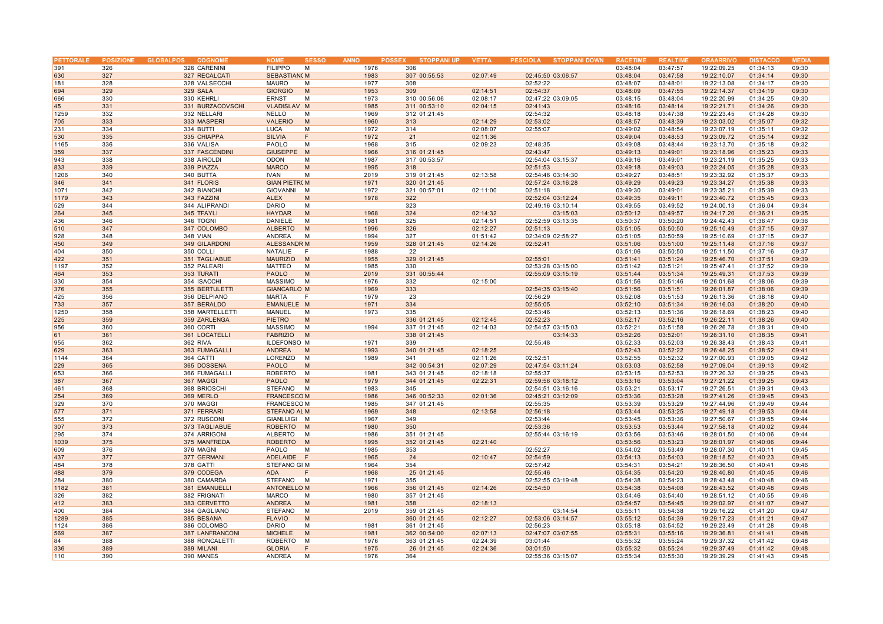| PETTORALE | POSIZIONE | GLOBALPOS | COGNOME | NOME | SESSO | ANNO | POSSEX | STOPPANI UP | VETTA | PESCIOLA | STOPPANI DOWN | RACETIME | REALTIME | ORAARRIVO | DISTACCO | MEDIA |
|---|---|---|---|---|---|---|---|---|---|---|---|---|---|---|---|---|
| 391 | 326 | 326 | CARENINI | FILIPPO | M | 1976 | 306 | | | | | 03:48:04 | 03:47:57 | 19:22:09.25 | 01:34:13 | 09:30 |
| 630 | 327 | 327 | RECALCATI | SEBASTIANO | M | 1983 | 307 | 00:55:53 | 02:07:49 | 02:45:50 | 03:06:57 | 03:48:04 | 03:47:58 | 19:22:10.07 | 01:34:14 | 09:30 |
| 181 | 328 | 328 | VALSECCHI | MAURO | M | 1977 | 308 | | | 02:52:22 | | 03:48:07 | 03:48:01 | 19:22:13.08 | 01:34:17 | 09:30 |
| 694 | 329 | 329 | SALA | GIORGIO | M | 1953 | 309 | | 02:14:51 | 02:54:37 | | 03:48:09 | 03:47:55 | 19:22:14.37 | 01:34:19 | 09:30 |
| 666 | 330 | 330 | KEHRLI | ERNST | M | 1973 | 310 | 00:56:06 | 02:08:17 | 02:47:22 | 03:09:05 | 03:48:15 | 03:48:04 | 19:22:20.99 | 01:34:25 | 09:30 |
| 45 | 331 | 331 | BURZACOVSCHI | VLADISLAV | M | 1985 | 311 | 00:53:10 | 02:04:15 | 02:41:43 | | 03:48:16 | 03:48:14 | 19:22:21.71 | 01:34:26 | 09:30 |
| 1259 | 332 | 332 | NELLARI | NELLO | M | 1969 | 312 | 01:21:45 | | 02:54:32 | | 03:48:18 | 03:47:38 | 19:22:23.45 | 01:34:28 | 09:30 |
| 705 | 333 | 333 | MASPERI | VALERIO | M | 1960 | 313 | | 02:14:29 | 02:53:02 | | 03:48:57 | 03:48:39 | 19:23:03.02 | 01:35:07 | 09:32 |
| 231 | 334 | 334 | BUTTI | LUCA | M | 1972 | 314 | | 02:08:07 | 02:55:07 | | 03:49:02 | 03:48:54 | 19:23:07.19 | 01:35:11 | 09:32 |
| 530 | 335 | 335 | CHIAPPA | SILVIA | F | 1972 | 21 | | 02:11:36 | | | 03:49:04 | 03:48:53 | 19:23:09.72 | 01:35:14 | 09:32 |
| 1165 | 336 | 336 | VALISA | PAOLO | M | 1968 | 315 | | 02:09:23 | 02:48:35 | | 03:49:08 | 03:48:44 | 19:23:13.70 | 01:35:18 | 09:32 |
| 359 | 337 | 337 | FASCENDINI | GIUSEPPE | M | 1966 | 316 | 01:21:45 | | 02:43:47 | | 03:49:13 | 03:49:01 | 19:23:18.96 | 01:35:23 | 09:33 |
| 943 | 338 | 338 | AIROLDI | ODON | M | 1987 | 317 | 00:53:57 | | 02:54:04 | 03:15:37 | 03:49:16 | 03:49:01 | 19:23:21.19 | 01:35:25 | 09:33 |
| 833 | 339 | 339 | PIAZZA | MARCO | M | 1995 | 318 | | | 02:51:53 | | 03:49:18 | 03:49:03 | 19:23:24.05 | 01:35:28 | 09:33 |
| 1206 | 340 | 340 | BUTTA | IVAN | M | 2019 | 319 | 01:21:45 | 02:13:58 | 02:54:46 | 03:14:30 | 03:49:27 | 03:48:51 | 19:23:32.92 | 01:35:37 | 09:33 |
| 346 | 341 | 341 | FLORIS | GIAN PIETRO | M | 1971 | 320 | 01:21:45 | | 02:57:24 | 03:16:28 | 03:49:29 | 03:49:23 | 19:23:34.27 | 01:35:38 | 09:33 |
| 1071 | 342 | 342 | BIANCHI | GIOVANNI | M | 1972 | 321 | 00:57:01 | 02:11:00 | 02:51:18 | | 03:49:30 | 03:49:01 | 19:23:35.21 | 01:35:39 | 09:33 |
| 1179 | 343 | 343 | FAZZINI | ALEX | M | 1978 | 322 | | | 02:52:04 | 03:12:24 | 03:49:35 | 03:49:11 | 19:23:40.72 | 01:35:45 | 09:33 |
| 529 | 344 | 344 | ALIPRANDI | DARIO | M | | 323 | | | 02:49:16 | 03:10:14 | 03:49:55 | 03:49:52 | 19:24:00.13 | 01:36:04 | 09:34 |
| 264 | 345 | 345 | TFAYLI | HAYDAR | M | 1968 | 324 | | 02:14:32 | | 03:15:03 | 03:50:12 | 03:49:57 | 19:24:17.20 | 01:36:21 | 09:35 |
| 436 | 346 | 346 | TOGNI | DANIELE | M | 1981 | 325 | | 02:14:51 | 02:52:59 | 03:13:35 | 03:50:37 | 03:50:20 | 19:24:42.43 | 01:36:47 | 09:36 |
| 510 | 347 | 347 | COLOMBO | ALBERTO | M | 1996 | 326 | | 02:12:27 | 02:51:13 | | 03:51:05 | 03:50:50 | 19:25:10.49 | 01:37:15 | 09:37 |
| 928 | 348 | 348 | VIAN | ANDREA | M | 1994 | 327 | | 01:51:42 | 02:34:09 | 02:58:27 | 03:51:05 | 03:50:59 | 19:25:10.69 | 01:37:15 | 09:37 |
| 450 | 349 | 349 | GILARDONI | ALESSANDRO | M | 1959 | 328 | 01:21:45 | 02:14:26 | 02:52:41 | | 03:51:06 | 03:51:00 | 19:25:11.48 | 01:37:16 | 09:37 |
| 404 | 350 | 350 | COLLI | NATALIE | F | 1988 | 22 | | | | | 03:51:06 | 03:50:50 | 19:25:11.50 | 01:37:16 | 09:37 |
| 422 | 351 | 351 | TAGLIABUE | MAURIZIO | M | 1955 | 329 | 01:21:45 | | 02:55:01 | | 03:51:41 | 03:51:24 | 19:25:46.70 | 01:37:51 | 09:39 |
| 1197 | 352 | 352 | PALEARI | MATTEO | M | 1985 | 330 | | | 02:53:28 | 03:15:00 | 03:51:42 | 03:51:21 | 19:25:47.41 | 01:37:52 | 09:39 |
| 464 | 353 | 353 | TURATI | PAOLO | M | 2019 | 331 | 00:55:44 | | 02:55:09 | 03:15:19 | 03:51:44 | 03:51:34 | 19:25:49.31 | 01:37:53 | 09:39 |
| 330 | 354 | 354 | ISACCHI | MASSIMO | M | 1976 | 332 | | 02:15:00 | | | 03:51:56 | 03:51:46 | 19:26:01.68 | 01:38:06 | 09:39 |
| 376 | 355 | 355 | BERTULETTI | GIANCARLO | M | 1969 | 333 | | | 02:54:35 | 03:15:40 | 03:51:56 | 03:51:51 | 19:26:01.87 | 01:38:06 | 09:39 |
| 425 | 356 | 356 | DELPIANO | MARTA | F | 1979 | 23 | | | 02:56:29 | | 03:52:08 | 03:51:53 | 19:26:13.36 | 01:38:18 | 09:40 |
| 733 | 357 | 357 | BERALDO | EMANUELE | M | 1971 | 334 | | | 02:55:05 | | 03:52:10 | 03:51:34 | 19:26:16.03 | 01:38:20 | 09:40 |
| 1250 | 358 | 358 | MARTELLETTI | MANUEL | M | 1973 | 335 | | | 02:53:46 | | 03:52:13 | 03:51:36 | 19:26:18.69 | 01:38:23 | 09:40 |
| 225 | 359 | 359 | ZARLENGA | PIETRO | M | | 336 | 01:21:45 | 02:12:45 | 02:52:23 | | 03:52:17 | 03:52:16 | 19:26:22.11 | 01:38:26 | 09:40 |
| 956 | 360 | 360 | CORTI | MASSIMO | M | 1994 | 337 | 01:21:45 | 02:14:03 | 02:54:57 | 03:15:03 | 03:52:21 | 03:51:58 | 19:26:26.78 | 01:38:31 | 09:40 |
| 61 | 361 | 361 | LOCATELLI | FABRIZIO | M | | 338 | 01:21:45 | | | 03:14:33 | 03:52:26 | 03:52:01 | 19:26:31.10 | 01:38:35 | 09:41 |
| 955 | 362 | 362 | RIVA | ILDEFONSO | M | 1971 | 339 | | | 02:55:48 | | 03:52:33 | 03:52:03 | 19:26:38.43 | 01:38:43 | 09:41 |
| 629 | 363 | 363 | FUMAGALLI | ANDREA | M | 1993 | 340 | 01:21:45 | 02:18:25 | | | 03:52:43 | 03:52:22 | 19:26:48.25 | 01:38:52 | 09:41 |
| 1144 | 364 | 364 | CATTI | LORENZO | M | 1989 | 341 | | 02:11:26 | 02:52:51 | | 03:52:55 | 03:52:32 | 19:27:00.93 | 01:39:05 | 09:42 |
| 229 | 365 | 365 | DOSSENA | PAOLO | M | | 342 | 00:54:31 | 02:07:29 | 02:47:54 | 03:11:24 | 03:53:03 | 03:52:58 | 19:27:09.04 | 01:39:13 | 09:42 |
| 653 | 366 | 366 | FUMAGALLI | ROBERTO | M | 1981 | 343 | 01:21:45 | 02:18:18 | 02:55:37 | | 03:53:15 | 03:52:53 | 19:27:20.32 | 01:39:25 | 09:43 |
| 387 | 367 | 367 | MAGGI | PAOLO | M | 1979 | 344 | 01:21:45 | 02:22:31 | 02:59:56 | 03:18:12 | 03:53:16 | 03:53:04 | 19:27:21.22 | 01:39:25 | 09:43 |
| 461 | 368 | 368 | BRIOSCHI | STEFANO | M | 1983 | 345 | | | 02:54:51 | 03:16:16 | 03:53:21 | 03:53:17 | 19:27:26.51 | 01:39:31 | 09:43 |
| 254 | 369 | 369 | MERLO | FRANCESCO | M | 1986 | 346 | 00:52:33 | 02:01:36 | 02:45:21 | 03:12:09 | 03:53:36 | 03:53:28 | 19:27:41.26 | 01:39:45 | 09:43 |
| 329 | 370 | 370 | MAGGI | FRANCESCO | M | 1985 | 347 | 01:21:45 | | 02:55:35 | | 03:53:39 | 03:53:29 | 19:27:44.96 | 01:39:49 | 09:44 |
| 577 | 371 | 371 | FERRARI | STEFANO AL | M | 1969 | 348 | | 02:13:58 | 02:56:18 | | 03:53:44 | 03:53:25 | 19:27:49.18 | 01:39:53 | 09:44 |
| 555 | 372 | 372 | RUSCONI | GIANLUIGI | M | 1967 | 349 | | | 02:53:44 | | 03:53:45 | 03:53:36 | 19:27:50.67 | 01:39:55 | 09:44 |
| 307 | 373 | 373 | TAGLIABUE | ROBERTO | M | 1980 | 350 | | | 02:53:36 | | 03:53:53 | 03:53:44 | 19:27:58.18 | 01:40:02 | 09:44 |
| 295 | 374 | 374 | ARRIGONI | ALBERTO | M | 1986 | 351 | 01:21:45 | | 02:55:44 | 03:16:19 | 03:53:56 | 03:53:46 | 19:28:01.50 | 01:40:06 | 09:44 |
| 1039 | 375 | 375 | MANFREDA | ROBERTO | M | 1995 | 352 | 01:21:45 | 02:21:40 | | | 03:53:56 | 03:53:23 | 19:28:01.97 | 01:40:06 | 09:44 |
| 609 | 376 | 376 | MAGNI | PAOLO | M | 1985 | 353 | | | 02:52:27 | | 03:54:02 | 03:53:49 | 19:28:07.30 | 01:40:11 | 09:45 |
| 437 | 377 | 377 | GERMANI | ADELAIDE | F | 1965 | 24 | | 02:10:47 | 02:54:59 | | 03:54:13 | 03:54:03 | 19:28:18.52 | 01:40:23 | 09:45 |
| 484 | 378 | 378 | GATTI | STEFANO GI | M | 1964 | 354 | | | 02:57:42 | | 03:54:31 | 03:54:21 | 19:28:36.50 | 01:40:41 | 09:46 |
| 488 | 379 | 379 | CODEGA | ADA | F | 1968 | 25 | 01:21:45 | | 02:55:46 | | 03:54:35 | 03:54:20 | 19:28:40.80 | 01:40:45 | 09:46 |
| 284 | 380 | 380 | CAMARDA | STEFANO | M | 1971 | 355 | | | 02:52:55 | 03:19:48 | 03:54:38 | 03:54:23 | 19:28:43.48 | 01:40:48 | 09:46 |
| 1182 | 381 | 381 | EMANUELLI | ANTONELLO | M | 1966 | 356 | 01:21:45 | 02:14:26 | 02:54:50 | | 03:54:38 | 03:54:08 | 19:28:43.52 | 01:40:48 | 09:46 |
| 326 | 382 | 382 | FRIGNATI | MARCO | M | 1980 | 357 | 01:21:45 | | | | 03:54:46 | 03:54:40 | 19:28:51.12 | 01:40:55 | 09:46 |
| 412 | 383 | 383 | CERVETTO | ANDREA | M | 1981 | 358 | | 02:18:13 | | | 03:54:57 | 03:54:45 | 19:29:02.97 | 01:41:07 | 09:47 |
| 400 | 384 | 384 | GAGLIANO | STEFANO | M | 2019 | 359 | 01:21:45 | | | 03:14:54 | 03:55:11 | 03:54:38 | 19:29:16.22 | 01:41:20 | 09:47 |
| 1289 | 385 | 385 | BESANA | FLAVIO | M | | 360 | 01:21:45 | 02:12:27 | 02:53:06 | 03:14:57 | 03:55:12 | 03:54:39 | 19:29:17.23 | 01:41:21 | 09:47 |
| 1124 | 386 | 386 | COLOMBO | DARIO | M | 1981 | 361 | 01:21:45 | | 02:56:23 | | 03:55:18 | 03:54:52 | 19:29:23.49 | 01:41:28 | 09:48 |
| 569 | 387 | 387 | LANFRANCONI | MICHELE | M | 1981 | 362 | 00:54:00 | 02:07:13 | 02:47:07 | 03:07:55 | 03:55:31 | 03:55:16 | 19:29:36.81 | 01:41:41 | 09:48 |
| 84 | 388 | 388 | RONCALETTI | ROBERTO | M | 1976 | 363 | 01:21:45 | 02:24:39 | 03:01:44 | | 03:55:32 | 03:55:24 | 19:29:37.32 | 01:41:42 | 09:48 |
| 336 | 389 | 389 | MILANI | GLORIA | F | 1975 | 26 | 01:21:45 | 02:24:36 | 03:01:50 | | 03:55:32 | 03:55:25 | 19:29:37.49 | 01:41:42 | 09:48 |
| 110 | 390 | 390 | MANES | ANDREA | M | 1976 | 364 | | | 02:55:36 | 03:15:07 | 03:55:34 | 03:55:30 | 19:29:39.29 | 01:41:43 | 09:48 |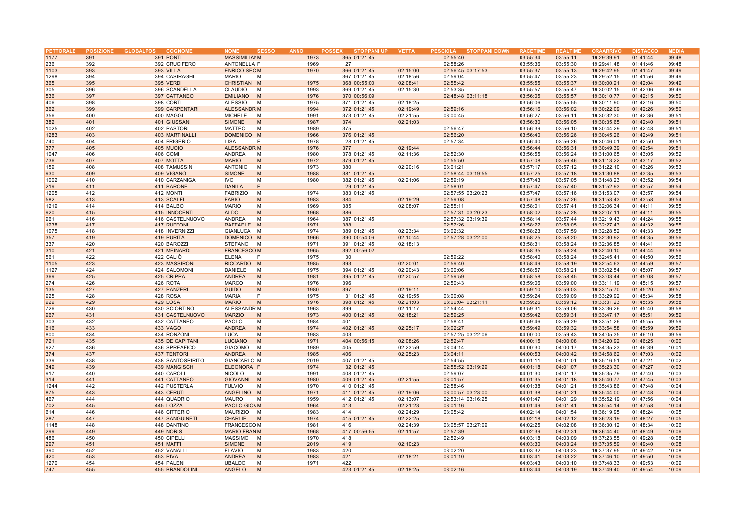| PETTORALE | POSIZIONE | GLOBALPOS | COGNOME | NOME | SESSO | ANNO | POSSEX | STOPPANI UP | VETTA | PESCIOLA | STOPPANI DOWN | RACETIME | REALTIME | ORAARRIVO | DISTACCO | MEDIA |
|---|---|---|---|---|---|---|---|---|---|---|---|---|---|---|---|---|
| 1177 | 391 | 391 | PONTI | MASSIMILIAN | M | 1973 | 365 | 01:21:45 | | 02:55:40 | | 03:55:34 | 03:55:11 | 19:29:39.91 | 01:41:44 | 09:48 |
| 236 | 392 | 392 | CRUCIFERO | ANTONELLA | F | 1969 | 27 | | | 02:58:26 | | 03:55:36 | 03:55:30 | 19:29:41.48 | 01:41:46 | 09:48 |
| 1103 | 393 | 393 | VILLA | ENRICO SEC | M | 1970 | 366 | 01:21:45 | 02:15:00 | 02:56:45 | 03:17:53 | 03:55:37 | 03:55:13 | 19:29:42.95 | 01:41:47 | 09:49 |
| 1298 | 394 | 394 | CASIRAGHI | MARIO | M | | 367 | 01:21:45 | 02:18:56 | 02:59:04 | | 03:55:47 | 03:55:23 | 19:29:52.15 | 01:41:56 | 09:49 |
| 365 | 395 | 395 | VERDI | CHRISTIAN | M | 1975 | 368 | 00:55:00 | 02:08:41 | 02:55:42 | | 03:55:55 | 03:55:37 | 19:30:00.21 | 01:42:04 | 09:49 |
| 305 | 396 | 396 | SCANDELLA | CLAUDIO | M | 1993 | 369 | 01:21:45 | 02:15:30 | 02:53:35 | | 03:55:57 | 03:55:47 | 19:30:02.15 | 01:42:06 | 09:49 |
| 536 | 397 | 397 | CATTANEO | EMILIANO | M | 1976 | 370 | 00:56:09 | | 02:48:48 | 03:11:18 | 03:56:05 | 03:55:57 | 19:30:10.77 | 01:42:15 | 09:50 |
| 406 | 398 | 398 | CORTI | ALESSIO | M | 1975 | 371 | 01:21:45 | 02:18:25 | | | 03:56:06 | 03:55:55 | 19:30:11.90 | 01:42:16 | 09:50 |
| 362 | 399 | 399 | CARPENTARI | ALESSANDR | M | 1994 | 372 | 01:21:45 | 02:19:49 | 02:59:16 | | 03:56:16 | 03:56:02 | 19:30:22.09 | 01:42:26 | 09:50 |
| 356 | 400 | 400 | MAGGI | MICHELE | M | 1991 | 373 | 01:21:45 | 02:21:55 | 03:00:45 | | 03:56:27 | 03:56:11 | 19:30:32.30 | 01:42:36 | 09:51 |
| 382 | 401 | 401 | GIUSSANI | SIMONE | M | 1987 | 374 | | 02:21:03 | | | 03:56:30 | 03:56:05 | 19:30:35.65 | 01:42:40 | 09:51 |
| 1025 | 402 | 402 | PASTORI | MATTEO | M | 1989 | 375 | | | 02:56:47 | | 03:56:39 | 03:56:10 | 19:30:44.29 | 01:42:48 | 09:51 |
| 1283 | 403 | 403 | MARTINALLI | DOMENICO | M | 1966 | 376 | 01:21:45 | | 02:56:20 | | 03:56:40 | 03:56:26 | 19:30:45.26 | 01:42:49 | 09:51 |
| 740 | 404 | 404 | FRIGERIO | LISA | F | 1978 | 28 | 01:21:45 | | 02:57:34 | | 03:56:40 | 03:56:26 | 19:30:46.01 | 01:42:50 | 09:51 |
| 377 | 405 | 405 | MUOIO | ALESSANDR | M | 1976 | 377 | | 02:19:44 | | | 03:56:44 | 03:56:31 | 19:30:49.39 | 01:42:54 | 09:51 |
| 1047 | 406 | 406 | COMI | ANDREA | M | 1980 | 378 | 01:21:45 | 02:11:36 | 02:52:30 | | 03:56:55 | 03:56:24 | 19:31:00.65 | 01:43:05 | 09:52 |
| 736 | 407 | 407 | MOTTA | MARIO | M | 1972 | 379 | 01:21:45 | | 02:55:50 | | 03:57:08 | 03:56:46 | 19:31:13.22 | 01:43:17 | 09:52 |
| 159 | 408 | 408 | TAMUSSIN | ANTONIO | M | 1973 | 380 | | 02:20:16 | 03:01:21 | | 03:57:17 | 03:57:12 | 19:31:22.10 | 01:43:26 | 09:53 |
| 930 | 409 | 409 | VIGANÒ | SIMONE | M | 1988 | 381 | 01:21:45 | | 02:58:44 | 03:19:55 | 03:57:25 | 03:57:18 | 19:31:30.88 | 01:43:35 | 09:53 |
| 1002 | 410 | 410 | CARZANIGA | IVO | M | 1980 | 382 | 01:21:45 | 02:21:06 | 02:59:19 | | 03:57:43 | 03:57:05 | 19:31:48.23 | 01:43:52 | 09:54 |
| 219 | 411 | 411 | BARONE | DANILA | F | | 29 | 01:21:45 | | 02:58:01 | | 03:57:47 | 03:57:40 | 19:31:52.93 | 01:43:57 | 09:54 |
| 1205 | 412 | 412 | MONTI | FABRIZIO | M | 1974 | 383 | 01:21:45 | | 02:57:55 | 03:20:23 | 03:57:47 | 03:57:16 | 19:31:53.07 | 01:43:57 | 09:54 |
| 582 | 413 | 413 | SCALFI | FABIO | M | 1983 | 384 | | 02:19:29 | 02:59:08 | | 03:57:48 | 03:57:26 | 19:31:53.43 | 01:43:58 | 09:54 |
| 1219 | 414 | 414 | BALBO | MARIO | M | 1969 | 385 | | 02:08:07 | 02:55:11 | | 03:58:01 | 03:57:41 | 19:32:06.34 | 01:44:11 | 09:55 |
| 920 | 415 | 415 | INNOCENTI | ALDO | M | 1968 | 386 | | | 02:57:31 | 03:20:23 | 03:58:02 | 03:57:28 | 19:32:07.11 | 01:44:11 | 09:55 |
| 961 | 416 | 416 | CASTELNUOVO | ANDREA | M | 1964 | 387 | 01:21:45 | | 02:57:32 | 03:19:39 | 03:58:14 | 03:57:44 | 19:32:19.43 | 01:44:24 | 09:55 |
| 1238 | 417 | 417 | RUFFONI | RAFFAELE | M | 1971 | 388 | | | 02:57:26 | | 03:58:22 | 03:58:05 | 19:32:27.43 | 01:44:32 | 09:55 |
| 1075 | 418 | 418 | INVERNIZZI | GIANLUCA | M | 1974 | 389 | 01:21:45 | 02:23:34 | 03:02:32 | | 03:58:23 | 03:57:59 | 19:32:28.52 | 01:44:33 | 09:55 |
| 357 | 419 | 419 | PURITA | DOMENICO | M | 1966 | 390 | 00:54:06 | 02:10:44 | 02:57:28 | 03:22:00 | 03:58:25 | 03:58:20 | 19:32:30.92 | 01:44:35 | 09:56 |
| 337 | 420 | 420 | BAROZZI | STEFANO | M | 1971 | 391 | 01:21:45 | 02:18:13 | | | 03:58:31 | 03:58:24 | 19:32:36.85 | 01:44:41 | 09:56 |
| 310 | 421 | 421 | MEINARDI | FRANCESCO | M | 1965 | 392 | 00:56:02 | | | | 03:58:35 | 03:58:24 | 19:32:40.10 | 01:44:44 | 09:56 |
| 561 | 422 | 422 | CALIÒ | ELENA | F | 1975 | 30 | | | 02:59:22 | | 03:58:40 | 03:58:24 | 19:32:45.41 | 01:44:50 | 09:56 |
| 1105 | 423 | 423 | MASSIRONI | RICCARDO | M | 1985 | 393 | | 02:20:01 | 02:59:40 | | 03:58:49 | 03:58:19 | 19:32:54.63 | 01:44:59 | 09:57 |
| 1127 | 424 | 424 | SALOMONI | DANIELE | M | 1975 | 394 | 01:21:45 | 02:20:43 | 03:00:06 | | 03:58:57 | 03:58:21 | 19:33:02.54 | 01:45:07 | 09:57 |
| 369 | 425 | 425 | CRIPPA | ANDREA | M | 1981 | 395 | 01:21:45 | 02:20:57 | 02:59:59 | | 03:58:58 | 03:58:45 | 19:33:03.44 | 01:45:08 | 09:57 |
| 274 | 426 | 426 | ROTA | MARCO | M | 1976 | 396 | | | 02:50:43 | | 03:59:06 | 03:59:00 | 19:33:11.19 | 01:45:15 | 09:57 |
| 135 | 427 | 427 | PANZERI | GUIDO | M | 1980 | 397 | | 02:19:11 | | | 03:59:10 | 03:59:03 | 19:33:15.70 | 01:45:20 | 09:57 |
| 925 | 428 | 428 | ROSA | MARIA | F | 1975 | 31 | 01:21:45 | 02:19:55 | 03:00:08 | | 03:59:24 | 03:59:09 | 19:33:29.92 | 01:45:34 | 09:58 |
| 929 | 429 | 429 | LOSA | MARIO | M | 1976 | 398 | 01:21:45 | 02:21:03 | 03:00:04 | 03:21:11 | 03:59:26 | 03:59:12 | 19:33:31.23 | 01:45:35 | 09:58 |
| 726 | 430 | 430 | SCIORTINO | ALESSANDR | M | 1963 | 399 | | 02:11:17 | 02:54:44 | | 03:59:31 | 03:59:06 | 19:33:36.26 | 01:45:40 | 09:58 |
| 967 | 431 | 431 | CASTELNUOVO | MARZIO | M | 1973 | 400 | 01:21:45 | 02:18:21 | 02:59:25 | | 03:59:42 | 03:59:31 | 19:33:47.17 | 01:45:51 | 09:59 |
| 303 | 432 | 432 | CATTANEO | PAOLO | M | 1984 | 401 | | | 02:58:41 | | 03:59:46 | 03:59:29 | 19:33:51.26 | 01:45:55 | 09:59 |
| 616 | 433 | 433 | VAGO | ANDREA | M | 1974 | 402 | 01:21:45 | 02:25:17 | 03:02:27 | | 03:59:49 | 03:59:32 | 19:33:54.58 | 01:45:59 | 09:59 |
| 800 | 434 | 434 | RONZONI | LUCA | M | 1983 | 403 | | | 02:57:25 | 03:22:06 | 04:00:00 | 03:59:43 | 19:34:05.35 | 01:46:10 | 09:59 |
| 721 | 435 | 435 | DE CAPITANI | LUCIANO | M | 1971 | 404 | 00:56:15 | 02:08:26 | 02:52:47 | | 04:00:15 | 04:00:08 | 19:34:20.92 | 01:46:25 | 10:00 |
| 927 | 436 | 436 | SPREAFICO | GIACOMO | M | 1989 | 405 | | 02:23:59 | 03:04:14 | | 04:00:30 | 04:00:17 | 19:34:35.23 | 01:46:39 | 10:01 |
| 374 | 437 | 437 | TENTORI | ANDREA | M | 1985 | 406 | | 02:25:23 | 03:04:11 | | 04:00:53 | 04:00:42 | 19:34:58.62 | 01:47:03 | 10:02 |
| 339 | 438 | 438 | SANTOSPIRITO | GIANCARLO | M | 2019 | 407 | 01:21:45 | | 02:54:55 | | 04:01:11 | 04:01:01 | 19:35:16.51 | 01:47:21 | 10:02 |
| 349 | 439 | 439 | MANGISCH | ELEONORA | F | 1974 | 32 | 01:21:45 | | 02:55:52 | 03:19:29 | 04:01:18 | 04:01:07 | 19:35:23.30 | 01:47:27 | 10:03 |
| 917 | 440 | 440 | CAROLI | NICOLÒ | M | 1991 | 408 | 01:21:45 | | 02:59:07 | | 04:01:30 | 04:01:17 | 19:35:35.79 | 01:47:40 | 10:03 |
| 314 | 441 | 441 | CATTANEO | GIOVANNI | M | 1980 | 409 | 01:21:45 | 02:21:55 | 03:01:57 | | 04:01:35 | 04:01:18 | 19:35:40.77 | 01:47:45 | 10:03 |
| 1244 | 442 | 442 | PUSTERLA | FULVIO | M | 1970 | 410 | 01:21:45 | | 02:58:46 | | 04:01:38 | 04:01:21 | 19:35:43.86 | 01:47:48 | 10:04 |
| 875 | 443 | 443 | CERUTI | ANGELINO | M | 1971 | 411 | 01:21:45 | 02:19:06 | 03:00:57 | 03:23:00 | 04:01:38 | 04:01:21 | 19:35:44.00 | 01:47:48 | 10:04 |
| 467 | 444 | 444 | QUADRIO | MAURO | M | 1959 | 412 | 01:21:45 | 02:13:07 | 02:53:14 | 03:16:25 | 04:01:47 | 04:01:29 | 19:35:52.19 | 01:47:56 | 10:04 |
| 702 | 445 | 445 | LOZZA | PAOLO GIOV | M | 1964 | 413 | | 02:21:23 | 03:01:16 | | 04:01:49 | 04:01:41 | 19:35:54.14 | 01:47:58 | 10:04 |
| 614 | 446 | 446 | CITTERIO | MAURIZIO | M | 1983 | 414 | | 02:24:29 | 03:05:42 | | 04:02:14 | 04:01:54 | 19:36:19.95 | 01:48:24 | 10:05 |
| 287 | 447 | 447 | SANGUINETI | CHARLIE | M | 1974 | 415 | 01:21:45 | 02:22:25 | | | 04:02:18 | 04:02:12 | 19:36:23.19 | 01:48:27 | 10:05 |
| 1148 | 448 | 448 | DANTINO | FRANCESCO | M | 1981 | 416 | | 02:24:39 | 03:05:57 | 03:27:09 | 04:02:25 | 04:02:08 | 19:36:30.12 | 01:48:34 | 10:06 |
| 299 | 449 | 449 | NORIS | MARIO FRAN | M | 1968 | 417 | 00:56:55 | 02:11:57 | 02:57:39 | | 04:02:39 | 04:02:31 | 19:36:44.40 | 01:48:49 | 10:06 |
| 486 | 450 | 450 | CIPELLI | MASSIMO | M | 1970 | 418 | | | 02:52:49 | | 04:03:18 | 04:03:09 | 19:37:23.55 | 01:49:28 | 10:08 |
| 297 | 451 | 451 | MAFFI | SIMONE | M | 2019 | 419 | | 02:10:23 | | | 04:03:30 | 04:03:24 | 19:37:35.59 | 01:49:40 | 10:08 |
| 390 | 452 | 452 | VANALLI | FLAVIO | M | 1983 | 420 | | | 03:02:20 | | 04:03:32 | 04:03:23 | 19:37:37.95 | 01:49:42 | 10:08 |
| 420 | 453 | 453 | PIVA | ANDREA | M | 1983 | 421 | | 02:18:21 | 03:01:10 | | 04:03:41 | 04:03:22 | 19:37:46.10 | 01:49:50 | 10:09 |
| 1270 | 454 | 454 | PALENI | UBALDO | M | 1971 | 422 | | | | | 04:03:43 | 04:03:10 | 19:37:48.33 | 01:49:53 | 10:09 |
| 747 | 455 | 455 | BRANDOLINI | ANGELO | M | | 423 | 01:21:45 | 02:18:25 | 03:02:16 | | 04:03:44 | 04:03:19 | 19:37:49.40 | 01:49:54 | 10:09 |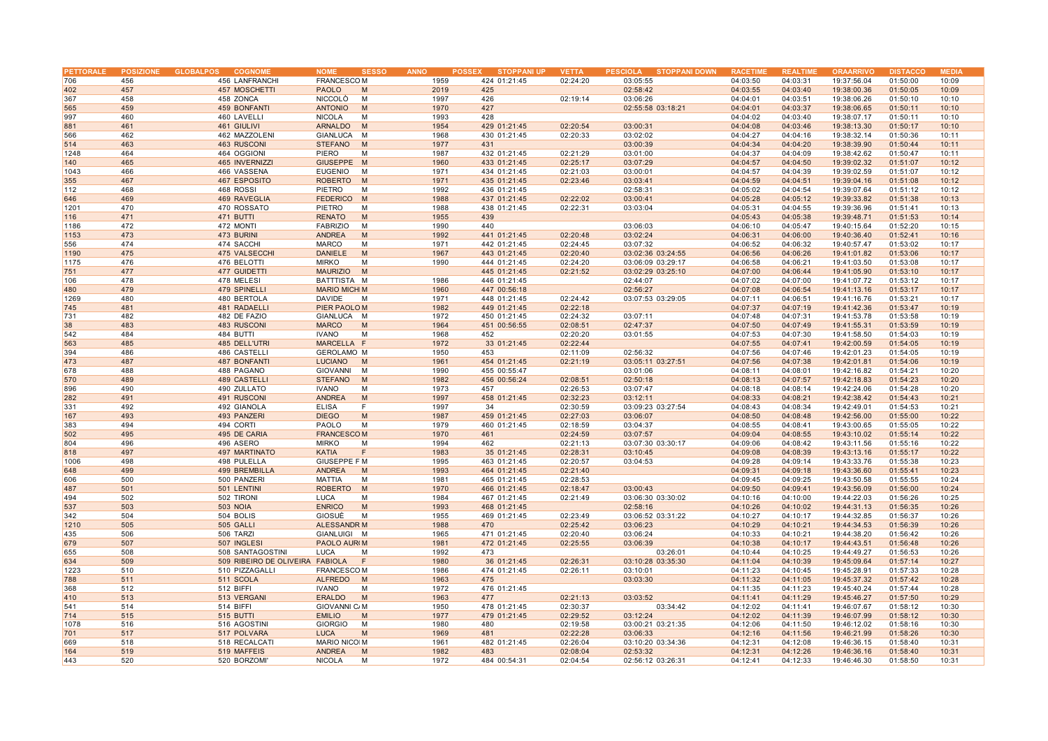| PETTORALE | POSIZIONE | GLOBALPOS | COGNOME | NOME | SESSO | ANNO | POSSEX | STOPPANI UP | VETTA | PESCIOLA | STOPPANI DOWN | RACETIME | REALTIME | ORAARRIVO | DISTACCO | MEDIA |
|---|---|---|---|---|---|---|---|---|---|---|---|---|---|---|---|---|
| 706 | 456 | 456 | LANFRANCHI | FRANCESCO | M | 1959 | 424 | 01:21:45 | 02:24:20 | 03:05:55 | | 04:03:50 | 04:03:31 | 19:37:56.04 | 01:50:00 | 10:09 |
| 402 | 457 | 457 | MOSCHETTI | PAOLO | M | 2019 | 425 | | | 02:58:42 | | 04:03:55 | 04:03:40 | 19:38:00.36 | 01:50:05 | 10:09 |
| 367 | 458 | 458 | ZONCA | NICCOLÒ | M | 1997 | 426 | | 02:19:14 | 03:06:26 | | 04:04:01 | 04:03:51 | 19:38:06.26 | 01:50:10 | 10:10 |
| 565 | 459 | 459 | BONFANTI | ANTONIO | M | 1970 | 427 | | | 02:55:58 | 03:18:21 | 04:04:01 | 04:03:37 | 19:38:06.65 | 01:50:11 | 10:10 |
| 997 | 460 | 460 | LAVELLI | NICOLA | M | 1993 | 428 | | | | | 04:04:02 | 04:03:40 | 19:38:07.17 | 01:50:11 | 10:10 |
| 881 | 461 | 461 | GIULIVI | ARNALDO | M | 1954 | 429 | 01:21:45 | 02:20:54 | 03:00:31 | | 04:04:08 | 04:03:46 | 19:38:13.30 | 01:50:17 | 10:10 |
| 566 | 462 | 462 | MAZZOLENI | GIANLUCA | M | 1968 | 430 | 01:21:45 | 02:20:33 | 03:02:02 | | 04:04:27 | 04:04:16 | 19:38:32.14 | 01:50:36 | 10:11 |
| 514 | 463 | 463 | RUSCONI | STEFANO | M | 1977 | 431 | | | 03:00:39 | | 04:04:34 | 04:04:20 | 19:38:39.90 | 01:50:44 | 10:11 |
| 1248 | 464 | 464 | OGGIONI | PIERO | M | 1987 | 432 | 01:21:45 | 02:21:29 | 03:01:00 | | 04:04:37 | 04:04:09 | 19:38:42.62 | 01:50:47 | 10:11 |
| 140 | 465 | 465 | INVERNIZZI | GIUSEPPE | M | 1960 | 433 | 01:21:45 | 02:25:17 | 03:07:29 | | 04:04:57 | 04:04:50 | 19:39:02.32 | 01:51:07 | 10:12 |
| 1043 | 466 | 466 | VASSENA | EUGENIO | M | 1971 | 434 | 01:21:45 | 02:21:03 | 03:00:01 | | 04:04:57 | 04:04:39 | 19:39:02.59 | 01:51:07 | 10:12 |
| 355 | 467 | 467 | ESPOSITO | ROBERTO | M | 1971 | 435 | 01:21:45 | 02:23:46 | 03:03:41 | | 04:04:59 | 04:04:51 | 19:39:04.16 | 01:51:08 | 10:12 |
| 112 | 468 | 468 | ROSSI | PIETRO | M | 1992 | 436 | 01:21:45 | | 02:58:31 | | 04:05:02 | 04:04:54 | 19:39:07.64 | 01:51:12 | 10:12 |
| 646 | 469 | 469 | RAVEGLIA | FEDERICO | M | 1988 | 437 | 01:21:45 | 02:22:02 | 03:00:41 | | 04:05:28 | 04:05:12 | 19:39:33.82 | 01:51:38 | 10:13 |
| 1201 | 470 | 470 | ROSSATO | PIETRO | M | 1988 | 438 | 01:21:45 | 02:22:31 | 03:03:04 | | 04:05:31 | 04:04:55 | 19:39:36.96 | 01:51:41 | 10:13 |
| 116 | 471 | 471 | BUTTI | RENATO | M | 1955 | 439 | | | | | 04:05:43 | 04:05:38 | 19:39:48.71 | 01:51:53 | 10:14 |
| 1186 | 472 | 472 | MONTI | FABRIZIO | M | 1990 | 440 | | | 03:06:03 | | 04:06:10 | 04:05:47 | 19:40:15.64 | 01:52:20 | 10:15 |
| 1153 | 473 | 473 | BURINI | ANDREA | M | 1992 | 441 | 01:21:45 | 02:20:48 | 03:02:24 | | 04:06:31 | 04:06:00 | 19:40:36.40 | 01:52:41 | 10:16 |
| 556 | 474 | 474 | SACCHI | MARCO | M | 1971 | 442 | 01:21:45 | 02:24:45 | 03:07:32 | | 04:06:52 | 04:06:32 | 19:40:57.47 | 01:53:02 | 10:17 |
| 1190 | 475 | 475 | VALSECCHI | DANIELE | M | 1967 | 443 | 01:21:45 | 02:20:40 | 03:02:36 | 03:24:55 | 04:06:56 | 04:06:26 | 19:41:01.82 | 01:53:06 | 10:17 |
| 1175 | 476 | 476 | BELOTTI | MIRKO | M | 1990 | 444 | 01:21:45 | 02:24:20 | 03:06:09 | 03:29:17 | 04:06:58 | 04:06:21 | 19:41:03.50 | 01:53:08 | 10:17 |
| 751 | 477 | 477 | GUIDETTI | MAURIZIO | M | | 445 | 01:21:45 | 02:21:52 | 03:02:29 | 03:25:10 | 04:07:00 | 04:06:44 | 19:41:05.90 | 01:53:10 | 10:17 |
| 106 | 478 | 478 | MELESI | BATTTISTA | M | 1986 | 446 | 01:21:45 | | 02:44:07 | | 04:07:02 | 04:07:00 | 19:41:07.72 | 01:53:12 | 10:17 |
| 480 | 479 | 479 | SPINELLI | MARIO MICH | M | 1960 | 447 | 00:56:18 | | 02:56:27 | | 04:07:08 | 04:06:54 | 19:41:13.16 | 01:53:17 | 10:17 |
| 1269 | 480 | 480 | BERTOLA | DAVIDE | M | 1971 | 448 | 01:21:45 | 02:24:42 | 03:07:53 | 03:29:05 | 04:07:11 | 04:06:51 | 19:41:16.76 | 01:53:21 | 10:17 |
| 745 | 481 | 481 | RADAELLI | PIER PAOLO | M | 1982 | 449 | 01:21:45 | 02:22:18 | | | 04:07:37 | 04:07:19 | 19:41:42.36 | 01:53:47 | 10:19 |
| 731 | 482 | 482 | DE FAZIO | GIANLUCA | M | 1972 | 450 | 01:21:45 | 02:24:32 | 03:07:11 | | 04:07:48 | 04:07:31 | 19:41:53.78 | 01:53:58 | 10:19 |
| 38 | 483 | 483 | RUSCONI | MARCO | M | 1964 | 451 | 00:56:55 | 02:08:51 | 02:47:37 | | 04:07:50 | 04:07:49 | 19:41:55.31 | 01:53:59 | 10:19 |
| 542 | 484 | 484 | BUTTI | IVANO | M | 1968 | 452 | | 02:20:20 | 03:01:55 | | 04:07:53 | 04:07:30 | 19:41:58.50 | 01:54:03 | 10:19 |
| 563 | 485 | 485 | DELL'UTRI | MARCELLA | F | 1972 | 33 | 01:21:45 | 02:22:44 | | | 04:07:55 | 04:07:41 | 19:42:00.59 | 01:54:05 | 10:19 |
| 394 | 486 | 486 | CASTELLI | GEROLAMO | M | 1950 | 453 | | 02:11:09 | 02:56:32 | | 04:07:56 | 04:07:46 | 19:42:01.23 | 01:54:05 | 10:19 |
| 473 | 487 | 487 | BONFANTI | LUCIANO | M | 1961 | 454 | 01:21:45 | 02:21:19 | 03:05:11 | 03:27:51 | 04:07:56 | 04:07:38 | 19:42:01.81 | 01:54:06 | 10:19 |
| 678 | 488 | 488 | PAGANO | GIOVANNI | M | 1990 | 455 | 00:55:47 | | 03:01:06 | | 04:08:11 | 04:08:01 | 19:42:16.82 | 01:54:21 | 10:20 |
| 570 | 489 | 489 | CASTELLI | STEFANO | M | 1982 | 456 | 00:56:24 | 02:08:51 | 02:50:18 | | 04:08:13 | 04:07:57 | 19:42:18.83 | 01:54:23 | 10:20 |
| 896 | 490 | 490 | ZULLATO | IVANO | M | 1973 | 457 | | 02:26:53 | 03:07:47 | | 04:08:18 | 04:08:14 | 19:42:24.06 | 01:54:28 | 10:20 |
| 282 | 491 | 491 | RUSCONI | ANDREA | M | 1997 | 458 | 01:21:45 | 02:32:23 | 03:12:11 | | 04:08:33 | 04:08:21 | 19:42:38.42 | 01:54:43 | 10:21 |
| 331 | 492 | 492 | GIANOLA | ELISA | F | 1997 | 34 | | 02:30:59 | 03:09:23 | 03:27:54 | 04:08:43 | 04:08:34 | 19:42:49.01 | 01:54:53 | 10:21 |
| 167 | 493 | 493 | PANZERI | DIEGO | M | 1987 | 459 | 01:21:45 | 02:27:03 | 03:06:07 | | 04:08:50 | 04:08:48 | 19:42:56.00 | 01:55:00 | 10:22 |
| 383 | 494 | 494 | CORTI | PAOLO | M | 1979 | 460 | 01:21:45 | 02:18:59 | 03:04:37 | | 04:08:55 | 04:08:41 | 19:43:00.65 | 01:55:05 | 10:22 |
| 502 | 495 | 495 | DE CARIA | FRANCESCO | M | 1970 | 461 | | 02:24:59 | 03:07:57 | | 04:09:04 | 04:08:55 | 19:43:10.02 | 01:55:14 | 10:22 |
| 804 | 496 | 496 | ASERO | MIRKO | M | 1994 | 462 | | 02:21:13 | 03:07:30 | 03:30:17 | 04:09:06 | 04:08:42 | 19:43:11.56 | 01:55:16 | 10:22 |
| 818 | 497 | 497 | MARTINATO | KATIA | F | 1983 | 35 | 01:21:45 | 02:28:31 | 03:10:45 | | 04:09:08 | 04:08:39 | 19:43:13.16 | 01:55:17 | 10:22 |
| 1006 | 498 | 498 | PULELLA | GIUSEPPE F | M | 1995 | 463 | 01:21:45 | 02:20:57 | 03:04:53 | | 04:09:28 | 04:09:14 | 19:43:33.76 | 01:55:38 | 10:23 |
| 648 | 499 | 499 | BREMBILLA | ANDREA | M | 1993 | 464 | 01:21:45 | 02:21:40 | | | 04:09:31 | 04:09:18 | 19:43:36.60 | 01:55:41 | 10:23 |
| 606 | 500 | 500 | PANZERI | MATTIA | M | 1981 | 465 | 01:21:45 | 02:28:53 | | | 04:09:45 | 04:09:25 | 19:43:50.58 | 01:55:55 | 10:24 |
| 487 | 501 | 501 | LENTINI | ROBERTO | M | 1970 | 466 | 01:21:45 | 02:18:47 | 03:00:43 | | 04:09:50 | 04:09:41 | 19:43:56.09 | 01:56:00 | 10:24 |
| 494 | 502 | 502 | TIRONI | LUCA | M | 1984 | 467 | 01:21:45 | 02:21:49 | 03:06:30 | 03:30:02 | 04:10:16 | 04:10:00 | 19:44:22.03 | 01:56:26 | 10:25 |
| 537 | 503 | 503 | NOIA | ENRICO | M | 1993 | 468 | 01:21:45 | | 02:58:16 | | 04:10:26 | 04:10:02 | 19:44:31.13 | 01:56:35 | 10:26 |
| 342 | 504 | 504 | BOLIS | GIOSUÈ | M | 1955 | 469 | 01:21:45 | 02:23:49 | 03:06:52 | 03:31:22 | 04:10:27 | 04:10:17 | 19:44:32.85 | 01:56:37 | 10:26 |
| 1210 | 505 | 505 | GALLI | ALESSANDR | M | 1988 | 470 | | 02:25:42 | 03:06:23 | | 04:10:29 | 04:10:21 | 19:44:34.53 | 01:56:39 | 10:26 |
| 435 | 506 | 506 | TARZI | GIANLUIGI | M | 1965 | 471 | 01:21:45 | 02:20:40 | 03:06:24 | | 04:10:33 | 04:10:21 | 19:44:38.20 | 01:56:42 | 10:26 |
| 679 | 507 | 507 | INGLESI | PAOLO AUR | M | 1981 | 472 | 01:21:45 | 02:25:55 | 03:06:39 | | 04:10:38 | 04:10:17 | 19:44:43.51 | 01:56:48 | 10:26 |
| 655 | 508 | 508 | SANTAGOSTINI | LUCA | M | 1992 | 473 | | | | 03:26:01 | 04:10:44 | 04:10:25 | 19:44:49.27 | 01:56:53 | 10:26 |
| 634 | 509 | 509 | RIBEIRO DE OLIVEIRA | FABIOLA | F | 1980 | 36 | 01:21:45 | 02:26:31 | 03:10:28 | 03:35:30 | 04:11:04 | 04:10:39 | 19:45:09.64 | 01:57:14 | 10:27 |
| 1223 | 510 | 510 | PIZZAGALLI | FRANCESCO | M | 1986 | 474 | 01:21:45 | 02:26:11 | 03:10:01 | | 04:11:23 | 04:10:45 | 19:45:28.91 | 01:57:33 | 10:28 |
| 788 | 511 | 511 | SCOLA | ALFREDO | M | 1963 | 475 | | | 03:03:30 | | 04:11:32 | 04:11:05 | 19:45:37.32 | 01:57:42 | 10:28 |
| 368 | 512 | 512 | BIFFI | IVANO | M | 1972 | 476 | 01:21:45 | | | | 04:11:35 | 04:11:23 | 19:45:40.24 | 01:57:44 | 10:28 |
| 410 | 513 | 513 | VERGANI | ERALDO | M | 1963 | 477 | | 02:21:13 | 03:03:52 | | 04:11:41 | 04:11:29 | 19:45:46.27 | 01:57:50 | 10:29 |
| 541 | 514 | 514 | BIFFI | GIOVANNI C | M | 1950 | 478 | 01:21:45 | 02:30:37 | | 03:34:42 | 04:12:02 | 04:11:41 | 19:46:07.67 | 01:58:12 | 10:30 |
| 714 | 515 | 515 | BUTTI | EMILIO | M | 1977 | 479 | 01:21:45 | 02:29:52 | 03:12:24 | | 04:12:02 | 04:11:39 | 19:46:07.99 | 01:58:12 | 10:30 |
| 1078 | 516 | 516 | AGOSTINI | GIORGIO | M | 1980 | 480 | | 02:19:58 | 03:00:21 | 03:21:35 | 04:12:06 | 04:11:50 | 19:46:12.02 | 01:58:16 | 10:30 |
| 701 | 517 | 517 | POLVARA | LUCA | M | 1969 | 481 | | 02:22:28 | 03:06:33 | | 04:12:16 | 04:11:56 | 19:46:21.99 | 01:58:26 | 10:30 |
| 669 | 518 | 518 | RECALCATI | MARIO NICO | M | 1961 | 482 | 01:21:45 | 02:26:04 | 03:10:20 | 03:34:36 | 04:12:31 | 04:12:08 | 19:46:36.15 | 01:58:40 | 10:31 |
| 164 | 519 | 519 | MAFFEIS | ANDREA | M | 1982 | 483 | | 02:08:04 | 02:53:32 | | 04:12:31 | 04:12:26 | 19:46:36.16 | 01:58:40 | 10:31 |
| 443 | 520 | 520 | BORZOMI' | NICOLA | M | 1972 | 484 | 00:54:31 | 02:04:54 | 02:56:12 | 03:26:31 | 04:12:41 | 04:12:33 | 19:46:46.30 | 01:58:50 | 10:31 |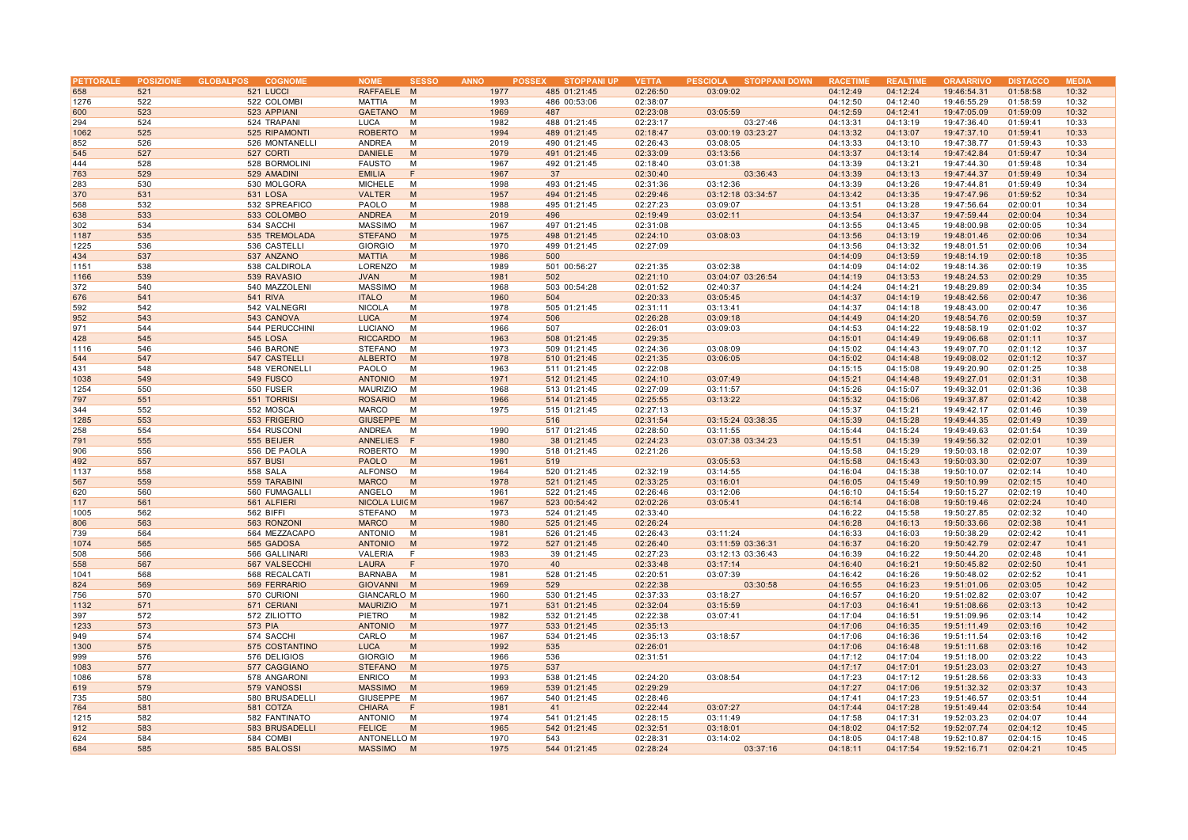| PETTORALE | POSIZIONE | GLOBALPOS | COGNOME | NOME | SESSO | ANNO | POSSEX | STOPPANI UP | VETTA | PESCIOLA | STOPPANI DOWN | RACETIME | REALTIME | ORAARRIVO | DISTACCO | MEDIA |
|---|---|---|---|---|---|---|---|---|---|---|---|---|---|---|---|---|
| 658 | 521 | 521 | LUCCI | RAFFAELE | M | 1977 | 485 | 01:21:45 | 02:26:50 | 03:09:02 | | 04:12:49 | 04:12:24 | 19:46:54.31 | 01:58:58 | 10:32 |
| 1276 | 522 | 522 | COLOMBI | MATTIA | M | 1993 | 486 | 00:53:06 | 02:38:07 | | | 04:12:50 | 04:12:40 | 19:46:55.29 | 01:58:59 | 10:32 |
| 600 | 523 | 523 | APPIANI | GAETANO | M | 1969 | 487 | | 02:23:08 | 03:05:59 | | 04:12:59 | 04:12:41 | 19:47:05.09 | 01:59:09 | 10:32 |
| 294 | 524 | 524 | TRAPANI | LUCA | M | 1982 | 488 | 01:21:45 | 02:23:17 | | 03:27:46 | 04:13:31 | 04:13:19 | 19:47:36.40 | 01:59:41 | 10:33 |
| 1062 | 525 | 525 | RIPAMONTI | ROBERTO | M | 1994 | 489 | 01:21:45 | 02:18:47 | 03:00:19 | 03:23:27 | 04:13:32 | 04:13:07 | 19:47:37.10 | 01:59:41 | 10:33 |
| 852 | 526 | 526 | MONTANELLI | ANDREA | M | 2019 | 490 | 01:21:45 | 02:26:43 | 03:08:05 | | 04:13:33 | 04:13:10 | 19:47:38.77 | 01:59:43 | 10:33 |
| 545 | 527 | 527 | CORTI | DANIELE | M | 1979 | 491 | 01:21:45 | 02:33:09 | 03:13:56 | | 04:13:37 | 04:13:14 | 19:47:42.84 | 01:59:47 | 10:34 |
| 444 | 528 | 528 | BORMOLINI | FAUSTO | M | 1967 | 492 | 01:21:45 | 02:18:40 | 03:01:38 | | 04:13:39 | 04:13:21 | 19:47:44.30 | 01:59:48 | 10:34 |
| 763 | 529 | 529 | AMADINI | EMILIA | F | 1967 | 37 | | 02:30:40 | | 03:36:43 | 04:13:39 | 04:13:13 | 19:47:44.37 | 01:59:49 | 10:34 |
| 283 | 530 | 530 | MOLGORA | MICHELE | M | 1998 | 493 | 01:21:45 | 02:31:36 | 03:12:36 | | 04:13:39 | 04:13:26 | 19:47:44.81 | 01:59:49 | 10:34 |
| 370 | 531 | 531 | LOSA | VALTER | M | 1957 | 494 | 01:21:45 | 02:29:46 | 03:12:18 | 03:34:57 | 04:13:42 | 04:13:35 | 19:47:47.96 | 01:59:52 | 10:34 |
| 568 | 532 | 532 | SPREAFICO | PAOLO | M | 1988 | 495 | 01:21:45 | 02:27:23 | 03:09:07 | | 04:13:51 | 04:13:28 | 19:47:56.64 | 02:00:01 | 10:34 |
| 638 | 533 | 533 | COLOMBO | ANDREA | M | 2019 | 496 | | 02:19:49 | 03:02:11 | | 04:13:54 | 04:13:37 | 19:47:59.44 | 02:00:04 | 10:34 |
| 302 | 534 | 534 | SACCHI | MASSIMO | M | 1967 | 497 | 01:21:45 | 02:31:08 | | | 04:13:55 | 04:13:45 | 19:48:00.98 | 02:00:05 | 10:34 |
| 1187 | 535 | 535 | TREMOLADA | STEFANO | M | 1975 | 498 | 01:21:45 | 02:24:10 | 03:08:03 | | 04:13:56 | 04:13:19 | 19:48:01.46 | 02:00:06 | 10:34 |
| 1225 | 536 | 536 | CASTELLI | GIORGIO | M | 1970 | 499 | 01:21:45 | 02:27:09 | | | 04:13:56 | 04:13:32 | 19:48:01.51 | 02:00:06 | 10:34 |
| 434 | 537 | 537 | ANZANO | MATTIA | M | 1986 | 500 | | | | | 04:14:09 | 04:13:59 | 19:48:14.19 | 02:00:18 | 10:35 |
| 1151 | 538 | 538 | CALDIROLA | LORENZO | M | 1989 | 501 | 00:56:27 | 02:21:35 | 03:02:38 | | 04:14:09 | 04:14:02 | 19:48:14.36 | 02:00:19 | 10:35 |
| 1166 | 539 | 539 | RAVASIO | JVAN | M | 1981 | 502 | | 02:21:10 | 03:04:07 | 03:26:54 | 04:14:19 | 04:13:53 | 19:48:24.53 | 02:00:29 | 10:35 |
| 372 | 540 | 540 | MAZZOLENI | MASSIMO | M | 1968 | 503 | 00:54:28 | 02:01:52 | 02:40:37 | | 04:14:24 | 04:14:21 | 19:48:29.89 | 02:00:34 | 10:35 |
| 676 | 541 | 541 | RIVA | ITALO | M | 1960 | 504 | | 02:20:33 | 03:05:45 | | 04:14:37 | 04:14:19 | 19:48:42.56 | 02:00:47 | 10:36 |
| 592 | 542 | 542 | VALNEGRI | NICOLA | M | 1978 | 505 | 01:21:45 | 02:31:11 | 03:13:41 | | 04:14:37 | 04:14:18 | 19:48:43.00 | 02:00:47 | 10:36 |
| 952 | 543 | 543 | CANOVA | LUCA | M | 1974 | 506 | | 02:26:28 | 03:09:18 | | 04:14:49 | 04:14:20 | 19:48:54.76 | 02:00:59 | 10:37 |
| 971 | 544 | 544 | PERUCCHINI | LUCIANO | M | 1966 | 507 | | 02:26:01 | 03:09:03 | | 04:14:53 | 04:14:22 | 19:48:58.19 | 02:01:02 | 10:37 |
| 428 | 545 | 545 | LOSA | RICCARDO | M | 1963 | 508 | 01:21:45 | 02:29:35 | | | 04:15:01 | 04:14:49 | 19:49:06.68 | 02:01:11 | 10:37 |
| 1116 | 546 | 546 | BARONE | STEFANO | M | 1973 | 509 | 01:21:45 | 02:24:36 | 03:08:09 | | 04:15:02 | 04:14:43 | 19:49:07.70 | 02:01:12 | 10:37 |
| 544 | 547 | 547 | CASTELLI | ALBERTO | M | 1978 | 510 | 01:21:45 | 02:21:35 | 03:06:05 | | 04:15:02 | 04:14:48 | 19:49:08.02 | 02:01:12 | 10:37 |
| 431 | 548 | 548 | VERONELLI | PAOLO | M | 1963 | 511 | 01:21:45 | 02:22:08 | | | 04:15:15 | 04:15:08 | 19:49:20.90 | 02:01:25 | 10:38 |
| 1038 | 549 | 549 | FUSCO | ANTONIO | M | 1971 | 512 | 01:21:45 | 02:24:10 | 03:07:49 | | 04:15:21 | 04:14:48 | 19:49:27.01 | 02:01:31 | 10:38 |
| 1254 | 550 | 550 | FUSER | MAURIZIO | M | 1968 | 513 | 01:21:45 | 02:27:09 | 03:11:57 | | 04:15:26 | 04:15:07 | 19:49:32.01 | 02:01:36 | 10:38 |
| 797 | 551 | 551 | TORRISI | ROSARIO | M | 1966 | 514 | 01:21:45 | 02:25:55 | 03:13:22 | | 04:15:32 | 04:15:06 | 19:49:37.87 | 02:01:42 | 10:38 |
| 344 | 552 | 552 | MOSCA | MARCO | M | 1975 | 515 | 01:21:45 | 02:27:13 | | | 04:15:37 | 04:15:21 | 19:49:42.17 | 02:01:46 | 10:39 |
| 1285 | 553 | 553 | FRIGERIO | GIUSEPPE | M | | 516 | | 02:31:54 | 03:15:24 | 03:38:35 | 04:15:39 | 04:15:28 | 19:49:44.35 | 02:01:49 | 10:39 |
| 258 | 554 | 554 | RUSCONI | ANDREA | M | 1990 | 517 | 01:21:45 | 02:28:50 | 03:11:55 | | 04:15:44 | 04:15:24 | 19:49:49.63 | 02:01:54 | 10:39 |
| 791 | 555 | 555 | BEIJER | ANNELIES | F | 1980 | 38 | 01:21:45 | 02:24:23 | 03:07:38 | 03:34:23 | 04:15:51 | 04:15:39 | 19:49:56.32 | 02:02:01 | 10:39 |
| 906 | 556 | 556 | DE PAOLA | ROBERTO | M | 1990 | 518 | 01:21:45 | 02:21:26 | | | 04:15:58 | 04:15:29 | 19:50:03.18 | 02:02:07 | 10:39 |
| 492 | 557 | 557 | BUSI | PAOLO | M | 1961 | 519 | | | 03:05:53 | | 04:15:58 | 04:15:43 | 19:50:03.30 | 02:02:07 | 10:39 |
| 1137 | 558 | 558 | SALA | ALFONSO | M | 1964 | 520 | 01:21:45 | 02:32:19 | 03:14:55 | | 04:16:04 | 04:15:38 | 19:50:10.07 | 02:02:14 | 10:40 |
| 567 | 559 | 559 | TARABINI | MARCO | M | 1978 | 521 | 01:21:45 | 02:33:25 | 03:16:01 | | 04:16:05 | 04:15:49 | 19:50:10.99 | 02:02:15 | 10:40 |
| 620 | 560 | 560 | FUMAGALLI | ANGELO | M | 1961 | 522 | 01:21:45 | 02:26:46 | 03:12:06 | | 04:16:10 | 04:15:54 | 19:50:15.27 | 02:02:19 | 10:40 |
| 117 | 561 | 561 | ALFIERI | NICOLA LUIG | M | 1967 | 523 | 00:54:42 | 02:02:26 | 03:05:41 | | 04:16:14 | 04:16:08 | 19:50:19.46 | 02:02:24 | 10:40 |
| 1005 | 562 | 562 | BIFFI | STEFANO | M | 1973 | 524 | 01:21:45 | 02:33:40 | | | 04:16:22 | 04:15:58 | 19:50:27.85 | 02:02:32 | 10:40 |
| 806 | 563 | 563 | RONZONI | MARCO | M | 1980 | 525 | 01:21:45 | 02:26:24 | | | 04:16:28 | 04:16:13 | 19:50:33.66 | 02:02:38 | 10:41 |
| 739 | 564 | 564 | MEZZACAPO | ANTONIO | M | 1981 | 526 | 01:21:45 | 02:26:43 | 03:11:24 | | 04:16:33 | 04:16:03 | 19:50:38.29 | 02:02:42 | 10:41 |
| 1074 | 565 | 565 | GADOSA | ANTONIO | M | 1972 | 527 | 01:21:45 | 02:26:40 | 03:11:59 | 03:36:31 | 04:16:37 | 04:16:20 | 19:50:42.79 | 02:02:47 | 10:41 |
| 508 | 566 | 566 | GALLINARI | VALERIA | F | 1983 | 39 | 01:21:45 | 02:27:23 | 03:12:13 | 03:36:43 | 04:16:39 | 04:16:22 | 19:50:44.20 | 02:02:48 | 10:41 |
| 558 | 567 | 567 | VALSECCHI | LAURA | F | 1970 | 40 | | 02:33:48 | 03:17:14 | | 04:16:40 | 04:16:21 | 19:50:45.82 | 02:02:50 | 10:41 |
| 1041 | 568 | 568 | RECALCATI | BARNABA | M | 1981 | 528 | 01:21:45 | 02:20:51 | 03:07:39 | | 04:16:42 | 04:16:26 | 19:50:48.02 | 02:02:52 | 10:41 |
| 824 | 569 | 569 | FERRARIO | GIOVANNI | M | 1969 | 529 | | 02:22:38 | | 03:30:58 | 04:16:55 | 04:16:23 | 19:51:01.06 | 02:03:05 | 10:42 |
| 756 | 570 | 570 | CURIONI | GIANCARLO | M | 1960 | 530 | 01:21:45 | 02:37:33 | 03:18:27 | | 04:16:57 | 04:16:20 | 19:51:02.82 | 02:03:07 | 10:42 |
| 1132 | 571 | 571 | CERIANI | MAURIZIO | M | 1971 | 531 | 01:21:45 | 02:32:04 | 03:15:59 | | 04:17:03 | 04:16:41 | 19:51:08.66 | 02:03:13 | 10:42 |
| 397 | 572 | 572 | ZILIOTTO | PIETRO | M | 1982 | 532 | 01:21:45 | 02:22:38 | 03:07:41 | | 04:17:04 | 04:16:51 | 19:51:09.96 | 02:03:14 | 10:42 |
| 1233 | 573 | 573 | PIA | ANTONIO | M | 1977 | 533 | 01:21:45 | 02:35:13 | | | 04:17:06 | 04:16:35 | 19:51:11.49 | 02:03:16 | 10:42 |
| 949 | 574 | 574 | SACCHI | CARLO | M | 1967 | 534 | 01:21:45 | 02:35:13 | 03:18:57 | | 04:17:06 | 04:16:36 | 19:51:11.54 | 02:03:16 | 10:42 |
| 1300 | 575 | 575 | COSTANTINO | LUCA | M | 1992 | 535 | | 02:26:01 | | | 04:17:06 | 04:16:48 | 19:51:11.68 | 02:03:16 | 10:42 |
| 999 | 576 | 576 | DELIGIOS | GIORGIO | M | 1966 | 536 | | 02:31:51 | | | 04:17:12 | 04:17:04 | 19:51:18.00 | 02:03:22 | 10:43 |
| 1083 | 577 | 577 | CAGGIANO | STEFANO | M | 1975 | 537 | | | | | 04:17:17 | 04:17:01 | 19:51:23.03 | 02:03:27 | 10:43 |
| 1086 | 578 | 578 | ANGARONI | ENRICO | M | 1993 | 538 | 01:21:45 | 02:24:20 | 03:08:54 | | 04:17:23 | 04:17:12 | 19:51:28.56 | 02:03:33 | 10:43 |
| 619 | 579 | 579 | VANOSSI | MASSIMO | M | 1969 | 539 | 01:21:45 | 02:29:29 | | | 04:17:27 | 04:17:06 | 19:51:32.32 | 02:03:37 | 10:43 |
| 735 | 580 | 580 | BRUSADELLI | GIUSEPPE | M | 1967 | 540 | 01:21:45 | 02:28:46 | | | 04:17:41 | 04:17:23 | 19:51:46.57 | 02:03:51 | 10:44 |
| 764 | 581 | 581 | COTZA | CHIARA | F | 1981 | 41 | | 02:22:44 | 03:07:27 | | 04:17:44 | 04:17:28 | 19:51:49.44 | 02:03:54 | 10:44 |
| 1215 | 582 | 582 | FANTINATO | ANTONIO | M | 1974 | 541 | 01:21:45 | 02:28:15 | 03:11:49 | | 04:17:58 | 04:17:31 | 19:52:03.23 | 02:04:07 | 10:44 |
| 912 | 583 | 583 | BRUSADELLI | FELICE | M | 1965 | 542 | 01:21:45 | 02:32:51 | 03:18:01 | | 04:18:02 | 04:17:52 | 19:52:07.74 | 02:04:12 | 10:45 |
| 624 | 584 | 584 | COMBI | ANTONELLO | M | 1970 | 543 | | 02:28:31 | 03:14:02 | | 04:18:05 | 04:17:48 | 19:52:10.87 | 02:04:15 | 10:45 |
| 684 | 585 | 585 | BALOSSI | MASSIMO | M | 1975 | 544 | 01:21:45 | 02:28:24 | | 03:37:16 | 04:18:11 | 04:17:54 | 19:52:16.71 | 02:04:21 | 10:45 |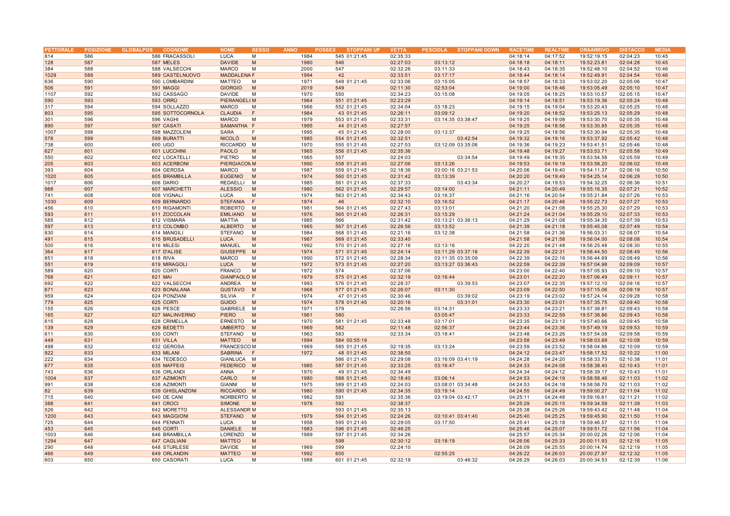| PETTORALE | POSIZIONE | GLOBALPOS | COGNOME | NOME | SESSO | ANNO | POSSEX | STOPPANI UP | VETTA | PESCIOLA | STOPPANI DOWN | RACETIME | REALTIME | ORAARRIVO | DISTACCO | MEDIA |
|---|---|---|---|---|---|---|---|---|---|---|---|---|---|---|---|---|
| 814 | 586 | | 586 FRACASSOLI | LUCA | M | 1984 | 545 | 01:21:45 | 02:35:33 | | | 04:18:14 | 04:17:52 | 19:52:19.15 | 02:04:23 | 10:45 |
| 128 | 587 | | 587 MELES | DAVIDE | M | 1980 | 546 | | 02:27:03 | 03:13:12 | | 04:18:18 | 04:18:11 | 19:52:23.81 | 02:04:28 | 10:45 |
| 384 | 588 | | 588 VALSECCHI | MARCO | M | 2000 | 547 | | 02:32:26 | 03:11:33 | | 04:18:43 | 04:18:35 | 19:52:48.10 | 02:04:52 | 10:46 |
| 1029 | 589 | | 589 CASTELNUOVO | MADDALENA | F | 1994 | 42 | | 02:33:51 | 03:17:17 | | 04:18:44 | 04:18:14 | 19:52:49.91 | 02:04:54 | 10:46 |
| 636 | 590 | | 590 LOMBARDINI | MATTEO | M | 1971 | 548 | 01:21:45 | 02:33:06 | 03:15:05 | | 04:18:57 | 04:18:33 | 19:53:02.20 | 02:05:06 | 10:47 |
| 506 | 591 | | 591 MAGGI | GIORGIO | M | 2019 | 549 | | 02:11:30 | 02:53:04 | | 04:19:00 | 04:18:46 | 19:53:05.49 | 02:05:10 | 10:47 |
| 1107 | 592 | | 592 CASSAGO | DAVIDE | M | 1970 | 550 | | 02:34:23 | 03:15:08 | | 04:19:05 | 04:18:25 | 19:53:10.57 | 02:05:15 | 10:47 |
| 590 | 593 | | 593 ORRÙ | PIERANGEL( | M | 1964 | 551 | 01:21:45 | 02:23:29 | | | 04:19:14 | 04:18:51 | 19:53:19.36 | 02:05:24 | 10:48 |
| 317 | 594 | | 594 SOLLAZZO | MARCO | M | 1966 | 552 | 01:21:45 | 02:34:04 | 03:18:23 | | 04:19:15 | 04:19:04 | 19:53:20.43 | 02:05:25 | 10:48 |
| 803 | 595 | | 595 SOTTOCORNOLA | CLAUDIA | F | 1984 | 43 | 01:21:45 | 02:26:11 | 03:09:12 | | 04:19:20 | 04:18:52 | 19:53:25.13 | 02:05:29 | 10:48 |
| 301 | 596 | | 596 VAGHI | MARCO | M | 1979 | 553 | 01:21:45 | 02:33:31 | 03:14:35 | 03:38:47 | 04:19:25 | 04:19:08 | 19:53:30.70 | 02:05:35 | 10:48 |
| 890 | 597 | | 597 CASATI | SAMANTHA | F | 1995 | 44 | 01:21:45 | 02:27:57 | | | 04:19:25 | 04:18:56 | 19:53:30.85 | 02:05:35 | 10:48 |
| 1007 | 598 | | 598 MAZZOLENI | SARA | F | 1995 | 45 | 01:21:45 | 02:28:00 | 03:13:37 | | 04:19:25 | 04:18:56 | 19:53:30.94 | 02:05:35 | 10:48 |
| 578 | 599 | | 599 BURATTI | NICOLÒ | M | 1985 | 554 | 01:21:45 | 02:32:51 | | 03:42:54 | 04:19:32 | 04:19:16 | 19:53:37.92 | 02:05:42 | 10:48 |
| 738 | 600 | | 600 UGO | RICCARDO | M | 1970 | 555 | 01:21:45 | 02:27:53 | 03:12:09 | 03:35:06 | 04:19:36 | 04:19:23 | 19:53:41.51 | 02:05:46 | 10:48 |
| 627 | 601 | | 601 LUCCHINI | PAOLO | M | 1965 | 556 | 01:21:45 | 02:35:36 | | | 04:19:48 | 04:19:27 | 19:53:53.71 | 02:05:58 | 10:49 |
| 550 | 602 | | 602 LOCATELLI | PIETRO | M | 1965 | 557 | | 02:24:03 | | 03:34:54 | 04:19:49 | 04:19:35 | 19:53:54.58 | 02:05:59 | 10:49 |
| 205 | 603 | | 603 ACERBONI | PIERGIACOM | M | 1990 | 558 | 01:21:45 | 02:27:06 | 03:13:26 | | 04:19:53 | 04:19:19 | 19:53:58.20 | 02:06:02 | 10:49 |
| 393 | 604 | | 604 GEROSA | MARCO | M | 1987 | 559 | 01:21:45 | 02:18:36 | 03:00:16 | 03:21:53 | 04:20:06 | 04:19:40 | 19:54:11.37 | 02:06:16 | 10:50 |
| 1020 | 605 | | 605 BRAMBILLA | EUGENIO | M | 1974 | 560 | 01:21:45 | 02:31:42 | 03:13:39 | | 04:20:20 | 04:19:49 | 19:54:25.14 | 02:06:29 | 10:50 |
| 1017 | 606 | | 606 DARIO | REDAELLI | M | 1985 | 561 | 01:21:45 | 02:37:33 | | 03:43:34 | 04:20:27 | 04:19:53 | 19:54:32.25 | 02:06:36 | 10:51 |
| 988 | 607 | | 607 MARCHETTI | ALESSIO | M | 1980 | 562 | 01:21:45 | 02:29:57 | 03:14:00 | | 04:21:11 | 04:20:49 | 19:55:16.35 | 02:07:21 | 10:52 |
| 741 | 608 | | 608 VIGNALI | LUCA | M | 1974 | 563 | 01:21:45 | 02:34:43 | 03:16:37 | | 04:21:16 | 04:20:54 | 19:55:21.84 | 02:07:26 | 10:53 |
| 1030 | 609 | | 609 BERNARDO | STEFANIA | F | 1974 | 46 | | 02:32:10 | 03:16:52 | | 04:21:17 | 04:20:46 | 19:55:22.73 | 02:07:27 | 10:53 |
| 456 | 610 | | 610 RIGAMONTI | ROBERTO | M | 1981 | 564 | 01:21:45 | 02:27:43 | 03:13:01 | | 04:21:20 | 04:21:08 | 19:55:25.30 | 02:07:29 | 10:53 |
| 593 | 611 | | 611 ZOCCOLAN | EMILIANO | M | 1976 | 565 | 01:21:45 | 02:26:31 | 03:15:29 | | 04:21:24 | 04:21:04 | 19:55:29.10 | 02:07:33 | 10:53 |
| 585 | 612 | | 612 VISMARA | MATTIA | M | 1985 | 566 | | 02:31:42 | 03:13:21 | 03:36:13 | 04:21:29 | 04:21:08 | 19:55:34.35 | 02:07:39 | 10:53 |
| 597 | 613 | | 613 COLOMBO | ALBERTO | M | 1965 | 567 | 01:21:45 | 02:26:56 | 03:13:52 | | 04:21:39 | 04:21:18 | 19:55:45.08 | 02:07:49 | 10:54 |
| 830 | 614 | | 614 MANGILI | STEFANO | M | 1984 | 568 | 01:21:45 | 02:21:16 | 03:12:38 | | 04:21:58 | 04:21:36 | 19:56:03.31 | 02:08:07 | 10:54 |
| 491 | 615 | | 615 BRUSADELLI | LUCA | M | 1987 | 569 | 01:21:45 | 02:33:40 | | | 04:21:58 | 04:21:58 | 19:56:04.00 | 02:08:08 | 10:54 |
| 500 | 616 | | 616 MILESI | MANUEL | M | 1992 | 570 | 01:21:45 | 02:27:16 | 03:13:16 | | 04:22:20 | 04:21:48 | 19:56:25.48 | 02:08:30 | 10:55 |
| 364 | 617 | | 617 D'ALISE | GIUSEPPE | M | 1974 | 571 | 01:21:45 | 02:24:14 | 03:11:29 | 03:37:16 | 04:22:39 | 04:22:31 | 19:56:44.50 | 02:08:49 | 10:56 |
| 851 | 618 | | 618 RIVA | MARCO | M | 1990 | 572 | 01:21:45 | 02:28:34 | 03:11:35 | 03:35:09 | 04:22:39 | 04:22:16 | 19:56:44.69 | 02:08:49 | 10:56 |
| 551 | 619 | | 619 MIRAGOLI | LUCA | M | 1972 | 573 | 01:21:45 | 02:27:20 | 03:13:27 | 03:36:43 | 04:22:59 | 04:22:39 | 19:57:04.98 | 02:09:09 | 10:57 |
| 589 | 620 | | 620 CORTI | FRANCO | M | 1972 | 574 | | 02:37:06 | | | 04:23:00 | 04:22:40 | 19:57:05.93 | 02:09:10 | 10:57 |
| 768 | 621 | | 621 MAI | GIANPAOLO | M | 1979 | 575 | 01:21:45 | 02:32:19 | 03:16:44 | | 04:23:01 | 04:22:20 | 19:57:06.49 | 02:09:11 | 10:57 |
| 692 | 622 | | 622 VALSECCHI | ANDREA | M | 1993 | 576 | 01:21:45 | 02:28:37 | | 03:39:53 | 04:23:07 | 04:22:35 | 19:57:12.10 | 02:09:16 | 10:57 |
| 671 | 623 | | 623 BONALANA | GUSTAVO | M | 1968 | 577 | 01:21:45 | 02:26:07 | 03:11:30 | | 04:23:09 | 04:22:50 | 19:57:15.06 | 02:09:19 | 10:57 |
| 959 | 624 | | 624 PONZIANI | SILVIA | F | 1974 | 47 | 01:21:45 | 02:30:46 | | 03:39:02 | 04:23:19 | 04:23:02 | 19:57:24.14 | 02:09:28 | 10:58 |
| 779 | 625 | | 625 CORTI | GUIDO | M | 1974 | 578 | 01:21:45 | 02:20:16 | | 03:31:01 | 04:23:30 | 04:23:01 | 19:57:35.75 | 02:09:40 | 10:58 |
| 155 | 626 | | 626 PESCE | GABRIELE | M | 1971 | 579 | | 02:26:56 | 03:14:31 | | 04:23:33 | 04:23:21 | 19:57:38.81 | 02:09:43 | 10:58 |
| 165 | 627 | | 627 MALINVERNO | PIERO | M | 1961 | 580 | | | 03:05:47 | | 04:23:33 | 04:22:59 | 19:57:38.86 | 02:09:43 | 10:58 |
| 615 | 628 | | 628 CRIMELLA | ERNESTO | M | 1970 | 581 | 01:21:45 | 02:33:48 | 03:17:01 | | 04:23:35 | 04:23:13 | 19:57:40.66 | 02:09:45 | 10:58 |
| 139 | 629 | | 629 BEDETTI | UMBERTO | M | 1969 | 582 | | 02:11:48 | 02:56:37 | | 04:23:44 | 04:23:36 | 19:57:49.19 | 02:09:53 | 10:59 |
| 611 | 630 | | 630 CONTI | STEFANO | M | 1963 | 583 | | 02:33:34 | 03:18:41 | | 04:23:48 | 04:23:26 | 19:57:54.08 | 02:09:58 | 10:59 |
| 449 | 631 | | 631 VILLA | MATTEO | M | 1994 | 584 | 00:55:19 | | | | 04:23:58 | 04:23:49 | 19:58:03.89 | 02:10:08 | 10:59 |
| 498 | 632 | | 632 GEROSA | FRANCESCO | M | 1969 | 585 | 01:21:45 | 02:19:35 | 03:13:24 | | 04:23:59 | 04:23:52 | 19:58:04.86 | 02:10:09 | 10:59 |
| 922 | 633 | | 633 MILANI | SABRINA | F | 1972 | 48 | 01:21:45 | 02:38:50 | | | 04:24:12 | 04:23:47 | 19:58:17.52 | 02:10:22 | 11:00 |
| 222 | 634 | | 634 TEDESCO | GIANLUCA | M | | 586 | 01:21:45 | 02:29:08 | 03:16:09 | 03:41:19 | 04:24:28 | 04:24:20 | 19:58:33.73 | 02:10:38 | 11:01 |
| 677 | 635 | | 635 MAFFEIS | FEDERICO | M | 1985 | 587 | 01:21:45 | 02:33:25 | 03:16:47 | | 04:24:33 | 04:24:08 | 19:58:38.40 | 02:10:43 | 11:01 |
| 743 | 636 | | 636 ORLANDI | ANNA | F | 1970 | 49 | 01:21:45 | 02:34:49 | | | 04:24:34 | 04:24:12 | 19:58:39.17 | 02:10:43 | 11:01 |
| 1004 | 637 | | 637 AZIMONTI | CARLO | M | 1980 | 588 | 01:21:45 | 02:18:40 | 03:06:14 | | 04:24:53 | 04:24:19 | 19:58:58.46 | 02:11:03 | 11:02 |
| 991 | 638 | | 638 AZIMONTI | GIANNI | M | 1975 | 589 | 01:21:45 | 02:24:03 | 03:08:01 | 03:34:48 | 04:24:53 | 04:24:18 | 19:58:58.70 | 02:11:03 | 11:02 |
| 82 | 639 | | 639 GHISLANZONI | RICCARDO | M | 1980 | 590 | 01:21:45 | 02:34:35 | 03:19:14 | | 04:24:55 | 04:24:49 | 19:59:00.27 | 02:11:04 | 11:02 |
| 715 | 640 | | 640 DE CANI | NORBERTO | M | 1962 | 591 | | 02:35:36 | 03:19:04 | 03:42:17 | 04:25:11 | 04:24:48 | 19:59:16.61 | 02:11:21 | 11:02 |
| 388 | 641 | | 641 CROCI | SIMONE | M | 1978 | 592 | | 02:38:37 | | | 04:25:29 | 04:25:15 | 19:59:34.59 | 02:11:39 | 11:03 |
| 526 | 642 | | 642 MORETTO | ALESSANDR | M | | 593 | 01:21:45 | 02:35:13 | | | 04:25:38 | 04:25:26 | 19:59:43.42 | 02:11:48 | 11:04 |
| 1200 | 643 | | 643 MAGGIONI | STEFANO | M | 1979 | 594 | 01:21:45 | 02:24:26 | 03:10:41 | 03:41:40 | 04:25:40 | 04:25:25 | 19:59:45.90 | 02:11:50 | 11:04 |
| 725 | 644 | | 644 PENNATI | LUCA | M | 1958 | 595 | 01:21:45 | 02:29:05 | 03:17:50 | | 04:25:41 | 04:25:18 | 19:59:46.57 | 02:11:51 | 11:04 |
| 453 | 645 | | 645 CORTI | DANIELE | M | 1983 | 596 | 01:21:45 | 02:46:25 | | | 04:25:46 | 04:25:07 | 19:59:51.72 | 02:11:56 | 11:04 |
| 1003 | 646 | | 646 BRAMBILLA | LORENZO | M | 1989 | 597 | 01:21:45 | 02:34:26 | | | 04:25:57 | 04:25:34 | 20:00:02.26 | 02:12:06 | 11:04 |
| 1294 | 647 | | 647 CAGLIANI | MATTEO | M | | 598 | | 02:30:12 | 03:18:19 | | 04:26:06 | 04:25:33 | 20:00:11.93 | 02:12:16 | 11:05 |
| 290 | 648 | | 648 STURLESE | DAVIDE | M | 1969 | 599 | | 02:24:10 | | | 04:26:09 | 04:25:55 | 20:00:14.74 | 02:12:19 | 11:05 |
| 466 | 649 | | 649 ORLANDIN | MATTEO | M | 1992 | 600 | | | 02:55:25 | | 04:26:22 | 04:26:03 | 20:00:27.97 | 02:12:32 | 11:05 |
| 603 | 650 | | 650 CASORATI | LUCA | M | 1988 | 601 | 01:21:45 | 02:32:19 | | 03:46:32 | 04:26:29 | 04:26:03 | 20:00:34.53 | 02:12:39 | 11:06 |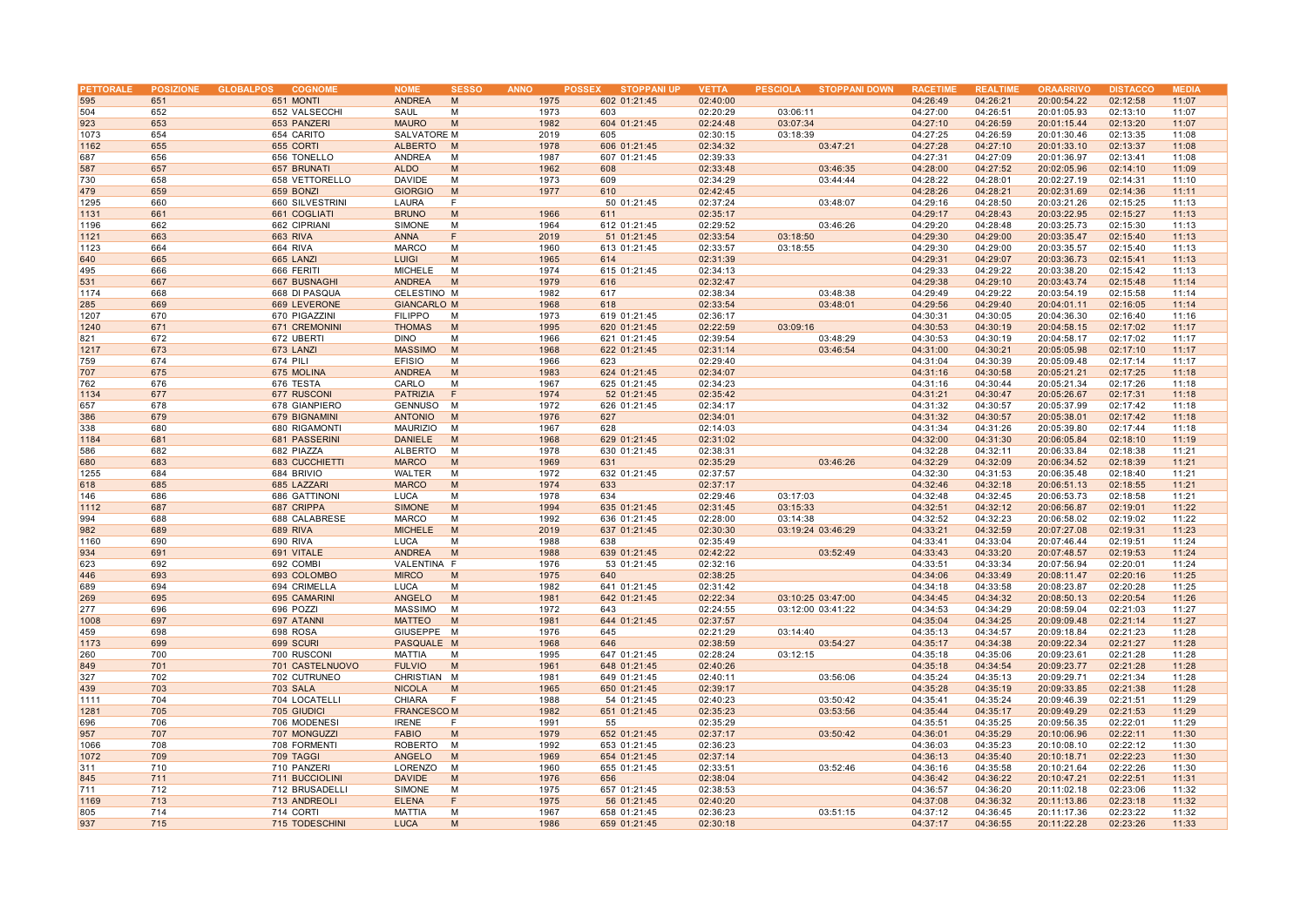| PETTORALE | POSIZIONE | GLOBALPOS | COGNOME | NOME | SESSO | ANNO | POSSEX | STOPPANI UP | VETTA | PESCIOLA | STOPPANI DOWN | RACETIME | REALTIME | ORAARRIVO | DISTACCO | MEDIA |
|---|---|---|---|---|---|---|---|---|---|---|---|---|---|---|---|---|
| 595 | 651 | 651 | MONTI | ANDREA | M | 1975 | 602 | 01:21:45 | 02:40:00 | | | 04:26:49 | 04:26:21 | 20:00:54.22 | 02:12:58 | 11:07 |
| 504 | 652 | 652 | VALSECCHI | SAUL | M | 1973 | 603 | | 02:20:29 | 03:06:11 | | 04:27:00 | 04:26:51 | 20:01:05.93 | 02:13:10 | 11:07 |
| 923 | 653 | 653 | PANZERI | MAURO | M | 1982 | 604 | 01:21:45 | 02:24:48 | 03:07:34 | | 04:27:10 | 04:26:59 | 20:01:15.44 | 02:13:20 | 11:07 |
| 1073 | 654 | 654 | CARITO | SALVATORE | M | 2019 | 605 | | 02:30:15 | 03:18:39 | | 04:27:25 | 04:26:59 | 20:01:30.46 | 02:13:35 | 11:08 |
| 1162 | 655 | 655 | CORTI | ALBERTO | M | 1978 | 606 | 01:21:45 | 02:34:32 | | 03:47:21 | 04:27:28 | 04:27:10 | 20:01:33.10 | 02:13:37 | 11:08 |
| 687 | 656 | 656 | TONELLO | ANDREA | M | 1987 | 607 | 01:21:45 | 02:39:33 | | | 04:27:31 | 04:27:09 | 20:01:36.97 | 02:13:41 | 11:08 |
| 587 | 657 | 657 | BRUNATI | ALDO | M | 1962 | 608 | | 02:33:48 | | 03:46:35 | 04:28:00 | 04:27:52 | 20:02:05.96 | 02:14:10 | 11:09 |
| 730 | 658 | 658 | VETTORELLO | DAVIDE | M | 1973 | 609 | | 02:34:29 | | 03:44:44 | 04:28:22 | 04:28:01 | 20:02:27.19 | 02:14:31 | 11:10 |
| 479 | 659 | 659 | BONZI | GIORGIO | M | 1977 | 610 | | 02:42:45 | | | 04:28:26 | 04:28:21 | 20:02:31.69 | 02:14:36 | 11:11 |
| 1295 | 660 | 660 | SILVESTRINI | LAURA | F | | 50 | 01:21:45 | 02:37:24 | | 03:48:07 | 04:29:16 | 04:28:50 | 20:03:21.26 | 02:15:25 | 11:13 |
| 1131 | 661 | 661 | COGLIATI | BRUNO | M | 1966 | 611 | | 02:35:17 | | | 04:29:17 | 04:28:43 | 20:03:22.95 | 02:15:27 | 11:13 |
| 1196 | 662 | 662 | CIPRIANI | SIMONE | M | 1964 | 612 | 01:21:45 | 02:29:52 | | 03:46:26 | 04:29:20 | 04:28:48 | 20:03:25.73 | 02:15:30 | 11:13 |
| 1121 | 663 | 663 | RIVA | ANNA | F | 2019 | 51 | 01:21:45 | 02:33:54 | 03:18:50 | | 04:29:30 | 04:29:00 | 20:03:35.47 | 02:15:40 | 11:13 |
| 1123 | 664 | 664 | RIVA | MARCO | M | 1960 | 613 | 01:21:45 | 02:33:57 | 03:18:55 | | 04:29:30 | 04:29:00 | 20:03:35.57 | 02:15:40 | 11:13 |
| 640 | 665 | 665 | LANZI | LUIGI | M | 1965 | 614 | | 02:31:39 | | | 04:29:31 | 04:29:07 | 20:03:36.73 | 02:15:41 | 11:13 |
| 495 | 666 | 666 | FERITI | MICHELE | M | 1974 | 615 | 01:21:45 | 02:34:13 | | | 04:29:33 | 04:29:22 | 20:03:38.20 | 02:15:42 | 11:13 |
| 531 | 667 | 667 | BUSNAGHI | ANDREA | M | 1979 | 616 | | 02:32:47 | | | 04:29:38 | 04:29:10 | 20:03:43.74 | 02:15:48 | 11:14 |
| 1174 | 668 | 668 | DI PASQUA | CELESTINO | M | 1982 | 617 | | 02:38:34 | | 03:48:38 | 04:29:49 | 04:29:22 | 20:03:54.19 | 02:15:58 | 11:14 |
| 285 | 669 | 669 | LEVERONE | GIANCARLO | M | 1968 | 618 | | 02:33:54 | | 03:48:01 | 04:29:56 | 04:29:40 | 20:04:01.11 | 02:16:05 | 11:14 |
| 1207 | 670 | 670 | PIGAZZINI | FILIPPO | M | 1973 | 619 | 01:21:45 | 02:36:17 | | | 04:30:31 | 04:30:05 | 20:04:36.30 | 02:16:40 | 11:16 |
| 1240 | 671 | 671 | CREMONINI | THOMAS | M | 1995 | 620 | 01:21:45 | 02:22:59 | 03:09:16 | | 04:30:53 | 04:30:19 | 20:04:58.15 | 02:17:02 | 11:17 |
| 821 | 672 | 672 | UBERTI | DINO | M | 1966 | 621 | 01:21:45 | 02:39:54 | | 03:48:29 | 04:30:53 | 04:30:19 | 20:04:58.17 | 02:17:02 | 11:17 |
| 1217 | 673 | 673 | LANZI | MASSIMO | M | 1968 | 622 | 01:21:45 | 02:31:14 | | 03:46:54 | 04:31:00 | 04:30:21 | 20:05:05.98 | 02:17:10 | 11:17 |
| 759 | 674 | 674 | PILI | EFISIO | M | 1966 | 623 | | 02:29:40 | | | 04:31:04 | 04:30:39 | 20:05:09.48 | 02:17:14 | 11:17 |
| 707 | 675 | 675 | MOLINA | ANDREA | M | 1983 | 624 | 01:21:45 | 02:34:07 | | | 04:31:16 | 04:30:58 | 20:05:21.21 | 02:17:25 | 11:18 |
| 762 | 676 | 676 | TESTA | CARLO | M | 1967 | 625 | 01:21:45 | 02:34:23 | | | 04:31:16 | 04:30:44 | 20:05:21.34 | 02:17:26 | 11:18 |
| 1134 | 677 | 677 | RUSCONI | PATRIZIA | F | 1974 | 52 | 01:21:45 | 02:35:42 | | | 04:31:21 | 04:30:47 | 20:05:26.67 | 02:17:31 | 11:18 |
| 657 | 678 | 678 | GIANPIERO | GENNUSO | M | 1972 | 626 | 01:21:45 | 02:34:17 | | | 04:31:32 | 04:30:57 | 20:05:37.99 | 02:17:42 | 11:18 |
| 386 | 679 | 679 | BIGNAMINI | ANTONIO | M | 1976 | 627 | | 02:34:01 | | | 04:31:32 | 04:30:57 | 20:05:38.01 | 02:17:42 | 11:18 |
| 338 | 680 | 680 | RIGAMONTI | MAURIZIO | M | 1967 | 628 | | 02:14:03 | | | 04:31:34 | 04:31:26 | 20:05:39.80 | 02:17:44 | 11:18 |
| 1184 | 681 | 681 | PASSERINI | DANIELE | M | 1968 | 629 | 01:21:45 | 02:31:02 | | | 04:32:00 | 04:31:30 | 20:06:05.84 | 02:18:10 | 11:19 |
| 586 | 682 | 682 | PIAZZA | ALBERTO | M | 1978 | 630 | 01:21:45 | 02:38:31 | | | 04:32:28 | 04:32:11 | 20:06:33.84 | 02:18:38 | 11:21 |
| 680 | 683 | 683 | CUCCHIETTI | MARCO | M | 1969 | 631 | | 02:35:29 | | 03:46:26 | 04:32:29 | 04:32:09 | 20:06:34.52 | 02:18:39 | 11:21 |
| 1255 | 684 | 684 | BRIVIO | WALTER | M | 1972 | 632 | 01:21:45 | 02:37:57 | | | 04:32:30 | 04:31:53 | 20:06:35.48 | 02:18:40 | 11:21 |
| 618 | 685 | 685 | LAZZARI | MARCO | M | 1974 | 633 | | 02:37:17 | | | 04:32:46 | 04:32:18 | 20:06:51.13 | 02:18:55 | 11:21 |
| 146 | 686 | 686 | GATTINONI | LUCA | M | 1978 | 634 | | 02:29:46 | 03:17:03 | | 04:32:48 | 04:32:45 | 20:06:53.73 | 02:18:58 | 11:21 |
| 1112 | 687 | 687 | CRIPPA | SIMONE | M | 1994 | 635 | 01:21:45 | 02:31:45 | 03:15:33 | | 04:32:51 | 04:32:12 | 20:06:56.87 | 02:19:01 | 11:22 |
| 994 | 688 | 688 | CALABRESE | MARCO | M | 1992 | 636 | 01:21:45 | 02:28:00 | 03:14:38 | | 04:32:52 | 04:32:23 | 20:06:58.02 | 02:19:02 | 11:22 |
| 982 | 689 | 689 | RIVA | MICHELE | M | 2019 | 637 | 01:21:45 | 02:30:30 | 03:19:24 | 03:46:29 | 04:33:21 | 04:32:59 | 20:07:27.08 | 02:19:31 | 11:23 |
| 1160 | 690 | 690 | RIVA | LUCA | M | 1988 | 638 | | 02:35:49 | | | 04:33:41 | 04:33:04 | 20:07:46.44 | 02:19:51 | 11:24 |
| 934 | 691 | 691 | VITALE | ANDREA | M | 1988 | 639 | 01:21:45 | 02:42:22 | | 03:52:49 | 04:33:43 | 04:33:20 | 20:07:48.57 | 02:19:53 | 11:24 |
| 623 | 692 | 692 | COMBI | VALENTINA | F | 1976 | 53 | 01:21:45 | 02:32:16 | | | 04:33:51 | 04:33:34 | 20:07:56.94 | 02:20:01 | 11:24 |
| 446 | 693 | 693 | COLOMBO | MIRCO | M | 1975 | 640 | | 02:38:25 | | | 04:34:06 | 04:33:49 | 20:08:11.47 | 02:20:16 | 11:25 |
| 689 | 694 | 694 | CRIMELLA | LUCA | M | 1982 | 641 | 01:21:45 | 02:31:42 | | | 04:34:18 | 04:33:58 | 20:08:23.87 | 02:20:28 | 11:25 |
| 269 | 695 | 695 | CAMARINI | ANGELO | M | 1981 | 642 | 01:21:45 | 02:22:34 | 03:10:25 | 03:47:00 | 04:34:45 | 04:34:32 | 20:08:50.13 | 02:20:54 | 11:26 |
| 277 | 696 | 696 | POZZI | MASSIMO | M | 1972 | 643 | | 02:24:55 | 03:12:00 | 03:41:22 | 04:34:53 | 04:34:29 | 20:08:59.04 | 02:21:03 | 11:27 |
| 1008 | 697 | 697 | ATANNI | MATTEO | M | 1981 | 644 | 01:21:45 | 02:37:57 | | | 04:35:04 | 04:34:25 | 20:09:09.48 | 02:21:14 | 11:27 |
| 459 | 698 | 698 | ROSA | GIUSEPPE | M | 1976 | 645 | | 02:21:29 | 03:14:40 | | 04:35:13 | 04:34:57 | 20:09:18.84 | 02:21:23 | 11:28 |
| 1173 | 699 | 699 | SCURI | PASQUALE | M | 1968 | 646 | | 02:38:59 | | 03:54:27 | 04:35:17 | 04:34:38 | 20:09:22.34 | 02:21:27 | 11:28 |
| 260 | 700 | 700 | RUSCONI | MATTIA | M | 1995 | 647 | 01:21:45 | 02:28:24 | 03:12:15 | | 04:35:18 | 04:35:06 | 20:09:23.61 | 02:21:28 | 11:28 |
| 849 | 701 | 701 | CASTELNUOVO | FULVIO | M | 1961 | 648 | 01:21:45 | 02:40:26 | | | 04:35:18 | 04:34:54 | 20:09:23.77 | 02:21:28 | 11:28 |
| 327 | 702 | 702 | CUTRUNEO | CHRISTIAN | M | 1981 | 649 | 01:21:45 | 02:40:11 | | 03:56:06 | 04:35:24 | 04:35:13 | 20:09:29.71 | 02:21:34 | 11:28 |
| 439 | 703 | 703 | SALA | NICOLA | M | 1965 | 650 | 01:21:45 | 02:39:17 | | | 04:35:28 | 04:35:19 | 20:09:33.85 | 02:21:38 | 11:28 |
| 1111 | 704 | 704 | LOCATELLI | CHIARA | F | 1988 | 54 | 01:21:45 | 02:40:23 | | 03:50:42 | 04:35:41 | 04:35:24 | 20:09:46.39 | 02:21:51 | 11:29 |
| 1281 | 705 | 705 | GIUDICI | FRANCESCO | M | 1982 | 651 | 01:21:45 | 02:35:23 | | 03:53:56 | 04:35:44 | 04:35:17 | 20:09:49.29 | 02:21:53 | 11:29 |
| 696 | 706 | 706 | MODENESI | IRENE | F | 1991 | 55 | | 02:35:29 | | | 04:35:51 | 04:35:25 | 20:09:56.35 | 02:22:01 | 11:29 |
| 957 | 707 | 707 | MONGUZZI | FABIO | M | 1979 | 652 | 01:21:45 | 02:37:17 | | 03:50:42 | 04:36:01 | 04:35:29 | 20:10:06.96 | 02:22:11 | 11:30 |
| 1066 | 708 | 708 | FORMENTI | ROBERTO | M | 1992 | 653 | 01:21:45 | 02:36:23 | | | 04:36:03 | 04:35:23 | 20:10:08.10 | 02:22:12 | 11:30 |
| 1072 | 709 | 709 | TAGGI | ANGELO | M | 1969 | 654 | 01:21:45 | 02:37:14 | | | 04:36:13 | 04:35:40 | 20:10:18.71 | 02:22:23 | 11:30 |
| 311 | 710 | 710 | PANZERI | LORENZO | M | 1960 | 655 | 01:21:45 | 02:33:51 | | 03:52:46 | 04:36:16 | 04:35:58 | 20:10:21.64 | 02:22:26 | 11:30 |
| 845 | 711 | 711 | BUCCIOLINI | DAVIDE | M | 1976 | 656 | | 02:38:04 | | | 04:36:42 | 04:36:22 | 20:10:47.21 | 02:22:51 | 11:31 |
| 711 | 712 | 712 | BRUSADELLI | SIMONE | M | 1975 | 657 | 01:21:45 | 02:38:53 | | | 04:36:57 | 04:36:20 | 20:11:02.18 | 02:23:06 | 11:32 |
| 1169 | 713 | 713 | ANDREOLI | ELENA | F | 1975 | 56 | 01:21:45 | 02:40:20 | | | 04:37:08 | 04:36:32 | 20:11:13.86 | 02:23:18 | 11:32 |
| 805 | 714 | 714 | CORTI | MATTIA | M | 1967 | 658 | 01:21:45 | 02:36:23 | | 03:51:15 | 04:37:12 | 04:36:45 | 20:11:17.36 | 02:23:22 | 11:32 |
| 937 | 715 | 715 | TODESCHINI | LUCA | M | 1986 | 659 | 01:21:45 | 02:30:18 | | | 04:37:17 | 04:36:55 | 20:11:22.28 | 02:23:26 | 11:33 |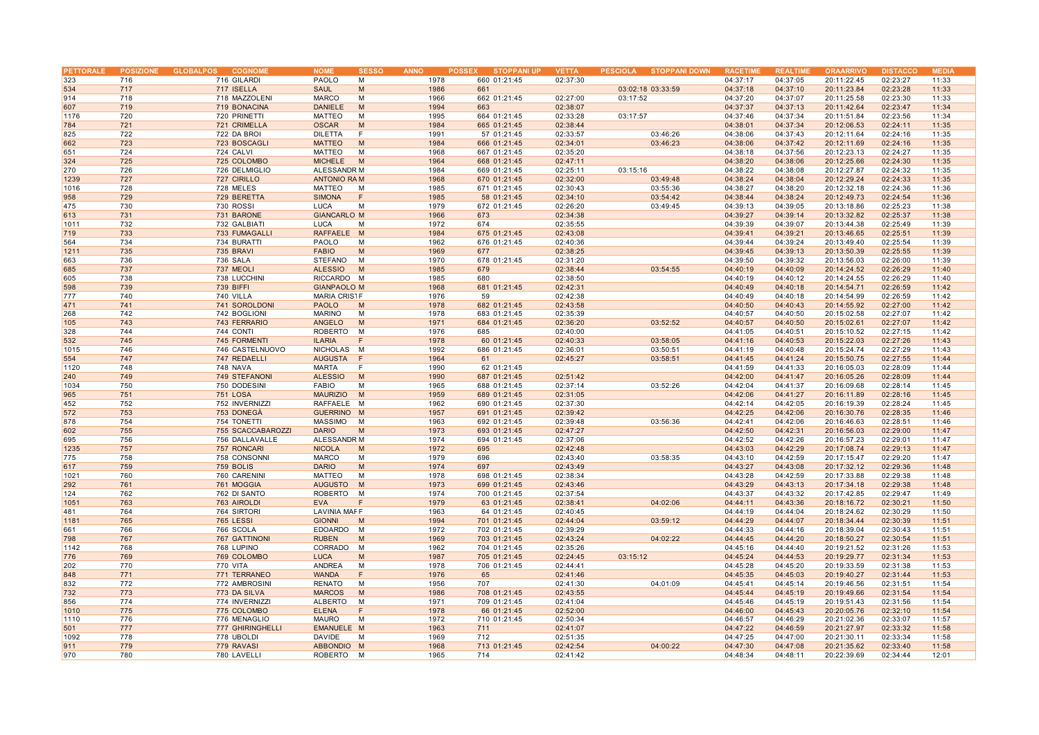| PETTORALE | POSIZIONE | GLOBALPOS | COGNOME | NOME | SESSO | ANNO | POSSEX | STOPPANI UP | VETTA | PESCIOLA | STOPPANI DOWN | RACETIME | REALTIME | ORAARRIVO | DISTACCO | MEDIA |
|---|---|---|---|---|---|---|---|---|---|---|---|---|---|---|---|---|
| 323 | 716 | 716 | GILARDI | PAOLO | M | 1978 | 660 | 01:21:45 | 02:37:30 | | | 04:37:17 | 04:37:05 | 20:11:22.45 | 02:23:27 | 11:33 |
| 534 | 717 | 717 | ISELLA | SAUL | M | 1986 | 661 | | | 03:02:18 | 03:33:59 | 04:37:18 | 04:37:10 | 20:11:23.84 | 02:23:28 | 11:33 |
| 914 | 718 | 718 | MAZZOLENI | MARCO | M | 1966 | 662 | 01:21:45 | 02:27:00 | 03:17:52 | | 04:37:20 | 04:37:07 | 20:11:25.58 | 02:23:30 | 11:33 |
| 607 | 719 | 719 | BONACINA | DANIELE | M | 1994 | 663 | | 02:38:07 | | | 04:37:37 | 04:37:13 | 20:11:42.64 | 02:23:47 | 11:34 |
| 1176 | 720 | 720 | PRINETTI | MATTEO | M | 1995 | 664 | 01:21:45 | 02:33:28 | 03:17:57 | | 04:37:46 | 04:37:34 | 20:11:51.84 | 02:23:56 | 11:34 |
| 784 | 721 | 721 | CRIMELLA | OSCAR | M | 1984 | 665 | 01:21:45 | 02:38:44 | | | 04:38:01 | 04:37:34 | 20:12:06.53 | 02:24:11 | 11:35 |
| 825 | 722 | 722 | DA BROI | DILETTA | F | 1991 | 57 | 01:21:45 | 02:33:57 | | 03:46:26 | 04:38:06 | 04:37:43 | 20:12:11.64 | 02:24:16 | 11:35 |
| 662 | 723 | 723 | BOSCAGLI | MATTEO | M | 1984 | 666 | 01:21:45 | 02:34:01 | | 03:46:23 | 04:38:06 | 04:37:42 | 20:12:11.69 | 02:24:16 | 11:35 |
| 651 | 724 | 724 | CALVI | MATTEO | M | 1968 | 667 | 01:21:45 | 02:35:20 | | | 04:38:18 | 04:37:56 | 20:12:23.13 | 02:24:27 | 11:35 |
| 324 | 725 | 725 | COLOMBO | MICHELE | M | 1964 | 668 | 01:21:45 | 02:47:11 | | | 04:38:20 | 04:38:06 | 20:12:25.66 | 02:24:30 | 11:35 |
| 270 | 726 | 726 | DELMIGLIO | ALESSANDR | M | 1984 | 669 | 01:21:45 | 02:25:11 | 03:15:16 | | 04:38:22 | 04:38:08 | 20:12:27.87 | 02:24:32 | 11:35 |
| 1239 | 727 | 727 | CIRILLO | ANTONIO RA | M | 1968 | 670 | 01:21:45 | 02:32:00 | | 03:49:48 | 04:38:24 | 04:38:04 | 20:12:29.24 | 02:24:33 | 11:35 |
| 1016 | 728 | 728 | MELES | MATTEO | M | 1985 | 671 | 01:21:45 | 02:30:43 | | 03:55:36 | 04:38:27 | 04:38:20 | 20:12:32.18 | 02:24:36 | 11:36 |
| 958 | 729 | 729 | BERETTA | SIMONA | F | 1985 | 58 | 01:21:45 | 02:34:10 | | 03:54:42 | 04:38:44 | 04:38:24 | 20:12:49.73 | 02:24:54 | 11:36 |
| 475 | 730 | 730 | ROSSI | LUCA | M | 1979 | 672 | 01:21:45 | 02:26:20 | | 03:49:45 | 04:39:13 | 04:39:05 | 20:13:18.86 | 02:25:23 | 11:38 |
| 613 | 731 | 731 | BARONE | GIANCARLO | M | 1966 | 673 | | 02:34:38 | | | 04:39:27 | 04:39:14 | 20:13:32.82 | 02:25:37 | 11:38 |
| 1011 | 732 | 732 | GALBIATI | LUCA | M | 1972 | 674 | | 02:35:55 | | | 04:39:39 | 04:39:07 | 20:13:44.38 | 02:25:49 | 11:39 |
| 719 | 733 | 733 | FUMAGALLI | RAFFAELE | M | 1984 | 675 | 01:21:45 | 02:43:08 | | | 04:39:41 | 04:39:21 | 20:13:46.65 | 02:25:51 | 11:39 |
| 564 | 734 | 734 | BURATTI | PAOLO | M | 1962 | 676 | 01:21:45 | 02:40:36 | | | 04:39:44 | 04:39:24 | 20:13:49.40 | 02:25:54 | 11:39 |
| 1211 | 735 | 735 | BRAVI | FABIO | M | 1969 | 677 | | 02:38:25 | | | 04:39:45 | 04:39:13 | 20:13:50.39 | 02:25:55 | 11:39 |
| 663 | 736 | 736 | SALA | STEFANO | M | 1970 | 678 | 01:21:45 | 02:31:20 | | | 04:39:50 | 04:39:32 | 20:13:56.03 | 02:26:00 | 11:39 |
| 685 | 737 | 737 | MEOLI | ALESSIO | M | 1985 | 679 | | 02:38:44 | | 03:54:55 | 04:40:19 | 04:40:09 | 20:14:24.52 | 02:26:29 | 11:40 |
| 605 | 738 | 738 | LUCCHINI | RICCARDO | M | 1985 | 680 | | 02:38:50 | | | 04:40:19 | 04:40:12 | 20:14:24.55 | 02:26:29 | 11:40 |
| 598 | 739 | 739 | BIFFI | GIANPAOLO | M | 1968 | 681 | 01:21:45 | 02:42:31 | | | 04:40:49 | 04:40:18 | 20:14:54.71 | 02:26:59 | 11:42 |
| 777 | 740 | 740 | VILLA | MARIA CRIST | F | 1976 | 59 | | 02:42:38 | | | 04:40:49 | 04:40:18 | 20:14:54.99 | 02:26:59 | 11:42 |
| 471 | 741 | 741 | SOROLDONI | PAOLO | M | 1978 | 682 | 01:21:45 | 02:43:58 | | | 04:40:50 | 04:40:43 | 20:14:55.92 | 02:27:00 | 11:42 |
| 268 | 742 | 742 | BOGLIONI | MARINO | M | 1978 | 683 | 01:21:45 | 02:35:39 | | | 04:40:57 | 04:40:50 | 20:15:02.58 | 02:27:07 | 11:42 |
| 105 | 743 | 743 | FERRARIO | ANGELO | M | 1971 | 684 | 01:21:45 | 02:36:20 | | 03:52:52 | 04:40:57 | 04:40:50 | 20:15:02.61 | 02:27:07 | 11:42 |
| 328 | 744 | 744 | CONTI | ROBERTO | M | 1976 | 685 | | 02:40:00 | | | 04:41:05 | 04:40:51 | 20:15:10.52 | 02:27:15 | 11:42 |
| 532 | 745 | 745 | FORMENTI | ILARIA | F | 1978 | 60 | 01:21:45 | 02:40:33 | | 03:58:05 | 04:41:16 | 04:40:53 | 20:15:22.03 | 02:27:26 | 11:43 |
| 1015 | 746 | 746 | CASTELNUOVO | NICHOLAS | M | 1992 | 686 | 01:21:45 | 02:36:01 | | 03:50:51 | 04:41:19 | 04:40:48 | 20:15:24.74 | 02:27:29 | 11:43 |
| 554 | 747 | 747 | REDAELLI | AUGUSTA | F | 1964 | 61 | | 02:45:27 | | 03:58:51 | 04:41:45 | 04:41:24 | 20:15:50.75 | 02:27:55 | 11:44 |
| 1120 | 748 | 748 | NAVA | MARTA | F | 1990 | 62 | 01:21:45 | | | | 04:41:59 | 04:41:33 | 20:16:05.03 | 02:28:09 | 11:44 |
| 240 | 749 | 749 | STEFANONI | ALESSIO | M | 1990 | 687 | 01:21:45 | 02:51:42 | | | 04:42:00 | 04:41:47 | 20:16:05.26 | 02:28:09 | 11:44 |
| 1034 | 750 | 750 | DODESINI | FABIO | M | 1965 | 688 | 01:21:45 | 02:37:14 | | 03:52:26 | 04:42:04 | 04:41:37 | 20:16:09.68 | 02:28:14 | 11:45 |
| 965 | 751 | 751 | LOSA | MAURIZIO | M | 1959 | 689 | 01:21:45 | 02:31:05 | | | 04:42:06 | 04:41:27 | 20:16:11.89 | 02:28:16 | 11:45 |
| 452 | 752 | 752 | INVERNIZZI | RAFFAELE | M | 1962 | 690 | 01:21:45 | 02:37:30 | | | 04:42:14 | 04:42:05 | 20:16:19.39 | 02:28:24 | 11:45 |
| 572 | 753 | 753 | DONEGÀ | GUERRINO | M | 1957 | 691 | 01:21:45 | 02:39:42 | | | 04:42:25 | 04:42:06 | 20:16:30.76 | 02:28:35 | 11:46 |
| 878 | 754 | 754 | TONETTI | MASSIMO | M | 1963 | 692 | 01:21:45 | 02:39:48 | | 03:56:36 | 04:42:41 | 04:42:06 | 20:16:46.63 | 02:28:51 | 11:46 |
| 602 | 755 | 755 | SCACCABAROZZI | DARIO | M | 1973 | 693 | 01:21:45 | 02:47:27 | | | 04:42:50 | 04:42:31 | 20:16:56.03 | 02:29:00 | 11:47 |
| 695 | 756 | 756 | DALLAVALLE | ALESSANDR | M | 1974 | 694 | 01:21:45 | 02:37:06 | | | 04:42:52 | 04:42:26 | 20:16:57.23 | 02:29:01 | 11:47 |
| 1235 | 757 | 757 | RONCARI | NICOLA | M | 1972 | 695 | | 02:42:48 | | | 04:43:03 | 04:42:29 | 20:17:08.74 | 02:29:13 | 11:47 |
| 775 | 758 | 758 | CONSONNI | MARCO | M | 1979 | 696 | | 02:43:40 | | 03:58:35 | 04:43:10 | 04:42:59 | 20:17:15.47 | 02:29:20 | 11:47 |
| 617 | 759 | 759 | BOLIS | DARIO | M | 1974 | 697 | | 02:43:49 | | | 04:43:27 | 04:43:08 | 20:17:32.12 | 02:29:36 | 11:48 |
| 1021 | 760 | 760 | CARENINI | MATTEO | M | 1978 | 698 | 01:21:45 | 02:38:34 | | | 04:43:28 | 04:42:59 | 20:17:33.88 | 02:29:38 | 11:48 |
| 292 | 761 | 761 | MOGGIA | AUGUSTO | M | 1973 | 699 | 01:21:45 | 02:43:46 | | | 04:43:29 | 04:43:13 | 20:17:34.18 | 02:29:38 | 11:48 |
| 124 | 762 | 762 | DI SANTO | ROBERTO | M | 1974 | 700 | 01:21:45 | 02:37:54 | | | 04:43:37 | 04:43:32 | 20:17:42.85 | 02:29:47 | 11:49 |
| 1051 | 763 | 763 | AIROLDI | EVA | F | 1979 | 63 | 01:21:45 | 02:38:41 | | 04:02:06 | 04:44:11 | 04:43:36 | 20:18:16.72 | 02:30:21 | 11:50 |
| 481 | 764 | 764 | SIRTORI | LAVINIA MAF | F | 1963 | 64 | 01:21:45 | 02:40:45 | | | 04:44:19 | 04:44:04 | 20:18:24.62 | 02:30:29 | 11:50 |
| 1181 | 765 | 765 | LESSI | GIONNI | M | 1994 | 701 | 01:21:45 | 02:44:04 | | 03:59:12 | 04:44:29 | 04:44:07 | 20:18:34.44 | 02:30:39 | 11:51 |
| 661 | 766 | 766 | SCOLA | EDOARDO | M | 1972 | 702 | 01:21:45 | 02:39:29 | | | 04:44:33 | 04:44:16 | 20:18:39.04 | 02:30:43 | 11:51 |
| 798 | 767 | 767 | GATTINONI | RUBEN | M | 1969 | 703 | 01:21:45 | 02:43:24 | | 04:02:22 | 04:44:45 | 04:44:20 | 20:18:50.27 | 02:30:54 | 11:51 |
| 1142 | 768 | 768 | LUPINO | CORRADO | M | 1962 | 704 | 01:21:45 | 02:35:26 | | | 04:45:16 | 04:44:40 | 20:19:21.52 | 02:31:26 | 11:53 |
| 776 | 769 | 769 | COLOMBO | LUCA | M | 1987 | 705 | 01:21:45 | 02:24:45 | 03:15:12 | | 04:45:24 | 04:44:53 | 20:19:29.77 | 02:31:34 | 11:53 |
| 202 | 770 | 770 | VITA | ANDREA | M | 1978 | 706 | 01:21:45 | 02:44:41 | | | 04:45:28 | 04:45:20 | 20:19:33.59 | 02:31:38 | 11:53 |
| 848 | 771 | 771 | TERRANEO | WANDA | F | 1976 | 65 | | 02:41:46 | | | 04:45:35 | 04:45:03 | 20:19:40.27 | 02:31:44 | 11:53 |
| 832 | 772 | 772 | AMBROSINI | RENATO | M | 1956 | 707 | | 02:41:30 | | 04:01:09 | 04:45:41 | 04:45:14 | 20:19:46.56 | 02:31:51 | 11:54 |
| 732 | 773 | 773 | DA SILVA | MARCOS | M | 1986 | 708 | 01:21:45 | 02:43:55 | | | 04:45:44 | 04:45:19 | 20:19:49.66 | 02:31:54 | 11:54 |
| 856 | 774 | 774 | INVERNIZZI | ALBERTO | M | 1971 | 709 | 01:21:45 | 02:41:04 | | | 04:45:46 | 04:45:19 | 20:19:51.43 | 02:31:56 | 11:54 |
| 1010 | 775 | 775 | COLOMBO | ELENA | F | 1978 | 66 | 01:21:45 | 02:52:00 | | | 04:46:00 | 04:45:43 | 20:20:05.76 | 02:32:10 | 11:54 |
| 1110 | 776 | 776 | MENAGLIO | MAURO | M | 1972 | 710 | 01:21:45 | 02:50:34 | | | 04:46:57 | 04:46:29 | 20:21:02.36 | 02:33:07 | 11:57 |
| 501 | 777 | 777 | GHIRINGHELLI | EMANUELE | M | 1963 | 711 | | 02:41:07 | | | 04:47:22 | 04:46:59 | 20:21:27.97 | 02:33:32 | 11:58 |
| 1092 | 778 | 778 | UBOLDI | DAVIDE | M | 1969 | 712 | | 02:51:35 | | | 04:47:25 | 04:47:00 | 20:21:30.11 | 02:33:34 | 11:58 |
| 911 | 779 | 779 | RAVASI | ABBONDIO | M | 1968 | 713 | 01:21:45 | 02:42:54 | | 04:00:22 | 04:47:30 | 04:47:08 | 20:21:35.62 | 02:33:40 | 11:58 |
| 970 | 780 | 780 | LAVELLI | ROBERTO | M | 1965 | 714 | | 02:41:42 | | | 04:48:34 | 04:48:11 | 20:22:39.69 | 02:34:44 | 12:01 |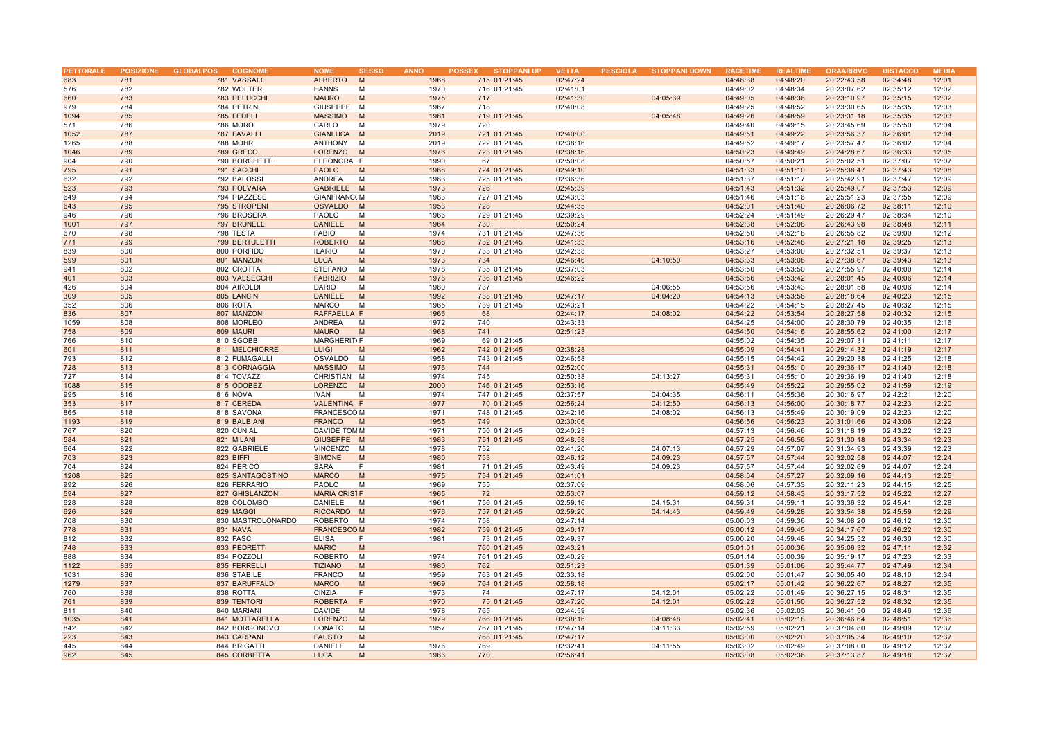| PETTORALE | POSIZIONE | GLOBALPOS | COGNOME | NOME | SESSO | ANNO | POSSEX | STOPPANI UP | VETTA | PESCIOLA | STOPPANI DOWN | RACETIME | REALTIME | ORAARRIVO | DISTACCO | MEDIA |
|---|---|---|---|---|---|---|---|---|---|---|---|---|---|---|---|---|
| 683 | 781 | 781 | VASSALLI | ALBERTO | M | 1968 | 715 | 01:21:45 | 02:47:24 | | | 04:48:38 | 04:48:20 | 20:22:43.58 | 02:34:48 | 12:01 |
| 576 | 782 | 782 | WOLTER | HANNS | M | 1970 | 716 | 01:21:45 | 02:41:01 | | | 04:49:02 | 04:48:34 | 20:23:07.62 | 02:35:12 | 12:02 |
| 660 | 783 | 783 | PELUCCHI | MAURO | M | 1975 | 717 | | 02:41:30 | | 04:05:39 | 04:49:05 | 04:48:36 | 20:23:10.97 | 02:35:15 | 12:02 |
| 979 | 784 | 784 | PETRINI | GIUSEPPE | M | 1967 | 718 | | 02:40:08 | | | 04:49:25 | 04:48:52 | 20:23:30.65 | 02:35:35 | 12:03 |
| 1094 | 785 | 785 | FEDELI | MASSIMO | M | 1981 | 719 | 01:21:45 | | | 04:05:48 | 04:49:26 | 04:48:59 | 20:23:31.18 | 02:35:35 | 12:03 |
| 571 | 786 | 786 | MORO | CARLO | M | 1979 | 720 | | | | | 04:49:40 | 04:49:15 | 20:23:45.69 | 02:35:50 | 12:04 |
| 1052 | 787 | 787 | FAVALLI | GIANLUCA | M | 2019 | 721 | 01:21:45 | 02:40:00 | | | 04:49:51 | 04:49:22 | 20:23:56.37 | 02:36:01 | 12:04 |
| 1265 | 788 | 788 | MOHR | ANTHONY | M | 2019 | 722 | 01:21:45 | 02:38:16 | | | 04:49:52 | 04:49:17 | 20:23:57.47 | 02:36:02 | 12:04 |
| 1046 | 789 | 789 | GRECO | LORENZO | M | 1976 | 723 | 01:21:45 | 02:38:16 | | | 04:50:23 | 04:49:49 | 20:24:28.67 | 02:36:33 | 12:05 |
| 904 | 790 | 790 | BORGHETTI | ELEONORA | F | 1990 | 67 | | 02:50:08 | | | 04:50:57 | 04:50:21 | 20:25:02.51 | 02:37:07 | 12:07 |
| 795 | 791 | 791 | SACCHI | PAOLO | M | 1968 | 724 | 01:21:45 | 02:49:10 | | | 04:51:33 | 04:51:10 | 20:25:38.47 | 02:37:43 | 12:08 |
| 632 | 792 | 792 | BALOSSI | ANDREA | M | 1983 | 725 | 01:21:45 | 02:36:36 | | | 04:51:37 | 04:51:17 | 20:25:42.91 | 02:37:47 | 12:09 |
| 523 | 793 | 793 | POLVARA | GABRIELE | M | 1973 | 726 | | 02:45:39 | | | 04:51:43 | 04:51:32 | 20:25:49.07 | 02:37:53 | 12:09 |
| 649 | 794 | 794 | PIAZZESE | GIANFRANC( | M | 1983 | 727 | 01:21:45 | 02:43:03 | | | 04:51:46 | 04:51:16 | 20:25:51.23 | 02:37:55 | 12:09 |
| 643 | 795 | 795 | STROPENI | OSVALDO | M | 1953 | 728 | | 02:44:35 | | | 04:52:01 | 04:51:40 | 20:26:06.72 | 02:38:11 | 12:10 |
| 946 | 796 | 796 | BROSERA | PAOLO | M | 1966 | 729 | 01:21:45 | 02:39:29 | | | 04:52:24 | 04:51:49 | 20:26:29.47 | 02:38:34 | 12:10 |
| 1001 | 797 | 797 | BRUNELLI | DANIELE | M | 1964 | 730 | | 02:50:24 | | | 04:52:38 | 04:52:08 | 20:26:43.98 | 02:38:48 | 12:11 |
| 670 | 798 | 798 | TESTA | FABIO | M | 1974 | 731 | 01:21:45 | 02:47:36 | | | 04:52:50 | 04:52:18 | 20:26:55.82 | 02:39:00 | 12:12 |
| 771 | 799 | 799 | BERTULETTI | ROBERTO | M | 1968 | 732 | 01:21:45 | 02:41:33 | | | 04:53:16 | 04:52:48 | 20:27:21.18 | 02:39:25 | 12:13 |
| 839 | 800 | 800 | PORFIDO | ILARIO | M | 1970 | 733 | 01:21:45 | 02:42:38 | | | 04:53:27 | 04:53:00 | 20:27:32.51 | 02:39:37 | 12:13 |
| 599 | 801 | 801 | MANZONI | LUCA | M | 1973 | 734 | | 02:46:46 | | 04:10:50 | 04:53:33 | 04:53:08 | 20:27:38.67 | 02:39:43 | 12:13 |
| 941 | 802 | 802 | CROTTA | STEFANO | M | 1978 | 735 | 01:21:45 | 02:37:03 | | | 04:53:50 | 04:53:50 | 20:27:55.97 | 02:40:00 | 12:14 |
| 401 | 803 | 803 | VALSECCHI | FABRIZIO | M | 1976 | 736 | 01:21:45 | 02:46:22 | | | 04:53:56 | 04:53:42 | 20:28:01.45 | 02:40:06 | 12:14 |
| 426 | 804 | 804 | AIROLDI | DARIO | M | 1980 | 737 | | | | 04:06:55 | 04:53:56 | 04:53:43 | 20:28:01.58 | 02:40:06 | 12:14 |
| 309 | 805 | 805 | LANCINI | DANIELE | M | 1992 | 738 | 01:21:45 | 02:47:17 | | 04:04:20 | 04:54:13 | 04:53:58 | 20:28:18.64 | 02:40:23 | 12:15 |
| 352 | 806 | 806 | ROTA | MARCO | M | 1965 | 739 | 01:21:45 | 02:43:21 | | | 04:54:22 | 04:54:15 | 20:28:27.45 | 02:40:32 | 12:15 |
| 836 | 807 | 807 | MANZONI | RAFFAELLA | F | 1966 | 68 | | 02:44:17 | | 04:08:02 | 04:54:22 | 04:53:54 | 20:28:27.58 | 02:40:32 | 12:15 |
| 1059 | 808 | 808 | MORLEO | ANDREA | M | 1972 | 740 | | 02:43:33 | | | 04:54:25 | 04:54:00 | 20:28:30.79 | 02:40:35 | 12:16 |
| 758 | 809 | 809 | MAURI | MAURO | M | 1968 | 741 | | 02:51:23 | | | 04:54:50 | 04:54:16 | 20:28:55.62 | 02:41:00 | 12:17 |
| 766 | 810 | 810 | SGOBBI | MARGHERIT/ | F | 1969 | 69 | 01:21:45 | | | | 04:55:02 | 04:54:35 | 20:29:07.31 | 02:41:11 | 12:17 |
| 601 | 811 | 811 | MELCHIORRE | LUIGI | M | 1962 | 742 | 01:21:45 | 02:38:28 | | | 04:55:09 | 04:54:41 | 20:29:14.32 | 02:41:19 | 12:17 |
| 793 | 812 | 812 | FUMAGALLI | OSVALDO | M | 1958 | 743 | 01:21:45 | 02:46:58 | | | 04:55:15 | 04:54:42 | 20:29:20.38 | 02:41:25 | 12:18 |
| 728 | 813 | 813 | CORNAGGIA | MASSIMO | M | 1976 | 744 | | 02:52:00 | | | 04:55:31 | 04:55:10 | 20:29:36.17 | 02:41:40 | 12:18 |
| 727 | 814 | 814 | TOVAZZI | CHRISTIAN | M | 1974 | 745 | | 02:50:38 | | 04:13:27 | 04:55:31 | 04:55:10 | 20:29:36.19 | 02:41:40 | 12:18 |
| 1088 | 815 | 815 | ODOBEZ | LORENZO | M | 2000 | 746 | 01:21:45 | 02:53:16 | | | 04:55:49 | 04:55:22 | 20:29:55.02 | 02:41:59 | 12:19 |
| 995 | 816 | 816 | NOVA | IVAN | M | 1974 | 747 | 01:21:45 | 02:37:57 | | 04:04:35 | 04:56:11 | 04:55:36 | 20:30:16.97 | 02:42:21 | 12:20 |
| 353 | 817 | 817 | CEREDA | VALENTINA | F | 1977 | 70 | 01:21:45 | 02:56:24 | | 04:12:50 | 04:56:13 | 04:56:00 | 20:30:18.77 | 02:42:23 | 12:20 |
| 865 | 818 | 818 | SAVONA | FRANCESCO | M | 1971 | 748 | 01:21:45 | 02:42:16 | | 04:08:02 | 04:56:13 | 04:55:49 | 20:30:19.09 | 02:42:23 | 12:20 |
| 1193 | 819 | 819 | BALBIANI | FRANCO | M | 1955 | 749 | | 02:30:06 | | | 04:56:56 | 04:56:23 | 20:31:01.66 | 02:43:06 | 12:22 |
| 767 | 820 | 820 | CUNIAL | DAVIDE TOM | M | 1971 | 750 | 01:21:45 | 02:40:23 | | | 04:57:13 | 04:56:46 | 20:31:18.19 | 02:43:22 | 12:23 |
| 584 | 821 | 821 | MILANI | GIUSEPPE | M | 1983 | 751 | 01:21:45 | 02:48:58 | | | 04:57:25 | 04:56:56 | 20:31:30.18 | 02:43:34 | 12:23 |
| 664 | 822 | 822 | GABRIELE | VINCENZO | M | 1978 | 752 | | 02:41:20 | | 04:07:13 | 04:57:29 | 04:57:07 | 20:31:34.93 | 02:43:39 | 12:23 |
| 703 | 823 | 823 | BIFFI | SIMONE | M | 1980 | 753 | | 02:46:12 | | 04:09:23 | 04:57:57 | 04:57:44 | 20:32:02.58 | 02:44:07 | 12:24 |
| 704 | 824 | 824 | PERICO | SARA | F | 1981 | 71 | 01:21:45 | 02:43:49 | | 04:09:23 | 04:57:57 | 04:57:44 | 20:32:02.69 | 02:44:07 | 12:24 |
| 1208 | 825 | 825 | SANTAGOSTINO | MARCO | M | 1975 | 754 | 01:21:45 | 02:41:01 | | | 04:58:04 | 04:57:27 | 20:32:09.16 | 02:44:13 | 12:25 |
| 992 | 826 | 826 | FERRARIO | PAOLO | M | 1969 | 755 | | 02:37:09 | | | 04:58:06 | 04:57:33 | 20:32:11.23 | 02:44:15 | 12:25 |
| 594 | 827 | 827 | GHISLANZONI | MARIA CRIST | F | 1965 | 72 | | 02:53:07 | | | 04:59:12 | 04:58:43 | 20:33:17.52 | 02:45:22 | 12:27 |
| 628 | 828 | 828 | COLOMBO | DANIELE | M | 1961 | 756 | 01:21:45 | 02:59:16 | | 04:15:31 | 04:59:31 | 04:59:11 | 20:33:36.32 | 02:45:41 | 12:28 |
| 626 | 829 | 829 | MAGGI | RICCARDO | M | 1976 | 757 | 01:21:45 | 02:59:20 | | 04:14:43 | 04:59:49 | 04:59:28 | 20:33:54.38 | 02:45:59 | 12:29 |
| 708 | 830 | 830 | MASTROLONARDO | ROBERTO | M | 1974 | 758 | | 02:47:14 | | | 05:00:03 | 04:59:36 | 20:34:08.20 | 02:46:12 | 12:30 |
| 778 | 831 | 831 | NAVA | FRANCESCO | M | 1982 | 759 | 01:21:45 | 02:40:17 | | | 05:00:12 | 04:59:45 | 20:34:17.67 | 02:46:22 | 12:30 |
| 812 | 832 | 832 | FASCI | ELISA | F | 1981 | 73 | 01:21:45 | 02:49:37 | | | 05:00:20 | 04:59:48 | 20:34:25.52 | 02:46:30 | 12:30 |
| 748 | 833 | 833 | PEDRETTI | MARIO | M | | 760 | 01:21:45 | 02:43:21 | | | 05:01:01 | 05:00:36 | 20:35:06.32 | 02:47:11 | 12:32 |
| 888 | 834 | 834 | POZZOLI | ROBERTO | M | 1974 | 761 | 01:21:45 | 02:40:29 | | | 05:01:14 | 05:00:39 | 20:35:19.17 | 02:47:23 | 12:33 |
| 1122 | 835 | 835 | FERRELLI | TIZIANO | M | 1980 | 762 | | 02:51:23 | | | 05:01:39 | 05:01:06 | 20:35:44.77 | 02:47:49 | 12:34 |
| 1031 | 836 | 836 | STABILE | FRANCO | M | 1959 | 763 | 01:21:45 | 02:33:18 | | | 05:02:00 | 05:01:47 | 20:36:05.40 | 02:48:10 | 12:34 |
| 1279 | 837 | 837 | BARUFFALDI | MARCO | M | 1969 | 764 | 01:21:45 | 02:58:18 | | | 05:02:17 | 05:01:42 | 20:36:22.67 | 02:48:27 | 12:35 |
| 760 | 838 | 838 | ROTTA | CINZIA | F | 1973 | 74 | | 02:47:17 | | 04:12:01 | 05:02:22 | 05:01:49 | 20:36:27.15 | 02:48:31 | 12:35 |
| 761 | 839 | 839 | TENTORI | ROBERTA | F | 1970 | 75 | 01:21:45 | 02:47:20 | | 04:12:01 | 05:02:22 | 05:01:50 | 20:36:27.52 | 02:48:32 | 12:35 |
| 811 | 840 | 840 | MARIANI | DAVIDE | M | 1978 | 765 | | 02:44:59 | | | 05:02:36 | 05:02:03 | 20:36:41.50 | 02:48:46 | 12:36 |
| 1035 | 841 | 841 | MOTTARELLA | LORENZO | M | 1979 | 766 | 01:21:45 | 02:38:16 | | 04:08:48 | 05:02:41 | 05:02:18 | 20:36:46.64 | 02:48:51 | 12:36 |
| 842 | 842 | 842 | BORGONOVO | DONATO | M | 1957 | 767 | 01:21:45 | 02:47:14 | | 04:11:33 | 05:02:59 | 05:02:21 | 20:37:04.80 | 02:49:09 | 12:37 |
| 223 | 843 | 843 | CARPANI | FAUSTO | M | | 768 | 01:21:45 | 02:47:17 | | | 05:03:00 | 05:02:20 | 20:37:05.34 | 02:49:10 | 12:37 |
| 445 | 844 | 844 | BRIGATTI | DANIELE | M | 1976 | 769 | | 02:32:41 | | 04:11:55 | 05:03:02 | 05:02:49 | 20:37:08.00 | 02:49:12 | 12:37 |
| 962 | 845 | 845 | CORBETTA | LUCA | M | 1966 | 770 | | 02:56:41 | | | 05:03:08 | 05:02:36 | 20:37:13.87 | 02:49:18 | 12:37 |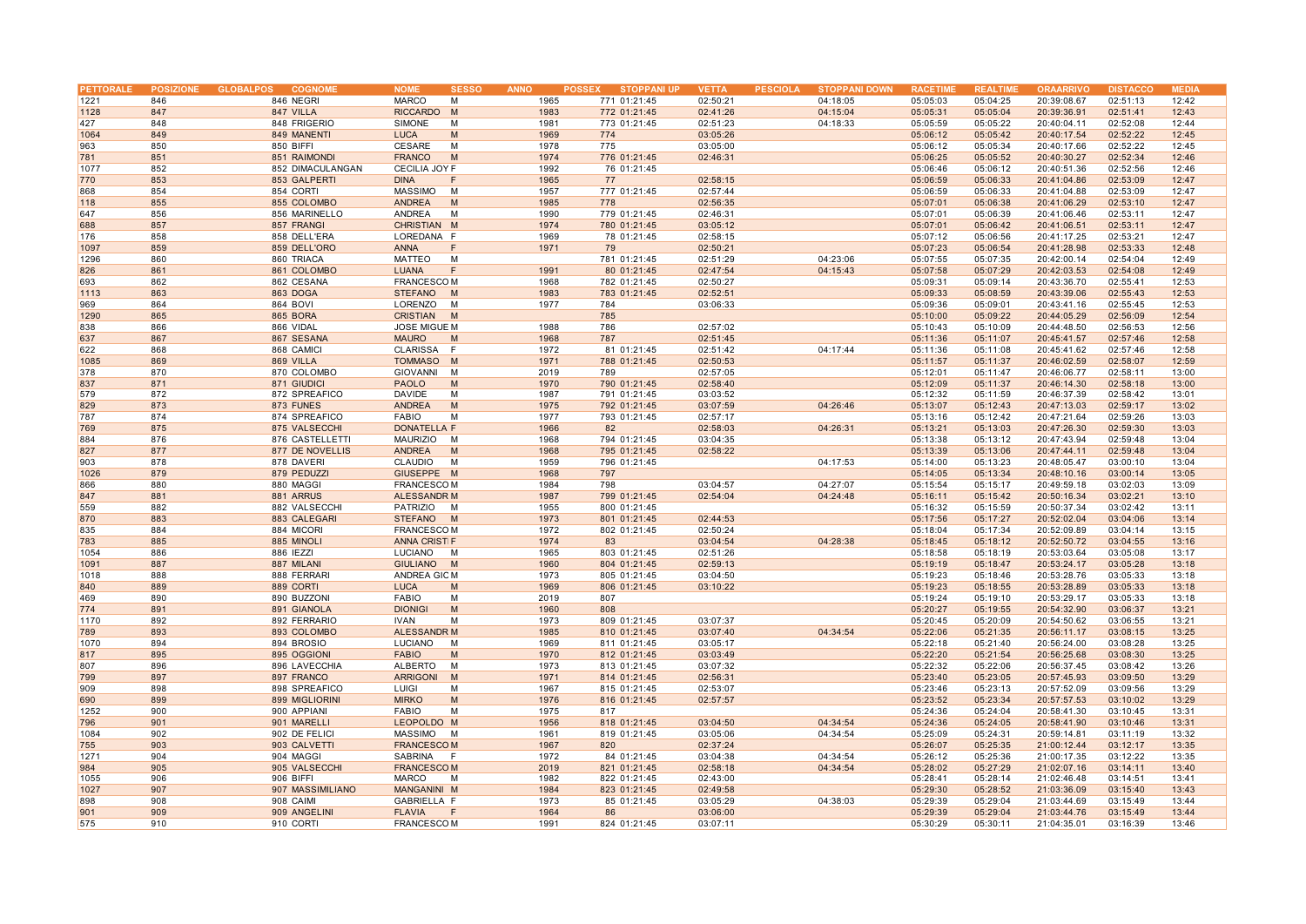| PETTORALE | POSIZIONE | GLOBALPOS | COGNOME | NOME | SESSO | ANNO | POSSEX | STOPPANI UP | VETTA | PESCIOLA | STOPPANI DOWN | RACETIME | REALTIME | ORAARRIVO | DISTACCO | MEDIA |
|---|---|---|---|---|---|---|---|---|---|---|---|---|---|---|---|---|
| 1221 | 846 | 846 | NEGRI | MARCO | M | 1965 | 771 | 01:21:45 | 02:50:21 | | 04:18:05 | 05:05:03 | 05:04:25 | 20:39:08.67 | 02:51:13 | 12:42 |
| 1128 | 847 | 847 | VILLA | RICCARDO | M | 1983 | 772 | 01:21:45 | 02:41:26 | | 04:15:04 | 05:05:31 | 05:05:04 | 20:39:36.91 | 02:51:41 | 12:43 |
| 427 | 848 | 848 | FRIGERIO | SIMONE | M | 1981 | 773 | 01:21:45 | 02:51:23 | | 04:18:33 | 05:05:59 | 05:05:22 | 20:40:04.11 | 02:52:08 | 12:44 |
| 1064 | 849 | 849 | MANENTI | LUCA | M | 1969 | 774 | | 03:05:26 | | | 05:06:12 | 05:05:42 | 20:40:17.54 | 02:52:22 | 12:45 |
| 963 | 850 | 850 | BIFFI | CESARE | M | 1978 | 775 | | 03:05:00 | | | 05:06:12 | 05:05:34 | 20:40:17.66 | 02:52:22 | 12:45 |
| 781 | 851 | 851 | RAIMONDI | FRANCO | M | 1974 | 776 | 01:21:45 | 02:46:31 | | | 05:06:25 | 05:05:52 | 20:40:30.27 | 02:52:34 | 12:46 |
| 1077 | 852 | 852 | DIMACULANGAN | CECILIA JOY | F | 1992 | 76 | 01:21:45 | | | | 05:06:46 | 05:06:12 | 20:40:51.36 | 02:52:56 | 12:46 |
| 770 | 853 | 853 | GALPERTI | DINA | F | 1965 | 77 | | 02:58:15 | | | 05:06:59 | 05:06:33 | 20:41:04.86 | 02:53:09 | 12:47 |
| 868 | 854 | 854 | CORTI | MASSIMO | M | 1957 | 777 | 01:21:45 | 02:57:44 | | | 05:06:59 | 05:06:33 | 20:41:04.88 | 02:53:09 | 12:47 |
| 118 | 855 | 855 | COLOMBO | ANDREA | M | 1985 | 778 | | 02:56:35 | | | 05:07:01 | 05:06:38 | 20:41:06.29 | 02:53:10 | 12:47 |
| 647 | 856 | 856 | MARINELLO | ANDREA | M | 1990 | 779 | 01:21:45 | 02:46:31 | | | 05:07:01 | 05:06:39 | 20:41:06.46 | 02:53:11 | 12:47 |
| 688 | 857 | 857 | FRANGI | CHRISTIAN | M | 1974 | 780 | 01:21:45 | 03:05:12 | | | 05:07:01 | 05:06:42 | 20:41:06.51 | 02:53:11 | 12:47 |
| 176 | 858 | 858 | DELL'ERA | LOREDANA | F | 1969 | 78 | 01:21:45 | 02:58:15 | | | 05:07:12 | 05:06:56 | 20:41:17.25 | 02:53:21 | 12:47 |
| 1097 | 859 | 859 | DELL'ORO | ANNA | F | 1971 | 79 | | 02:50:21 | | | 05:07:23 | 05:06:54 | 20:41:28.98 | 02:53:33 | 12:48 |
| 1296 | 860 | 860 | TRIACA | MATTEO | M | | 781 | 01:21:45 | 02:51:29 | | 04:23:06 | 05:07:55 | 05:07:35 | 20:42:00.14 | 02:54:04 | 12:49 |
| 826 | 861 | 861 | COLOMBO | LUANA | F | 1991 | 80 | 01:21:45 | 02:47:54 | | 04:15:43 | 05:07:58 | 05:07:29 | 20:42:03.53 | 02:54:08 | 12:49 |
| 693 | 862 | 862 | CESANA | FRANCESCO | M | 1968 | 782 | 01:21:45 | 02:50:27 | | | 05:09:31 | 05:09:14 | 20:43:36.70 | 02:55:41 | 12:53 |
| 1113 | 863 | 863 | DOGA | STEFANO | M | 1983 | 783 | 01:21:45 | 02:52:51 | | | 05:09:33 | 05:08:59 | 20:43:39.06 | 02:55:43 | 12:53 |
| 969 | 864 | 864 | BOVI | LORENZO | M | 1977 | 784 | | 03:06:33 | | | 05:09:36 | 05:09:01 | 20:43:41.16 | 02:55:45 | 12:53 |
| 1290 | 865 | 865 | BORA | CRISTIAN | M | | 785 | | | | | 05:10:00 | 05:09:22 | 20:44:05.29 | 02:56:09 | 12:54 |
| 838 | 866 | 866 | VIDAL | JOSE MIGUE | M | 1988 | 786 | | 02:57:02 | | | 05:10:43 | 05:10:09 | 20:44:48.50 | 02:56:53 | 12:56 |
| 637 | 867 | 867 | SESANA | MAURO | M | 1968 | 787 | | 02:51:45 | | | 05:11:36 | 05:11:07 | 20:45:41.57 | 02:57:46 | 12:58 |
| 622 | 868 | 868 | CAMICI | CLARISSA | F | 1972 | 81 | 01:21:45 | 02:51:42 | | 04:17:44 | 05:11:36 | 05:11:08 | 20:45:41.62 | 02:57:46 | 12:58 |
| 1085 | 869 | 869 | VILLA | TOMMASO | M | 1971 | 788 | 01:21:45 | 02:50:53 | | | 05:11:57 | 05:11:37 | 20:46:02.59 | 02:58:07 | 12:59 |
| 378 | 870 | 870 | COLOMBO | GIOVANNI | M | 2019 | 789 | | 02:57:05 | | | 05:12:01 | 05:11:47 | 20:46:06.77 | 02:58:11 | 13:00 |
| 837 | 871 | 871 | GIUDICI | PAOLO | M | 1970 | 790 | 01:21:45 | 02:58:40 | | | 05:12:09 | 05:11:37 | 20:46:14.30 | 02:58:18 | 13:00 |
| 579 | 872 | 872 | SPREAFICO | DAVIDE | M | 1987 | 791 | 01:21:45 | 03:03:52 | | | 05:12:32 | 05:11:59 | 20:46:37.39 | 02:58:42 | 13:01 |
| 829 | 873 | 873 | FUNES | ANDREA | M | 1975 | 792 | 01:21:45 | 03:07:59 | | 04:26:46 | 05:13:07 | 05:12:43 | 20:47:13.03 | 02:59:17 | 13:02 |
| 787 | 874 | 874 | SPREAFICO | FABIO | M | 1977 | 793 | 01:21:45 | 02:57:17 | | | 05:13:16 | 05:12:42 | 20:47:21.64 | 02:59:26 | 13:03 |
| 769 | 875 | 875 | VALSECCHI | DONATELLA | F | 1966 | 82 | | 02:58:03 | | 04:26:31 | 05:13:21 | 05:13:03 | 20:47:26.30 | 02:59:30 | 13:03 |
| 884 | 876 | 876 | CASTELLETTI | MAURIZIO | M | 1968 | 794 | 01:21:45 | 03:04:35 | | | 05:13:38 | 05:13:12 | 20:47:43.94 | 02:59:48 | 13:04 |
| 827 | 877 | 877 | DE NOVELLIS | ANDREA | M | 1968 | 795 | 01:21:45 | 02:58:22 | | | 05:13:39 | 05:13:06 | 20:47:44.11 | 02:59:48 | 13:04 |
| 903 | 878 | 878 | DAVERI | CLAUDIO | M | 1959 | 796 | 01:21:45 | | | 04:17:53 | 05:14:00 | 05:13:23 | 20:48:05.47 | 03:00:10 | 13:04 |
| 1026 | 879 | 879 | PEDUZZI | GIUSEPPE | M | 1968 | 797 | | | | | 05:14:05 | 05:13:34 | 20:48:10.16 | 03:00:14 | 13:05 |
| 866 | 880 | 880 | MAGGI | FRANCESCO | M | 1984 | 798 | | 03:04:57 | | 04:27:07 | 05:15:54 | 05:15:17 | 20:49:59.18 | 03:02:03 | 13:09 |
| 847 | 881 | 881 | ARRUS | ALESSANDR | M | 1987 | 799 | 01:21:45 | 02:54:04 | | 04:24:48 | 05:16:11 | 05:15:42 | 20:50:16.34 | 03:02:21 | 13:10 |
| 559 | 882 | 882 | VALSECCHI | PATRIZIO | M | 1955 | 800 | 01:21:45 | | | | 05:16:32 | 05:15:59 | 20:50:37.34 | 03:02:42 | 13:11 |
| 870 | 883 | 883 | CALEGARI | STEFANO | M | 1973 | 801 | 01:21:45 | 02:44:53 | | | 05:17:56 | 05:17:27 | 20:52:02.04 | 03:04:06 | 13:14 |
| 835 | 884 | 884 | MICORI | FRANCESCO | M | 1972 | 802 | 01:21:45 | 02:50:24 | | | 05:18:04 | 05:17:34 | 20:52:09.89 | 03:04:14 | 13:15 |
| 783 | 885 | 885 | MINOLI | ANNA CRISTI | F | 1974 | 83 | | 03:04:54 | | 04:28:38 | 05:18:45 | 05:18:12 | 20:52:50.72 | 03:04:55 | 13:16 |
| 1054 | 886 | 886 | IEZZI | LUCIANO | M | 1965 | 803 | 01:21:45 | 02:51:26 | | | 05:18:58 | 05:18:19 | 20:53:03.64 | 03:05:08 | 13:17 |
| 1091 | 887 | 887 | MILANI | GIULIANO | M | 1960 | 804 | 01:21:45 | 02:59:13 | | | 05:19:19 | 05:18:47 | 20:53:24.17 | 03:05:28 | 13:18 |
| 1018 | 888 | 888 | FERRARI | ANDREA GIO | M | 1973 | 805 | 01:21:45 | 03:04:50 | | | 05:19:23 | 05:18:46 | 20:53:28.76 | 03:05:33 | 13:18 |
| 840 | 889 | 889 | CORTI | LUCA | M | 1969 | 806 | 01:21:45 | 03:10:22 | | | 05:19:23 | 05:18:55 | 20:53:28.89 | 03:05:33 | 13:18 |
| 469 | 890 | 890 | BUZZONI | FABIO | M | 2019 | 807 | | | | | 05:19:24 | 05:19:10 | 20:53:29.17 | 03:05:33 | 13:18 |
| 774 | 891 | 891 | GIANOLA | DIONIGI | M | 1960 | 808 | | | | | 05:20:27 | 05:19:55 | 20:54:32.90 | 03:06:37 | 13:21 |
| 1170 | 892 | 892 | FERRARIO | IVAN | M | 1973 | 809 | 01:21:45 | 03:07:37 | | | 05:20:45 | 05:20:09 | 20:54:50.62 | 03:06:55 | 13:21 |
| 789 | 893 | 893 | COLOMBO | ALESSANDR | M | 1985 | 810 | 01:21:45 | 03:07:40 | | 04:34:54 | 05:22:06 | 05:21:35 | 20:56:11.17 | 03:08:15 | 13:25 |
| 1070 | 894 | 894 | BROSIO | LUCIANO | M | 1969 | 811 | 01:21:45 | 03:05:17 | | | 05:22:18 | 05:21:40 | 20:56:24.00 | 03:08:28 | 13:25 |
| 817 | 895 | 895 | OGGIONI | FABIO | M | 1970 | 812 | 01:21:45 | 03:03:49 | | | 05:22:20 | 05:21:54 | 20:56:25.68 | 03:08:30 | 13:25 |
| 807 | 896 | 896 | LAVECCHIA | ALBERTO | M | 1973 | 813 | 01:21:45 | 03:07:32 | | | 05:22:32 | 05:22:06 | 20:56:37.45 | 03:08:42 | 13:26 |
| 799 | 897 | 897 | FRANCO | ARRIGONI | M | 1971 | 814 | 01:21:45 | 02:56:31 | | | 05:23:40 | 05:23:05 | 20:57:45.93 | 03:09:50 | 13:29 |
| 909 | 898 | 898 | SPREAFICO | LUIGI | M | 1967 | 815 | 01:21:45 | 02:53:07 | | | 05:23:46 | 05:23:13 | 20:57:52.09 | 03:09:56 | 13:29 |
| 690 | 899 | 899 | MIGLIORINI | MIRKO | M | 1976 | 816 | 01:21:45 | 02:57:57 | | | 05:23:52 | 05:23:34 | 20:57:57.53 | 03:10:02 | 13:29 |
| 1252 | 900 | 900 | APPIANI | FABIO | M | 1975 | 817 | | | | | 05:24:36 | 05:24:04 | 20:58:41.30 | 03:10:45 | 13:31 |
| 796 | 901 | 901 | MARELLI | LEOPOLDO | M | 1956 | 818 | 01:21:45 | 03:04:50 | | 04:34:54 | 05:24:36 | 05:24:05 | 20:58:41.90 | 03:10:46 | 13:31 |
| 1084 | 902 | 902 | DE FELICI | MASSIMO | M | 1961 | 819 | 01:21:45 | 03:05:06 | | 04:34:54 | 05:25:09 | 05:24:31 | 20:59:14.81 | 03:11:19 | 13:32 |
| 755 | 903 | 903 | CALVETTI | FRANCESCO | M | 1967 | 820 | | 02:37:24 | | | 05:26:07 | 05:25:35 | 21:00:12.44 | 03:12:17 | 13:35 |
| 1271 | 904 | 904 | MAGGI | SABRINA | F | 1972 | 84 | 01:21:45 | 03:04:38 | | 04:34:54 | 05:26:12 | 05:25:36 | 21:00:17.35 | 03:12:22 | 13:35 |
| 984 | 905 | 905 | VALSECCHI | FRANCESCO | M | 2019 | 821 | 01:21:45 | 02:58:18 | | 04:34:54 | 05:28:02 | 05:27:29 | 21:02:07.16 | 03:14:11 | 13:40 |
| 1055 | 906 | 906 | BIFFI | MARCO | M | 1982 | 822 | 01:21:45 | 02:43:00 | | | 05:28:41 | 05:28:14 | 21:02:46.48 | 03:14:51 | 13:41 |
| 1027 | 907 | 907 | MASSIMILIANO | MANGANINI | M | 1984 | 823 | 01:21:45 | 02:49:58 | | | 05:29:30 | 05:28:52 | 21:03:36.09 | 03:15:40 | 13:43 |
| 898 | 908 | 908 | CAIMI | GABRIELLA | F | 1973 | 85 | 01:21:45 | 03:05:29 | | 04:38:03 | 05:29:39 | 05:29:04 | 21:03:44.69 | 03:15:49 | 13:44 |
| 901 | 909 | 909 | ANGELINI | FLAVIA | F | 1964 | 86 | | 03:06:00 | | | 05:29:39 | 05:29:04 | 21:03:44.76 | 03:15:49 | 13:44 |
| 575 | 910 | 910 | CORTI | FRANCESCO | M | 1991 | 824 | 01:21:45 | 03:07:11 | | | 05:30:29 | 05:30:11 | 21:04:35.01 | 03:16:39 | 13:46 |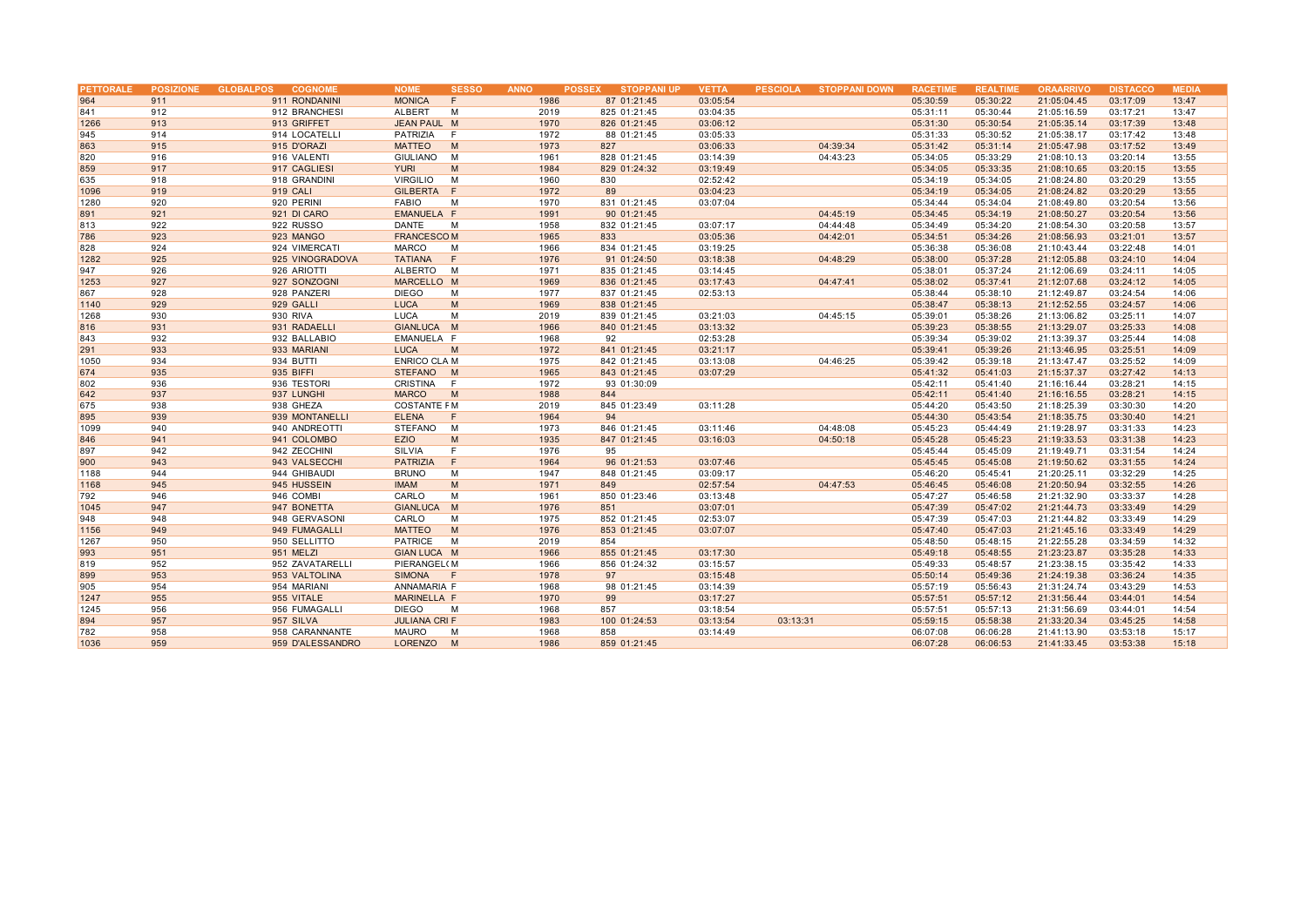| PETTORALE | POSIZIONE | GLOBALPOS | COGNOME | NOME | SESSO | ANNO | POSSEX | STOPPANI UP | VETTA | PESCIOLA | STOPPANI DOWN | RACETIME | REALTIME | ORAARRIVO | DISTACCO | MEDIA |
|---|---|---|---|---|---|---|---|---|---|---|---|---|---|---|---|---|
| 964 | 911 | 911 | RONDANINI | MONICA | F | 1986 | 87 | 01:21:45 | 03:05:54 | | | 05:30:59 | 05:30:22 | 21:05:04.45 | 03:17:09 | 13:47 |
| 841 | 912 | 912 | BRANCHESI | ALBERT | M | 2019 | 825 | 01:21:45 | 03:04:35 | | | 05:31:11 | 05:30:44 | 21:05:16.59 | 03:17:21 | 13:47 |
| 1266 | 913 | 913 | GRIFFET | JEAN PAUL | M | 1970 | 826 | 01:21:45 | 03:06:12 | | | 05:31:30 | 05:30:54 | 21:05:35.14 | 03:17:39 | 13:48 |
| 945 | 914 | 914 | LOCATELLI | PATRIZIA | F | 1972 | 88 | 01:21:45 | 03:05:33 | | | 05:31:33 | 05:30:52 | 21:05:38.17 | 03:17:42 | 13:48 |
| 863 | 915 | 915 | D'ORAZI | MATTEO | M | 1973 | 827 | | 03:06:33 | | 04:39:34 | 05:31:42 | 05:31:14 | 21:05:47.98 | 03:17:52 | 13:49 |
| 820 | 916 | 916 | VALENTI | GIULIANO | M | 1961 | 828 | 01:21:45 | 03:14:39 | | 04:43:23 | 05:34:05 | 05:33:29 | 21:08:10.13 | 03:20:14 | 13:55 |
| 859 | 917 | 917 | CAGLIESI | YURI | M | 1984 | 829 | 01:24:32 | 03:19:49 | | | 05:34:05 | 05:33:35 | 21:08:10.65 | 03:20:15 | 13:55 |
| 635 | 918 | 918 | GRANDINI | VIRGILIO | M | 1960 | 830 | | 02:52:42 | | | 05:34:19 | 05:34:05 | 21:08:24.80 | 03:20:29 | 13:55 |
| 1096 | 919 | 919 | CALI | GILBERTA | F | 1972 | 89 | | 03:04:23 | | | 05:34:19 | 05:34:05 | 21:08:24.82 | 03:20:29 | 13:55 |
| 1280 | 920 | 920 | PERINI | FABIO | M | 1970 | 831 | 01:21:45 | 03:07:04 | | | 05:34:44 | 05:34:04 | 21:08:49.80 | 03:20:54 | 13:56 |
| 891 | 921 | 921 | DI CARO | EMANUELA | F | 1991 | 90 | 01:21:45 | | | 04:45:19 | 05:34:45 | 05:34:19 | 21:08:50.27 | 03:20:54 | 13:56 |
| 813 | 922 | 922 | RUSSO | DANTE | M | 1958 | 832 | 01:21:45 | 03:07:17 | | 04:44:48 | 05:34:49 | 05:34:20 | 21:08:54.30 | 03:20:58 | 13:57 |
| 786 | 923 | 923 | MANGO | FRANCESCO | M | 1965 | 833 | | 03:05:36 | | 04:42:01 | 05:34:51 | 05:34:26 | 21:08:56.93 | 03:21:01 | 13:57 |
| 828 | 924 | 924 | VIMERCATI | MARCO | M | 1966 | 834 | 01:21:45 | 03:19:25 | | | 05:36:38 | 05:36:08 | 21:10:43.44 | 03:22:48 | 14:01 |
| 1282 | 925 | 925 | VINOGRADOVA | TATIANA | F | 1976 | 91 | 01:24:50 | 03:18:38 | | 04:48:29 | 05:38:00 | 05:37:28 | 21:12:05.88 | 03:24:10 | 14:04 |
| 947 | 926 | 926 | ARIOTTI | ALBERTO | M | 1971 | 835 | 01:21:45 | 03:14:45 | | | 05:38:01 | 05:37:24 | 21:12:06.69 | 03:24:11 | 14:05 |
| 1253 | 927 | 927 | SONZOGNI | MARCELLO | M | 1969 | 836 | 01:21:45 | 03:17:43 | | 04:47:41 | 05:38:02 | 05:37:41 | 21:12:07.68 | 03:24:12 | 14:05 |
| 867 | 928 | 928 | PANZERI | DIEGO | M | 1977 | 837 | 01:21:45 | 02:53:13 | | | 05:38:44 | 05:38:10 | 21:12:49.87 | 03:24:54 | 14:06 |
| 1140 | 929 | 929 | GALLI | LUCA | M | 1969 | 838 | 01:21:45 | | | | 05:38:47 | 05:38:13 | 21:12:52.55 | 03:24:57 | 14:06 |
| 1268 | 930 | 930 | RIVA | LUCA | M | 2019 | 839 | 01:21:45 | 03:21:03 | | 04:45:15 | 05:39:01 | 05:38:26 | 21:13:06.82 | 03:25:11 | 14:07 |
| 816 | 931 | 931 | RADAELLI | GIANLUCA | M | 1966 | 840 | 01:21:45 | 03:13:32 | | | 05:39:23 | 05:38:55 | 21:13:29.07 | 03:25:33 | 14:08 |
| 843 | 932 | 932 | BALLABIO | EMANUELA | F | 1968 | 92 | | 02:53:28 | | | 05:39:34 | 05:39:02 | 21:13:39.37 | 03:25:44 | 14:08 |
| 291 | 933 | 933 | MARIANI | LUCA | M | 1972 | 841 | 01:21:45 | 03:21:17 | | | 05:39:41 | 05:39:26 | 21:13:46.95 | 03:25:51 | 14:09 |
| 1050 | 934 | 934 | BUTTI | ENRICO CLA | M | 1975 | 842 | 01:21:45 | 03:13:08 | | 04:46:25 | 05:39:42 | 05:39:18 | 21:13:47.47 | 03:25:52 | 14:09 |
| 674 | 935 | 935 | BIFFI | STEFANO | M | 1965 | 843 | 01:21:45 | 03:07:29 | | | 05:41:32 | 05:41:03 | 21:15:37.37 | 03:27:42 | 14:13 |
| 802 | 936 | 936 | TESTORI | CRISTINA | F | 1972 | 93 | 01:30:09 | | | | 05:42:11 | 05:41:40 | 21:16:16.44 | 03:28:21 | 14:15 |
| 642 | 937 | 937 | LUNGHI | MARCO | M | 1988 | 844 | | | | | 05:42:11 | 05:41:40 | 21:16:16.55 | 03:28:21 | 14:15 |
| 675 | 938 | 938 | GHEZA | COSTANTE F | M | 2019 | 845 | 01:23:49 | 03:11:28 | | | 05:44:20 | 05:43:50 | 21:18:25.39 | 03:30:30 | 14:20 |
| 895 | 939 | 939 | MONTANELLI | ELENA | F | 1964 | 94 | | | | | 05:44:30 | 05:43:54 | 21:18:35.75 | 03:30:40 | 14:21 |
| 1099 | 940 | 940 | ANDREOTTI | STEFANO | M | 1973 | 846 | 01:21:45 | 03:11:46 | | 04:48:08 | 05:45:23 | 05:44:49 | 21:19:28.97 | 03:31:33 | 14:23 |
| 846 | 941 | 941 | COLOMBO | EZIO | M | 1935 | 847 | 01:21:45 | 03:16:03 | | 04:50:18 | 05:45:28 | 05:45:23 | 21:19:33.53 | 03:31:38 | 14:23 |
| 897 | 942 | 942 | ZECCHINI | SILVIA | F | 1976 | 95 | | | | | 05:45:44 | 05:45:09 | 21:19:49.71 | 03:31:54 | 14:24 |
| 900 | 943 | 943 | VALSECCHI | PATRIZIA | F | 1964 | 96 | 01:21:53 | 03:07:46 | | | 05:45:45 | 05:45:08 | 21:19:50.62 | 03:31:55 | 14:24 |
| 1188 | 944 | 944 | GHIBAUDI | BRUNO | M | 1947 | 848 | 01:21:45 | 03:09:17 | | | 05:46:20 | 05:45:41 | 21:20:25.11 | 03:32:29 | 14:25 |
| 1168 | 945 | 945 | HUSSEIN | IMAM | M | 1971 | 849 | | 02:57:54 | | 04:47:53 | 05:46:45 | 05:46:08 | 21:20:50.94 | 03:32:55 | 14:26 |
| 792 | 946 | 946 | COMBI | CARLO | M | 1961 | 850 | 01:23:46 | 03:13:48 | | | 05:47:27 | 05:46:58 | 21:21:32.90 | 03:33:37 | 14:28 |
| 1045 | 947 | 947 | BONETTA | GIANLUCA | M | 1976 | 851 | | 03:07:01 | | | 05:47:39 | 05:47:02 | 21:21:44.73 | 03:33:49 | 14:29 |
| 948 | 948 | 948 | GERVASONI | CARLO | M | 1975 | 852 | 01:21:45 | 02:53:07 | | | 05:47:39 | 05:47:03 | 21:21:44.82 | 03:33:49 | 14:29 |
| 1156 | 949 | 949 | FUMAGALLI | MATTEO | M | 1976 | 853 | 01:21:45 | 03:07:07 | | | 05:47:40 | 05:47:03 | 21:21:45.16 | 03:33:49 | 14:29 |
| 1267 | 950 | 950 | SELLITTO | PATRICE | M | 2019 | 854 | | | | | 05:48:50 | 05:48:15 | 21:22:55.28 | 03:34:59 | 14:32 |
| 993 | 951 | 951 | MELZI | GIAN LUCA | M | 1966 | 855 | 01:21:45 | 03:17:30 | | | 05:49:18 | 05:48:55 | 21:23:23.87 | 03:35:28 | 14:33 |
| 819 | 952 | 952 | ZAVATARELLI | PIERANGEL( | M | 1966 | 856 | 01:24:32 | 03:15:57 | | | 05:49:33 | 05:48:57 | 21:23:38.15 | 03:35:42 | 14:33 |
| 899 | 953 | 953 | VALTOLINA | SIMONA | F | 1978 | 97 | | 03:15:48 | | | 05:50:14 | 05:49:36 | 21:24:19.38 | 03:36:24 | 14:35 |
| 905 | 954 | 954 | MARIANI | ANNAMARIA | F | 1968 | 98 | 01:21:45 | 03:14:39 | | | 05:57:19 | 05:56:43 | 21:31:24.74 | 03:43:29 | 14:53 |
| 1247 | 955 | 955 | VITALE | MARINELLA | F | 1970 | 99 | | 03:17:27 | | | 05:57:51 | 05:57:12 | 21:31:56.44 | 03:44:01 | 14:54 |
| 1245 | 956 | 956 | FUMAGALLI | DIEGO | M | 1968 | 857 | | 03:18:54 | | | 05:57:51 | 05:57:13 | 21:31:56.69 | 03:44:01 | 14:54 |
| 894 | 957 | 957 | SILVA | JULIANA CRI | F | 1983 | 100 | 01:24:53 | 03:13:54 | 03:13:31 | | 05:59:15 | 05:58:38 | 21:33:20.34 | 03:45:25 | 14:58 |
| 782 | 958 | 958 | CARANNANTE | MAURO | M | 1968 | 858 | | 03:14:49 | | | 06:07:08 | 06:06:28 | 21:41:13.90 | 03:53:18 | 15:17 |
| 1036 | 959 | 959 | D'ALESSANDRO | LORENZO | M | 1986 | 859 | 01:21:45 | | | | 06:07:28 | 06:06:53 | 21:41:33.45 | 03:53:38 | 15:18 |